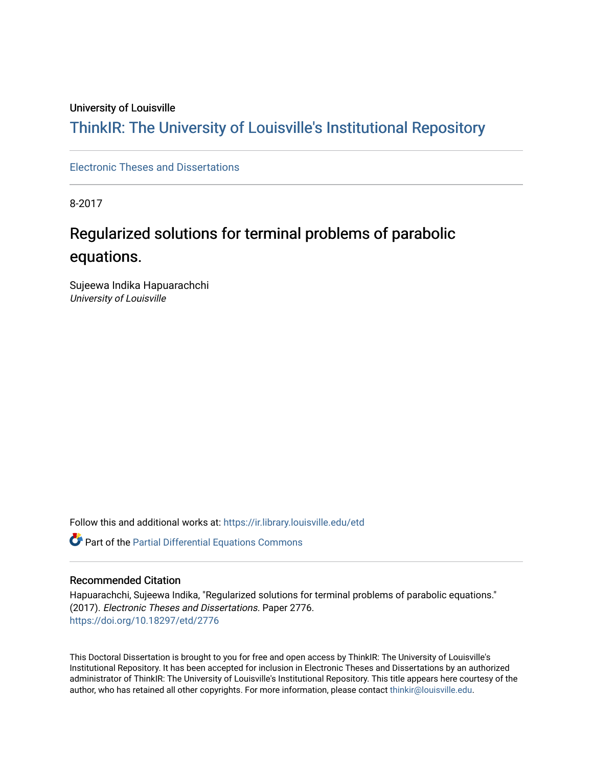University of Louisville

# ThinkIR: The University of Louisville's Institutional Repository

Electronic Theses and Dissertations

8-2017

## Regularized solutions for terminal problems of parabolic equations.

Sujeewa Indika Hapuarachchi
*University of Louisville*

Follow this and additional works at: https://ir.library.louisville.edu/etd

Part of the Partial Differential Equations Commons

### Recommended Citation

Hapuarachchi, Sujeewa Indika, "Regularized solutions for terminal problems of parabolic equations." (2017). *Electronic Theses and Dissertations.* Paper 2776.
https://doi.org/10.18297/etd/2776

This Doctoral Dissertation is brought to you for free and open access by ThinkIR: The University of Louisville's Institutional Repository. It has been accepted for inclusion in Electronic Theses and Dissertations by an authorized administrator of ThinkIR: The University of Louisville's Institutional Repository. This title appears here courtesy of the author, who has retained all other copyrights. For more information, please contact thinkir@louisville.edu.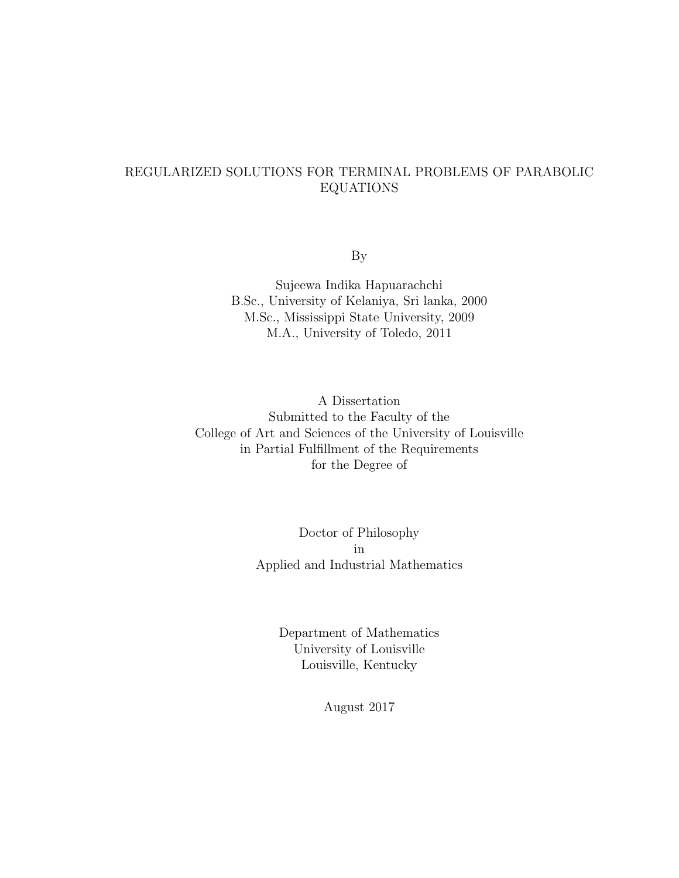REGULARIZED SOLUTIONS FOR TERMINAL PROBLEMS OF PARABOLIC EQUATIONS

By

Sujeewa Indika Hapuarachchi
B.Sc., University of Kelaniya, Sri lanka, 2000
M.Sc., Mississippi State University, 2009
M.A., University of Toledo, 2011

A Dissertation
Submitted to the Faculty of the
College of Art and Sciences of the University of Louisville
in Partial Fulfillment of the Requirements
for the Degree of

Doctor of Philosophy
in
Applied and Industrial Mathematics

Department of Mathematics
University of Louisville
Louisville, Kentucky

August 2017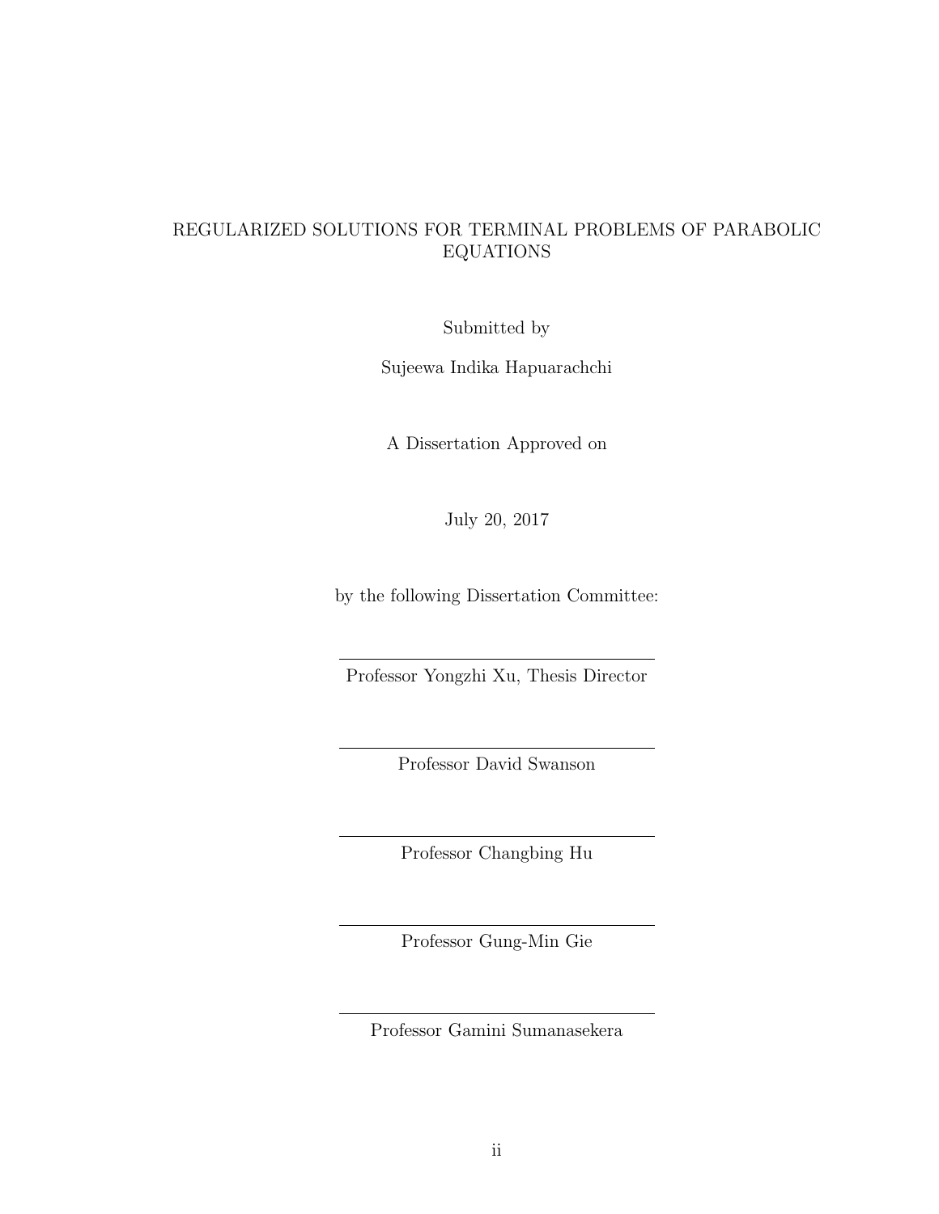REGULARIZED SOLUTIONS FOR TERMINAL PROBLEMS OF PARABOLIC EQUATIONS

Submitted by

Sujeewa Indika Hapuarachchi

A Dissertation Approved on

July 20, 2017

by the following Dissertation Committee:

Professor Yongzhi Xu, Thesis Director

Professor David Swanson

Professor Changbing Hu

Professor Gung-Min Gie

Professor Gamini Sumanasekera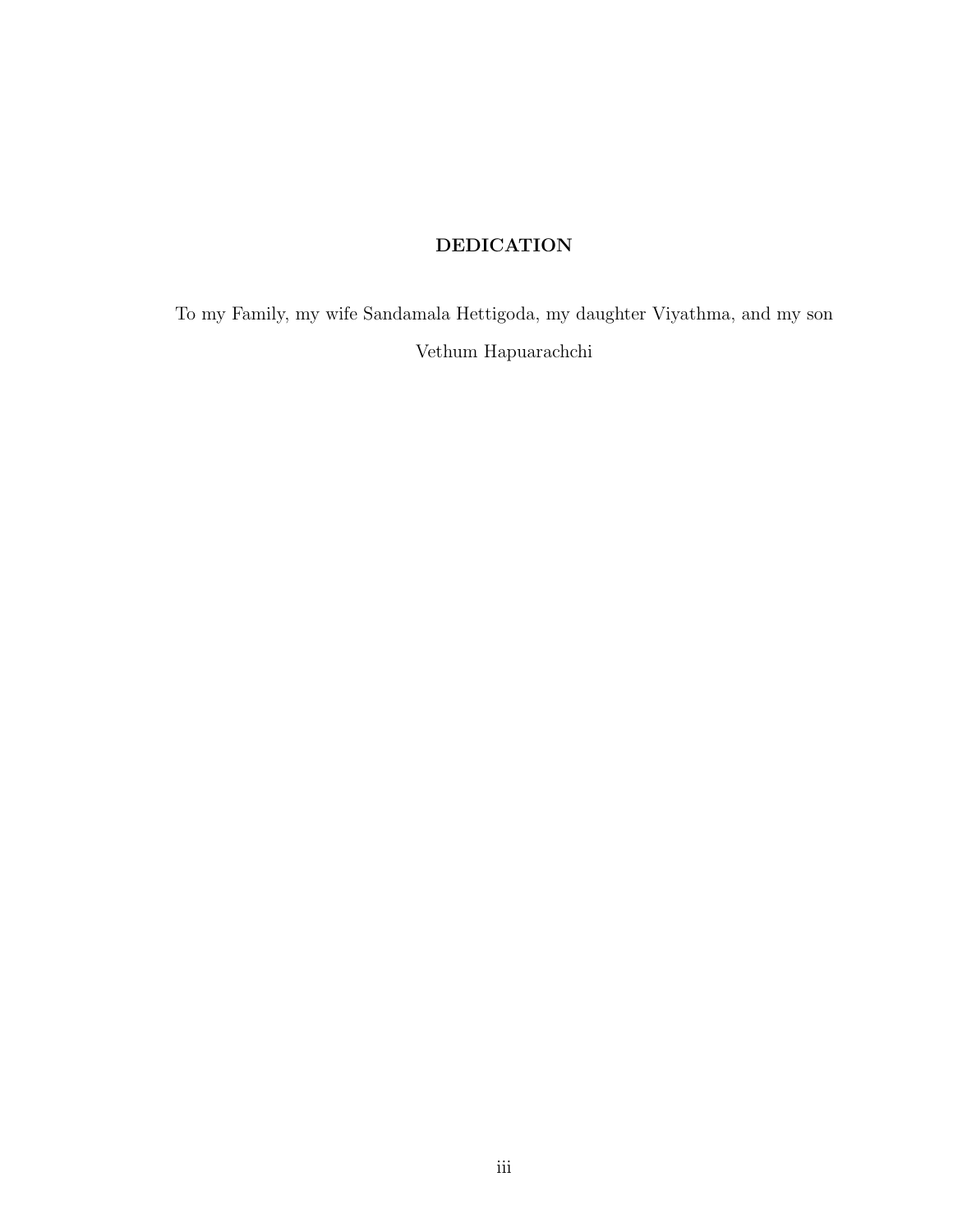# DEDICATION

To my Family, my wife Sandamala Hettigoda, my daughter Viyathma, and my son Vethum Hapuarachchi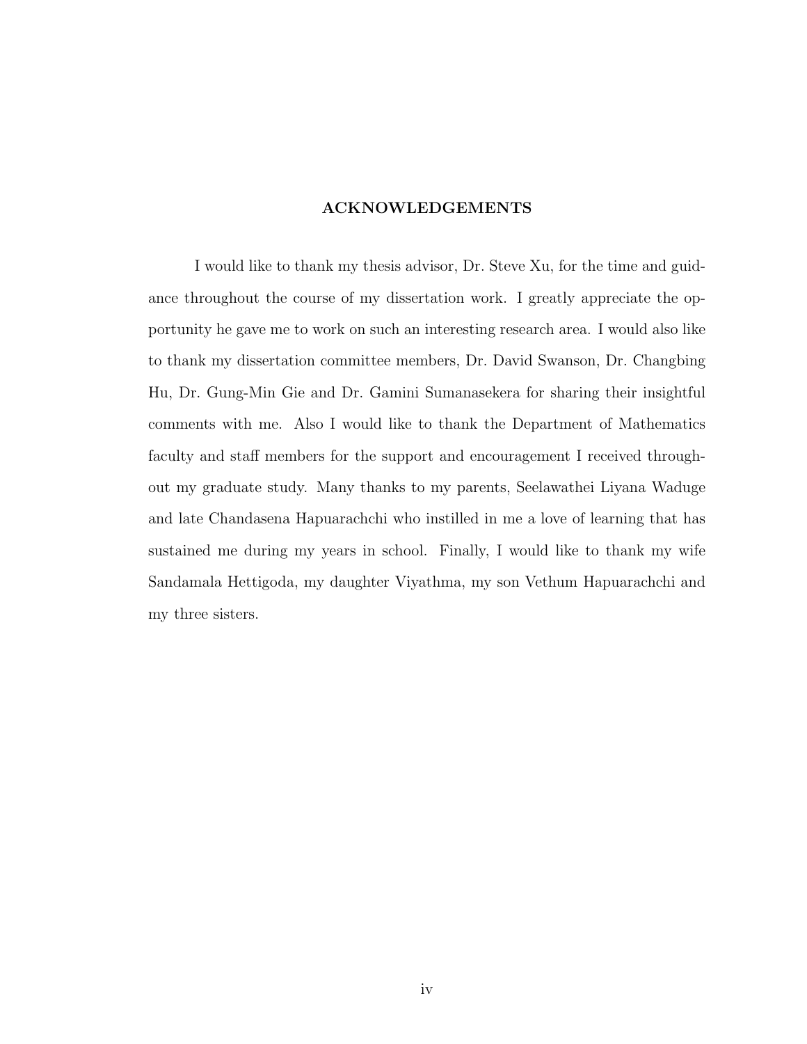## ACKNOWLEDGEMENTS

I would like to thank my thesis advisor, Dr. Steve Xu, for the time and guidance throughout the course of my dissertation work. I greatly appreciate the opportunity he gave me to work on such an interesting research area. I would also like to thank my dissertation committee members, Dr. David Swanson, Dr. Changbing Hu, Dr. Gung-Min Gie and Dr. Gamini Sumanasekera for sharing their insightful comments with me. Also I would like to thank the Department of Mathematics faculty and staff members for the support and encouragement I received throughout my graduate study. Many thanks to my parents, Seelawathei Liyana Waduge and late Chandasena Hapuarachchi who instilled in me a love of learning that has sustained me during my years in school. Finally, I would like to thank my wife Sandamala Hettigoda, my daughter Viyathma, my son Vethum Hapuarachchi and my three sisters.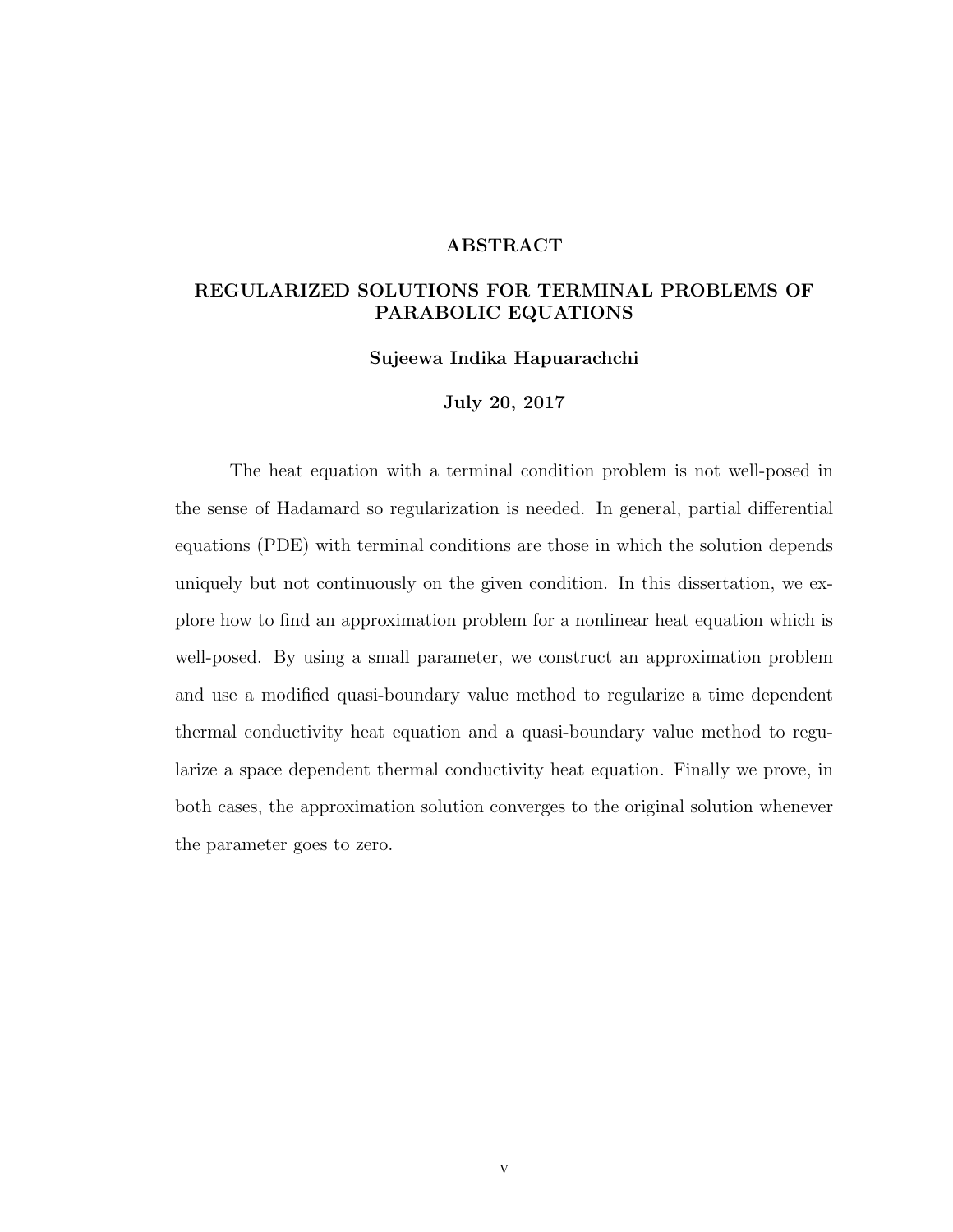# ABSTRACT

## REGULARIZED SOLUTIONS FOR TERMINAL PROBLEMS OF PARABOLIC EQUATIONS

**Sujeewa Indika Hapuarachchi**

**July 20, 2017**

The heat equation with a terminal condition problem is not well-posed in the sense of Hadamard so regularization is needed. In general, partial differential equations (PDE) with terminal conditions are those in which the solution depends uniquely but not continuously on the given condition. In this dissertation, we explore how to find an approximation problem for a nonlinear heat equation which is well-posed. By using a small parameter, we construct an approximation problem and use a modified quasi-boundary value method to regularize a time dependent thermal conductivity heat equation and a quasi-boundary value method to regularize a space dependent thermal conductivity heat equation. Finally we prove, in both cases, the approximation solution converges to the original solution whenever the parameter goes to zero.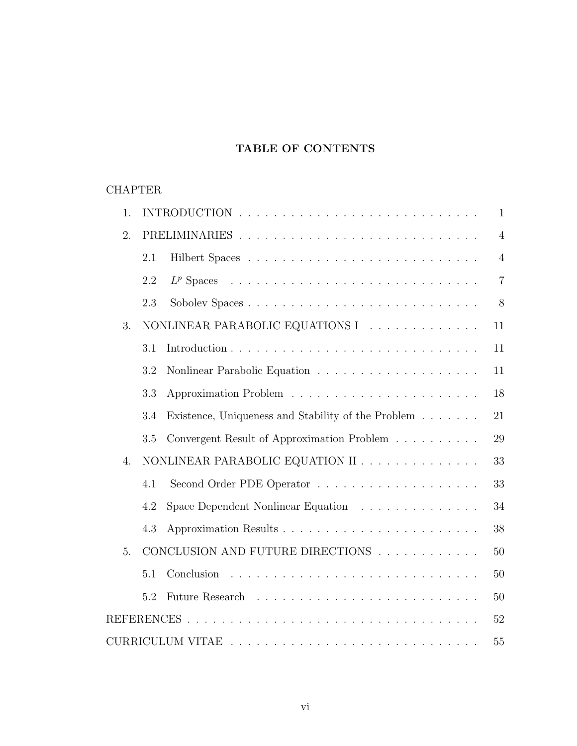# TABLE OF CONTENTS

CHAPTER

1. INTRODUCTION . . . . . . . . . . . . . . . . . . . . . . . . . . . . . 1
2. PRELIMINARIES . . . . . . . . . . . . . . . . . . . . . . . . . . . . . 4
   - 2.1 Hilbert Spaces . . . . . . . . . . . . . . . . . . . . . . . . . . . 4
   - 2.2 $L^p$ Spaces . . . . . . . . . . . . . . . . . . . . . . . . . . . . 7
   - 2.3 Sobolev Spaces . . . . . . . . . . . . . . . . . . . . . . . . . . . 8
3. NONLINEAR PARABOLIC EQUATIONS I . . . . . . . . . . . . . 11
   - 3.1 Introduction . . . . . . . . . . . . . . . . . . . . . . . . . . . . . 11
   - 3.2 Nonlinear Parabolic Equation . . . . . . . . . . . . . . . . . . . 11
   - 3.3 Approximation Problem . . . . . . . . . . . . . . . . . . . . . . . 18
   - 3.4 Existence, Uniqueness and Stability of the Problem . . . . . . . 21
   - 3.5 Convergent Result of Approximation Problem . . . . . . . . . . 29
4. NONLINEAR PARABOLIC EQUATION II . . . . . . . . . . . . . . 33
   - 4.1 Second Order PDE Operator . . . . . . . . . . . . . . . . . . . 33
   - 4.2 Space Dependent Nonlinear Equation . . . . . . . . . . . . . . 34
   - 4.3 Approximation Results . . . . . . . . . . . . . . . . . . . . . . . 38
5. CONCLUSION AND FUTURE DIRECTIONS . . . . . . . . . . . . 50
   - 5.1 Conclusion . . . . . . . . . . . . . . . . . . . . . . . . . . . . . 50
   - 5.2 Future Research . . . . . . . . . . . . . . . . . . . . . . . . . . 50

REFERENCES . . . . . . . . . . . . . . . . . . . . . . . . . . . . . . . . . . 52

CURRICULUM VITAE . . . . . . . . . . . . . . . . . . . . . . . . . . . . . 55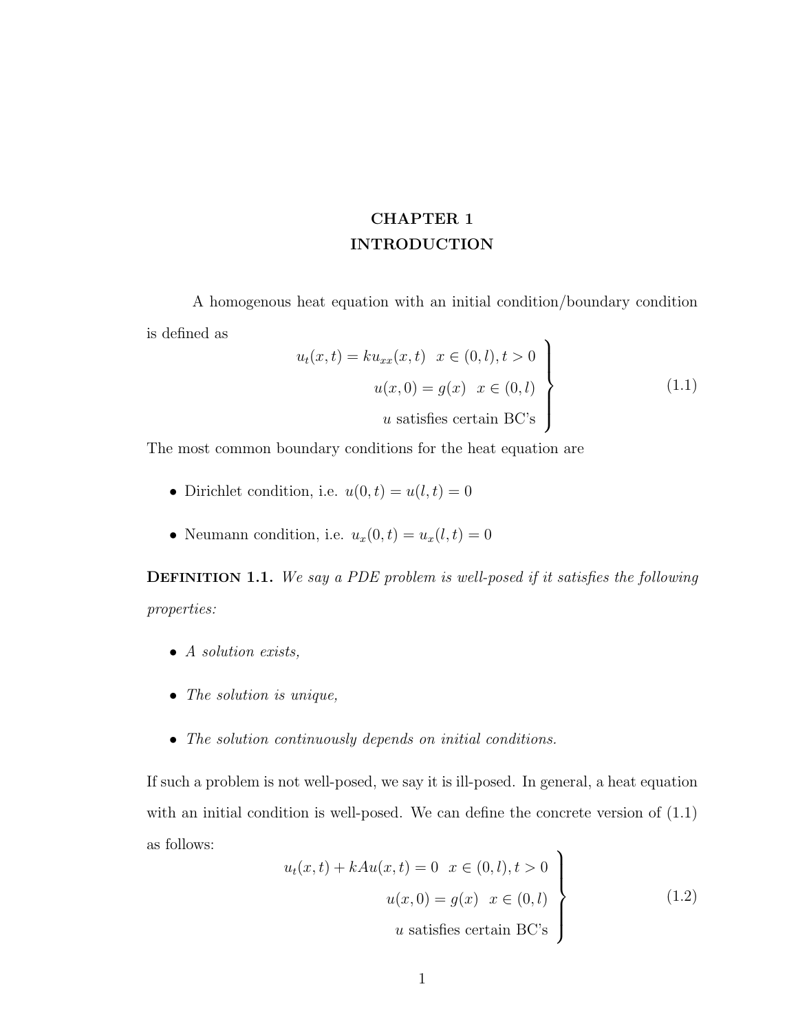# CHAPTER 1
# INTRODUCTION

A homogenous heat equation with an initial condition/boundary condition is defined as

$$\left.\begin{aligned} u_t(x,t) = ku_{xx}(x,t) \quad x \in (0,l), t > 0 \\ u(x,0) = g(x) \quad x \in (0,l) \\ u \text{ satisfies certain BC's} \end{aligned}\right\} \tag{1.1}$$

The most common boundary conditions for the heat equation are

- Dirichlet condition, i.e. $u(0,t) = u(l,t) = 0$
- Neumann condition, i.e. $u_x(0,t) = u_x(l,t) = 0$

**Definition 1.1.** *We say a PDE problem is well-posed if it satisfies the following properties:*

- *A solution exists,*
- *The solution is unique,*
- *The solution continuously depends on initial conditions.*

If such a problem is not well-posed, we say it is ill-posed. In general, a heat equation with an initial condition is well-posed. We can define the concrete version of (1.1) as follows:

$$\left.\begin{aligned} u_t(x,t) + kAu(x,t) = 0 \quad x \in (0,l), t > 0 \\ u(x,0) = g(x) \quad x \in (0,l) \\ u \text{ satisfies certain BC's} \end{aligned}\right\} \tag{1.2}$$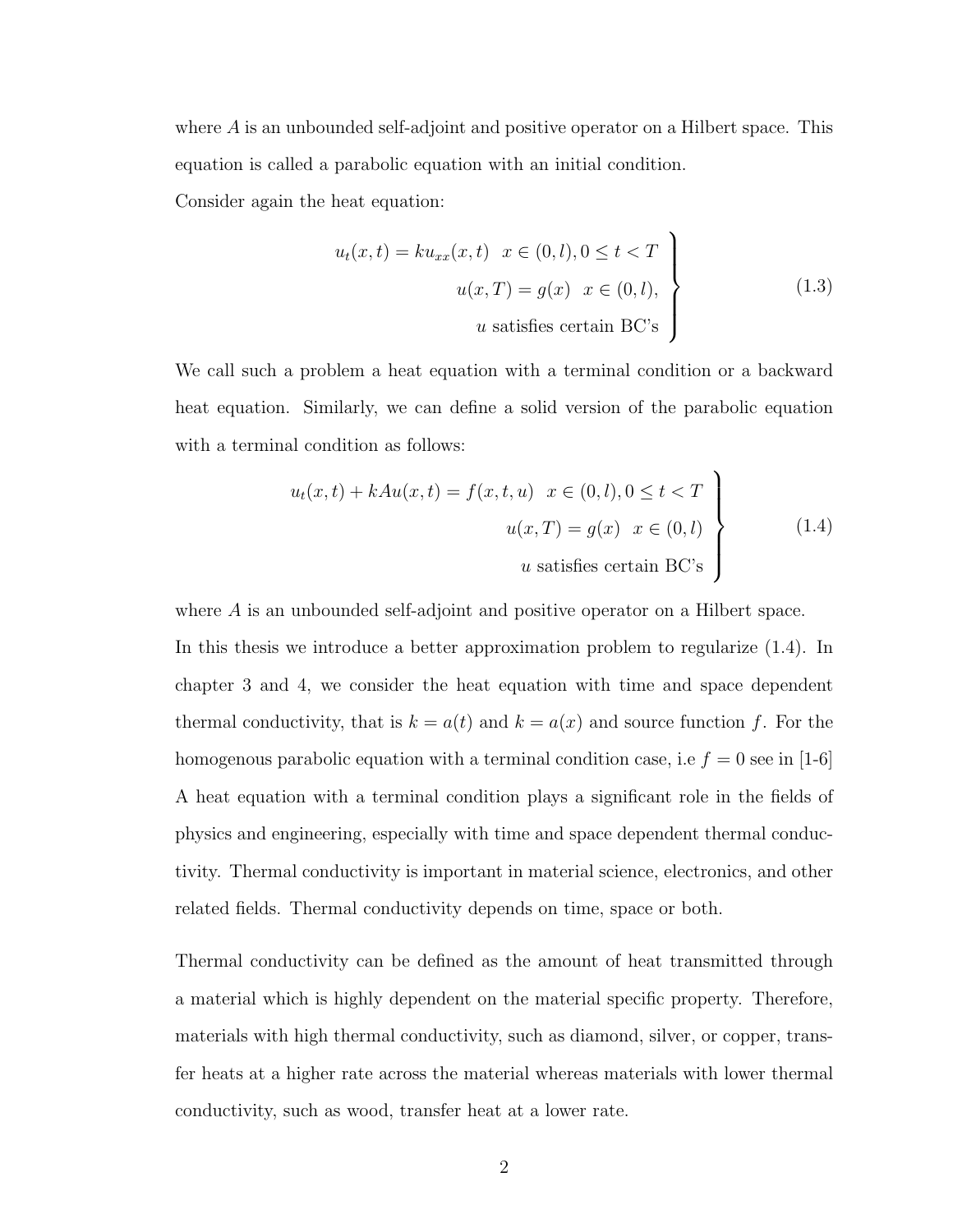where $A$ is an unbounded self-adjoint and positive operator on a Hilbert space. This equation is called a parabolic equation with an initial condition.

Consider again the heat equation:

$$\left.\begin{aligned} u_t(x,t) = ku_{xx}(x,t) \quad x \in (0,l), 0 \leq t < T \\ u(x,T) = g(x) \quad x \in (0,l), \\ u \text{ satisfies certain BC's} \end{aligned}\right\} \tag{1.3}$$

We call such a problem a heat equation with a terminal condition or a backward heat equation. Similarly, we can define a solid version of the parabolic equation with a terminal condition as follows:

$$\left.\begin{aligned} u_t(x,t) + kAu(x,t) = f(x,t,u) \quad x \in (0,l), 0 \leq t < T \\ u(x,T) = g(x) \quad x \in (0,l) \\ u \text{ satisfies certain BC's} \end{aligned}\right\} \tag{1.4}$$

where $A$ is an unbounded self-adjoint and positive operator on a Hilbert space.

In this thesis we introduce a better approximation problem to regularize (1.4). In chapter 3 and 4, we consider the heat equation with time and space dependent thermal conductivity, that is $k = a(t)$ and $k = a(x)$ and source function $f$. For the homogenous parabolic equation with a terminal condition case, i.e $f = 0$ see in [1-6]

A heat equation with a terminal condition plays a significant role in the fields of physics and engineering, especially with time and space dependent thermal conductivity. Thermal conductivity is important in material science, electronics, and other related fields. Thermal conductivity depends on time, space or both.

Thermal conductivity can be defined as the amount of heat transmitted through a material which is highly dependent on the material specific property. Therefore, materials with high thermal conductivity, such as diamond, silver, or copper, transfer heats at a higher rate across the material whereas materials with lower thermal conductivity, such as wood, transfer heat at a lower rate.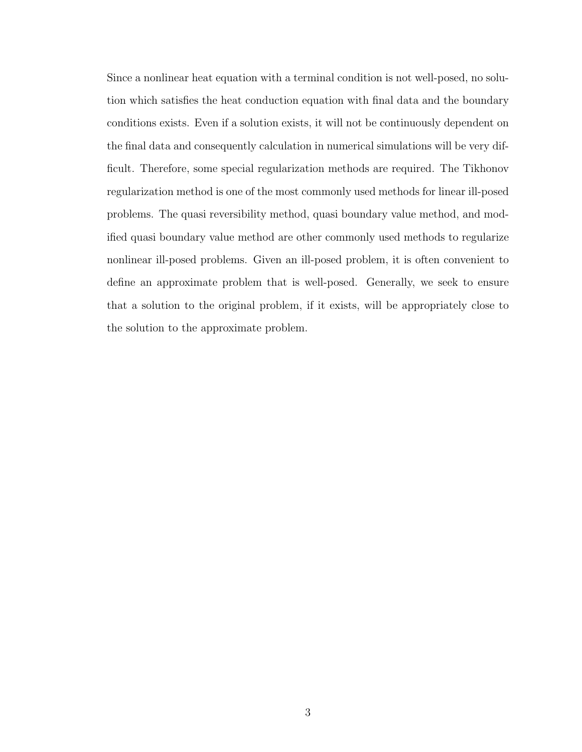Since a nonlinear heat equation with a terminal condition is not well-posed, no solution which satisfies the heat conduction equation with final data and the boundary conditions exists. Even if a solution exists, it will not be continuously dependent on the final data and consequently calculation in numerical simulations will be very difficult. Therefore, some special regularization methods are required. The Tikhonov regularization method is one of the most commonly used methods for linear ill-posed problems. The quasi reversibility method, quasi boundary value method, and modified quasi boundary value method are other commonly used methods to regularize nonlinear ill-posed problems. Given an ill-posed problem, it is often convenient to define an approximate problem that is well-posed. Generally, we seek to ensure that a solution to the original problem, if it exists, will be appropriately close to the solution to the approximate problem.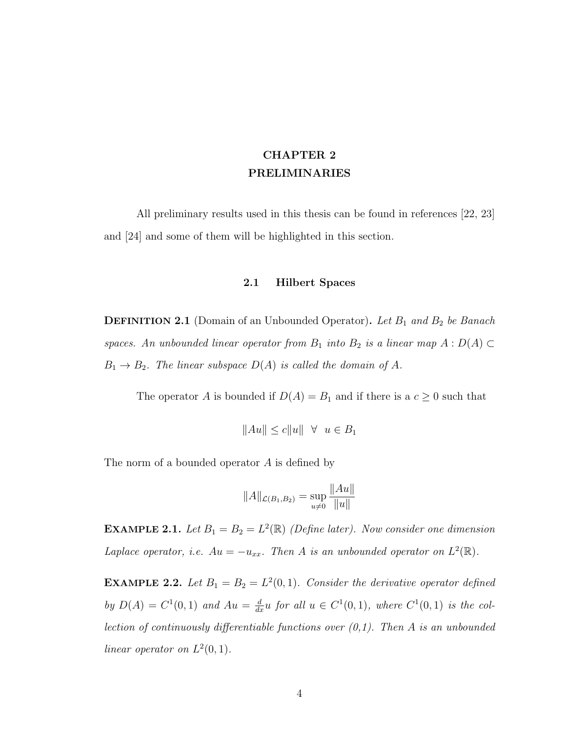# CHAPTER 2
# PRELIMINARIES

All preliminary results used in this thesis can be found in references [22, 23] and [24] and some of them will be highlighted in this section.

## 2.1 Hilbert Spaces

**DEFINITION 2.1** (Domain of an Unbounded Operator)**.** *Let $B_1$ and $B_2$ be Banach spaces. An unbounded linear operator from $B_1$ into $B_2$ is a linear map $A : D(A) \subset B_1 \to B_2$. The linear subspace $D(A)$ is called the domain of $A$.*

The operator $A$ is bounded if $D(A) = B_1$ and if there is a $c \geq 0$ such that

$$\|Au\| \leq c\|u\| \ \ \forall \ \ u \in B_1$$

The norm of a bounded operator $A$ is defined by

$$\|A\|_{\mathcal{L}(B_1,B_2)} = \sup_{u \neq 0} \frac{\|Au\|}{\|u\|}$$

**EXAMPLE 2.1.** *Let $B_1 = B_2 = L^2(\mathbb{R})$ (Define later). Now consider one dimension Laplace operator, i.e. $Au = -u_{xx}$. Then $A$ is an unbounded operator on $L^2(\mathbb{R})$.*

**EXAMPLE 2.2.** *Let $B_1 = B_2 = L^2(0,1)$. Consider the derivative operator defined by $D(A) = C^1(0,1)$ and $Au = \frac{d}{dx}u$ for all $u \in C^1(0,1)$, where $C^1(0,1)$ is the collection of continuously differentiable functions over (0,1). Then $A$ is an unbounded linear operator on $L^2(0,1)$.*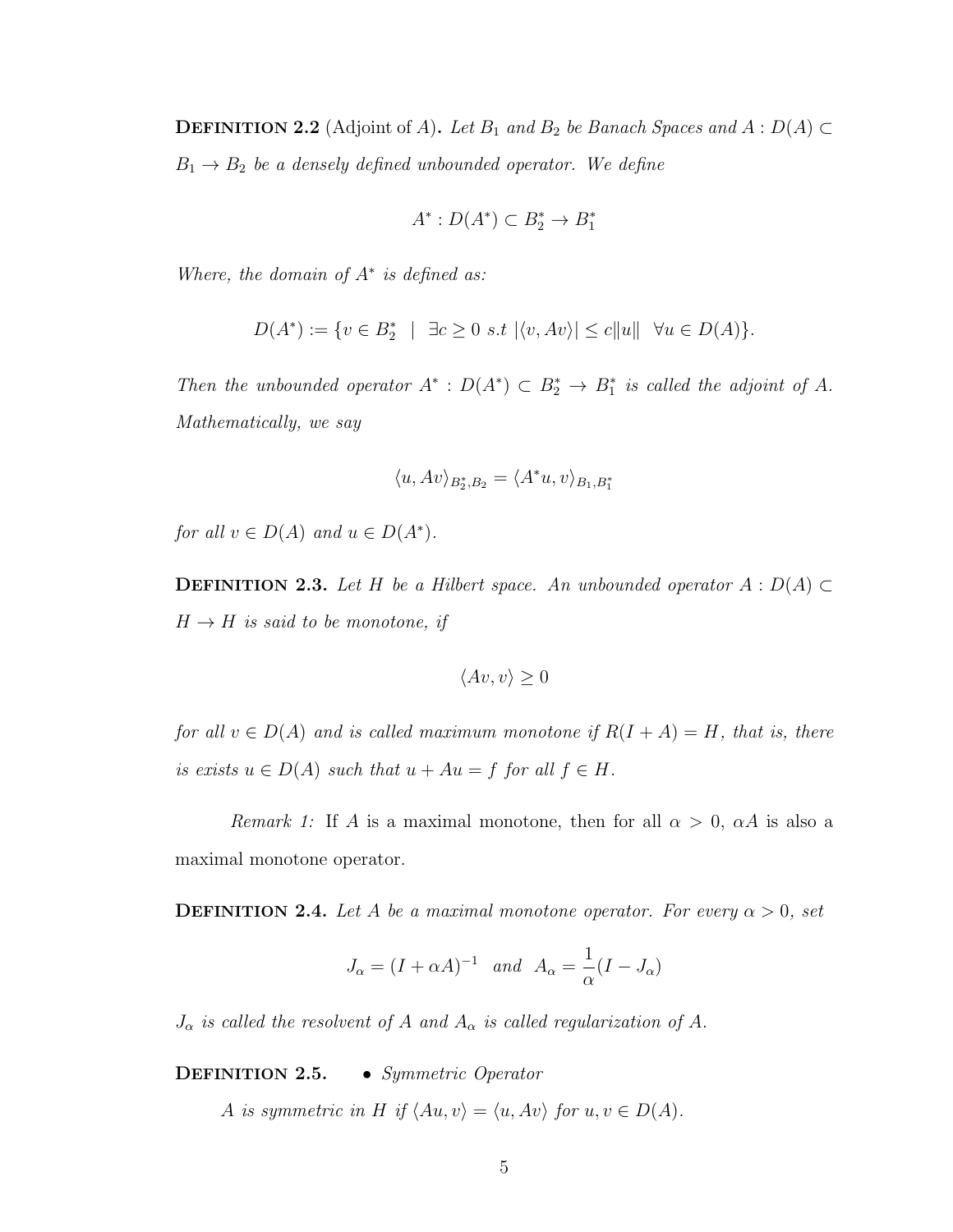**Definition 2.2** (Adjoint of $A$)**.** *Let $B_1$ and $B_2$ be Banach Spaces and $A : D(A) \subset B_1 \to B_2$ be a densely defined unbounded operator. We define*

$$A^* : D(A^*) \subset B_2^* \to B_1^*$$

*Where, the domain of $A^*$ is defined as:*

$$D(A^*) := \{v \in B_2^* \ \ | \ \ \exists c \geq 0 \ s.t \ |\langle v, Av \rangle| \leq c\|u\| \ \ \forall u \in D(A)\}.$$

*Then the unbounded operator $A^* : D(A^*) \subset B_2^* \to B_1^*$ is called the adjoint of $A$. Mathematically, we say*

$$\langle u, Av \rangle_{B_2^*, B_2} = \langle A^* u, v \rangle_{B_1, B_1^*}$$

*for all $v \in D(A)$ and $u \in D(A^*)$.*

**Definition 2.3.** *Let $H$ be a Hilbert space. An unbounded operator $A : D(A) \subset H \to H$ is said to be monotone, if*

$$\langle Av, v \rangle \geq 0$$

*for all $v \in D(A)$ and is called maximum monotone if $R(I + A) = H$, that is, there is exists $u \in D(A)$ such that $u + Au = f$ for all $f \in H$.*

*Remark 1:* If $A$ is a maximal monotone, then for all $\alpha > 0$, $\alpha A$ is also a maximal monotone operator.

**Definition 2.4.** *Let $A$ be a maximal monotone operator. For every $\alpha > 0$, set*

$$J_\alpha = (I + \alpha A)^{-1} \quad and \quad A_\alpha = \frac{1}{\alpha}(I - J_\alpha)$$

*$J_\alpha$ is called the resolvent of $A$ and $A_\alpha$ is called regularization of $A$.*

**Definition 2.5.**

- *Symmetric Operator*

  *$A$ is symmetric in $H$ if $\langle Au, v \rangle = \langle u, Av \rangle$ for $u, v \in D(A)$.*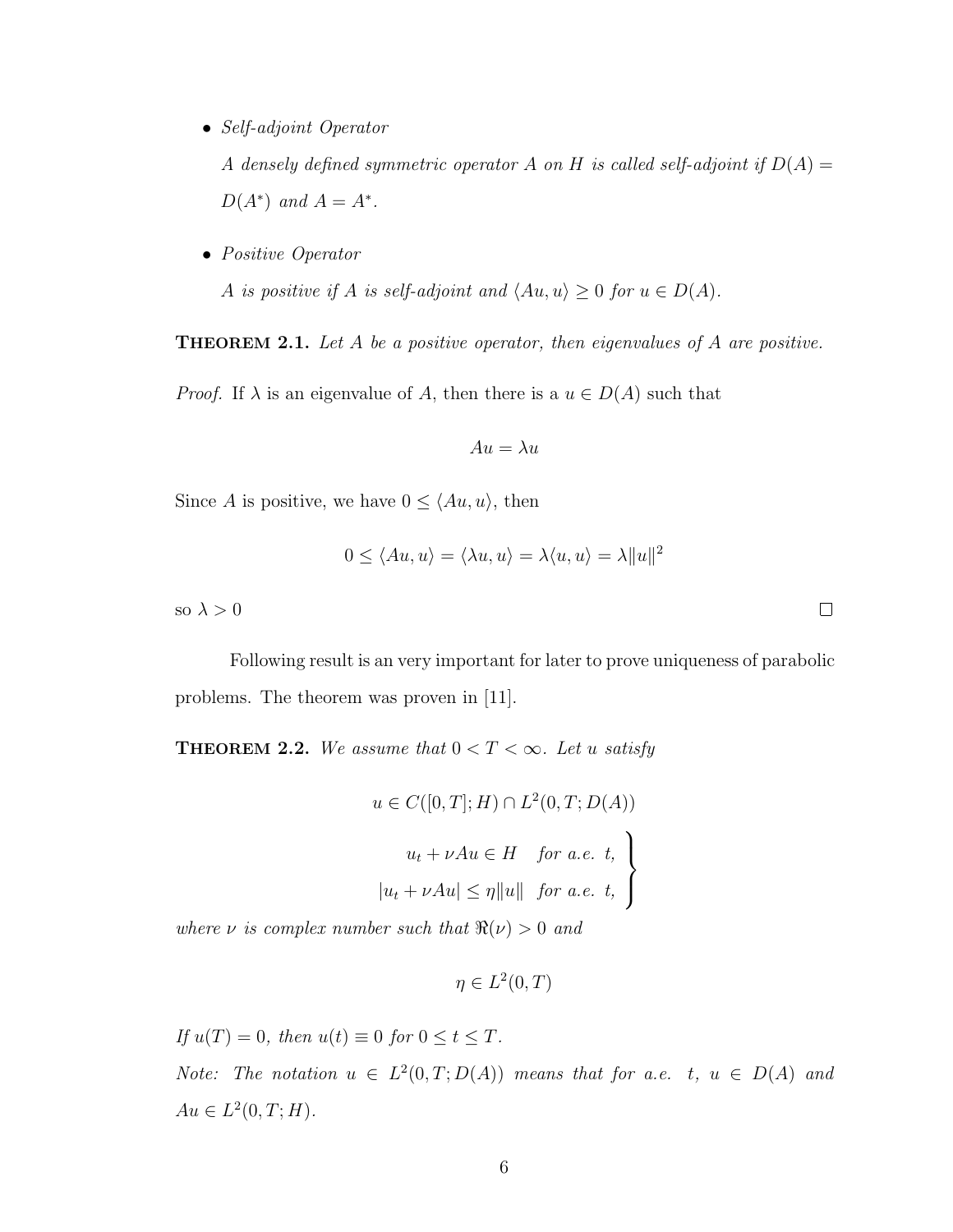- *Self-adjoint Operator*

  *A densely defined symmetric operator $A$ on $H$ is called self-adjoint if $D(A) = D(A^*)$ and $A = A^*$.*

- *Positive Operator*

  *$A$ is positive if $A$ is self-adjoint and $\langle Au, u\rangle \geq 0$ for $u \in D(A)$.*

**Theorem 2.1.** *Let $A$ be a positive operator, then eigenvalues of $A$ are positive.*

*Proof.* If $\lambda$ is an eigenvalue of $A$, then there is a $u \in D(A)$ such that

$$Au = \lambda u$$

Since $A$ is positive, we have $0 \leq \langle Au, u\rangle$, then

$$0 \leq \langle Au, u\rangle = \langle \lambda u, u\rangle = \lambda\langle u, u\rangle = \lambda\|u\|^2$$

so $\lambda > 0$ □

Following result is an very important for later to prove uniqueness of parabolic problems. The theorem was proven in [11].

**Theorem 2.2.** *We assume that $0 < T < \infty$. Let $u$ satisfy*

$$u \in C([0, T]; H) \cap L^2(0, T; D(A))$$

$$\left.\begin{aligned} u_t + \nu Au \in H \quad \text{for a.e. } t, \\ |u_t + \nu Au| \leq \eta\|u\| \quad \text{for a.e. } t, \end{aligned}\right\}$$

*where $\nu$ is complex number such that $\Re(\nu) > 0$ and*

$$\eta \in L^2(0, T)$$

*If $u(T) = 0$, then $u(t) \equiv 0$ for $0 \leq t \leq T$.*

*Note: The notation $u \in L^2(0, T; D(A))$ means that for a.e. $t$, $u \in D(A)$ and $Au \in L^2(0, T; H)$.*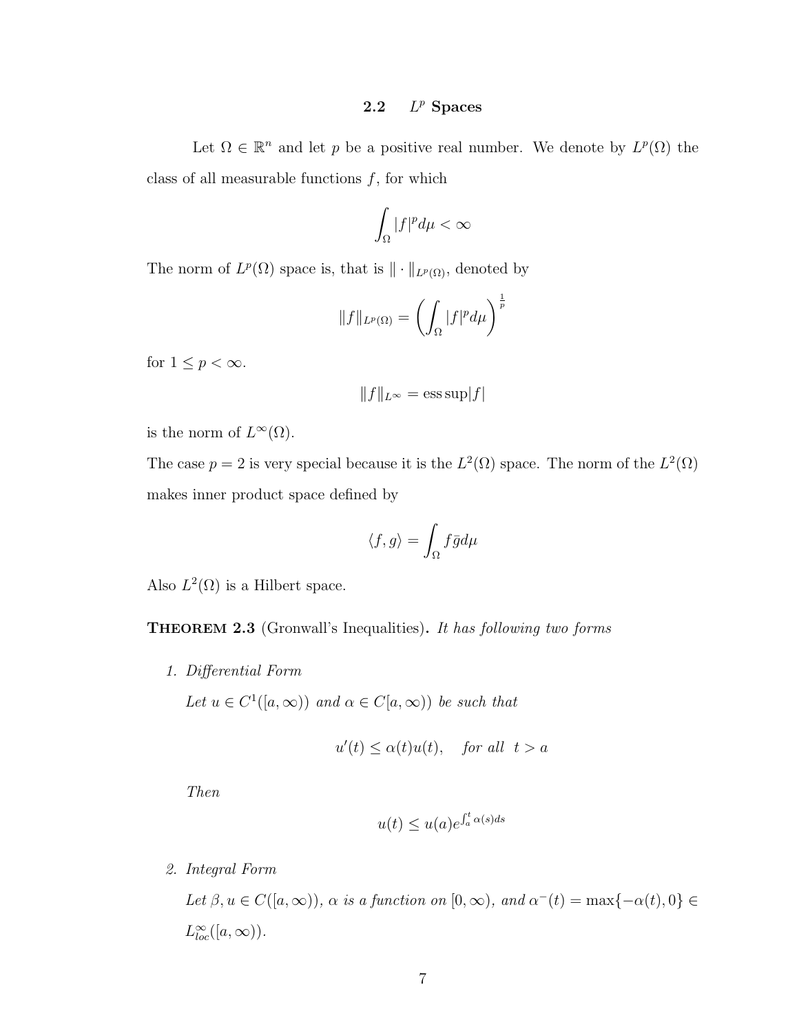## 2.2 $L^p$ Spaces

Let $\Omega \in \mathbb{R}^n$ and let $p$ be a positive real number. We denote by $L^p(\Omega)$ the class of all measurable functions $f$, for which

$$\int_\Omega |f|^p d\mu < \infty$$

The norm of $L^p(\Omega)$ space is, that is $\|\cdot\|_{L^p(\Omega)}$, denoted by

$$\|f\|_{L^p(\Omega)} = \left(\int_\Omega |f|^p d\mu\right)^{\frac{1}{p}}$$

for $1 \leq p < \infty$.

$$\|f\|_{L^\infty} = \operatorname{ess\,sup}|f|$$

is the norm of $L^\infty(\Omega)$.

The case $p = 2$ is very special because it is the $L^2(\Omega)$ space. The norm of the $L^2(\Omega)$ makes inner product space defined by

$$\langle f, g \rangle = \int_\Omega f\bar{g} d\mu$$

Also $L^2(\Omega)$ is a Hilbert space.

**THEOREM 2.3** (Gronwall's Inequalities). *It has following two forms*

1. *Differential Form*

   *Let $u \in C^1([a, \infty))$ and $\alpha \in C[a, \infty))$ be such that*

   $$u'(t) \leq \alpha(t)u(t), \quad \textit{for all} \quad t > a$$

   *Then*

   $$u(t) \leq u(a)e^{\int_a^t \alpha(s)ds}$$

2. *Integral Form*

   *Let $\beta, u \in C([a, \infty))$, $\alpha$ is a function on $[0, \infty)$, and $\alpha^-(t) = \max\{-\alpha(t), 0\} \in L^\infty_{loc}([a, \infty))$.*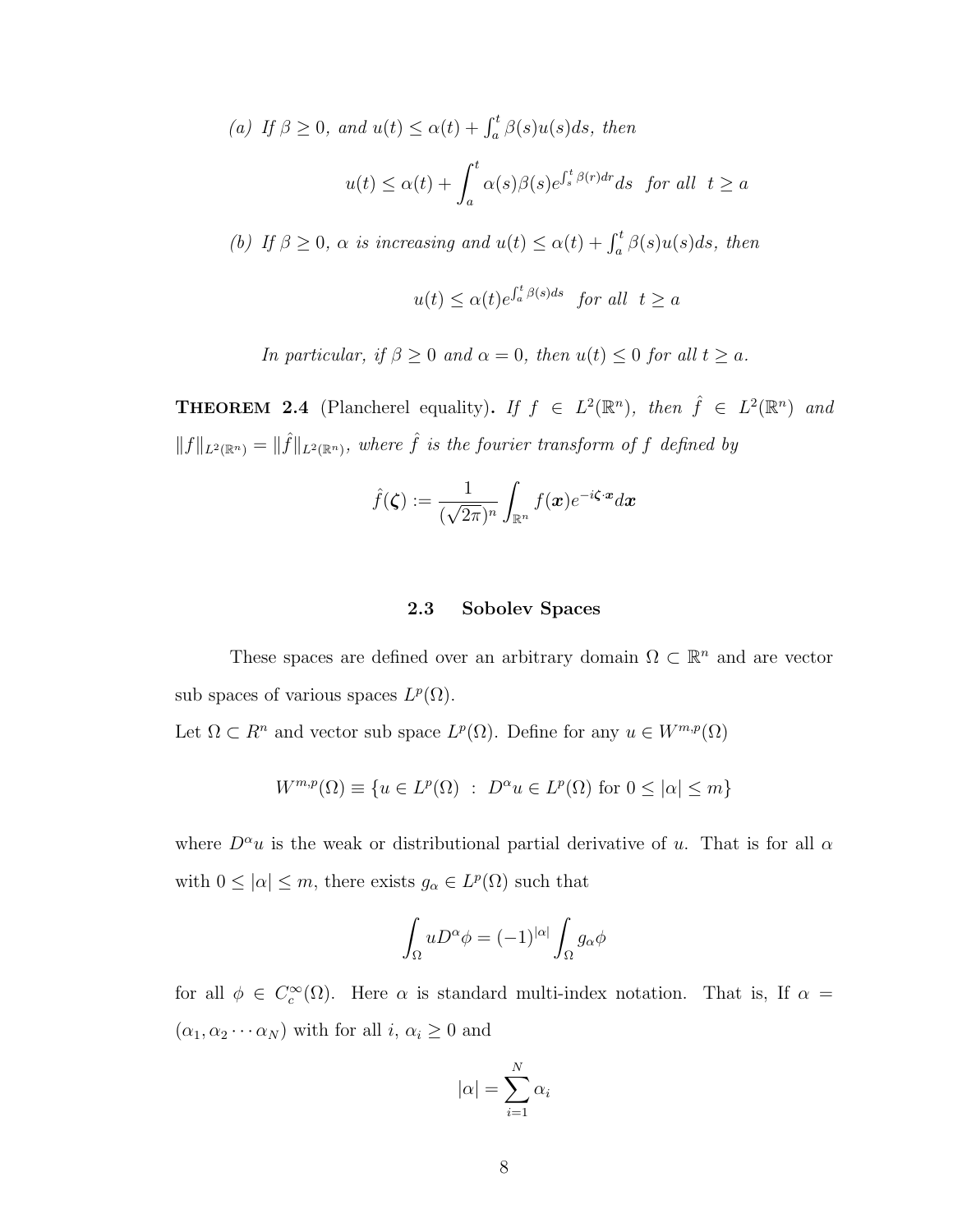*(a) If $\beta \geq 0$, and $u(t) \leq \alpha(t) + \int_a^t \beta(s)u(s)ds$, then*

$$u(t) \leq \alpha(t) + \int_a^t \alpha(s)\beta(s)e^{\int_s^t \beta(r)dr}ds \quad \text{for all} \quad t \geq a$$

*(b) If $\beta \geq 0$, $\alpha$ is increasing and $u(t) \leq \alpha(t) + \int_a^t \beta(s)u(s)ds$, then*

$$u(t) \leq \alpha(t)e^{\int_a^t \beta(s)ds} \quad \text{for all} \quad t \geq a$$

*In particular, if $\beta \geq 0$ and $\alpha = 0$, then $u(t) \leq 0$ for all $t \geq a$.*

**Theorem 2.4** (Plancherel equality). *If $f \in L^2(\mathbb{R}^n)$, then $\hat{f} \in L^2(\mathbb{R}^n)$ and $\|f\|_{L^2(\mathbb{R}^n)} = \|\hat{f}\|_{L^2(\mathbb{R}^n)}$, where $\hat{f}$ is the fourier transform of $f$ defined by*

$$\hat{f}(\boldsymbol{\zeta}) := \frac{1}{(\sqrt{2\pi})^n}\int_{\mathbb{R}^n} f(\boldsymbol{x})e^{-i\boldsymbol{\zeta}\cdot\boldsymbol{x}}d\boldsymbol{x}$$

## 2.3 Sobolev Spaces

These spaces are defined over an arbitrary domain $\Omega \subset \mathbb{R}^n$ and are vector sub spaces of various spaces $L^p(\Omega)$.

Let $\Omega \subset R^n$ and vector sub space $L^p(\Omega)$. Define for any $u \in W^{m,p}(\Omega)$

$$W^{m,p}(\Omega) \equiv \{u \in L^p(\Omega) \ : \ D^\alpha u \in L^p(\Omega) \text{ for } 0 \leq |\alpha| \leq m\}$$

where $D^\alpha u$ is the weak or distributional partial derivative of $u$. That is for all $\alpha$ with $0 \leq |\alpha| \leq m$, there exists $g_\alpha \in L^p(\Omega)$ such that

$$\int_\Omega u D^\alpha \phi = (-1)^{|\alpha|}\int_\Omega g_\alpha \phi$$

for all $\phi \in C_c^\infty(\Omega)$. Here $\alpha$ is standard multi-index notation. That is, If $\alpha = (\alpha_1, \alpha_2 \cdots \alpha_N)$ with for all $i$, $\alpha_i \geq 0$ and

$$|\alpha| = \sum_{i=1}^N \alpha_i$$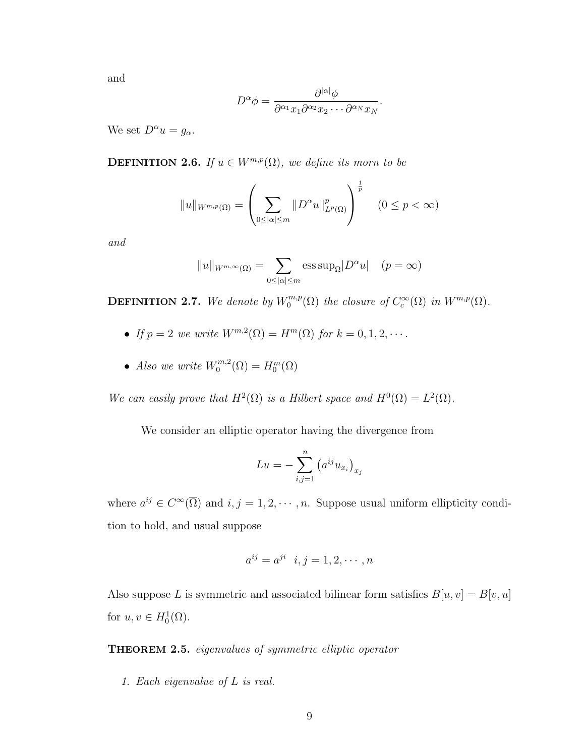and

$$D^\alpha \phi = \frac{\partial^{|\alpha|}\phi}{\partial^{\alpha_1}x_1\partial^{\alpha_2}x_2\cdots\partial^{\alpha_N}x_N}.$$

We set $D^\alpha u = g_\alpha$.

**Definition 2.6.** *If $u \in W^{m,p}(\Omega)$, we define its morn to be*

$$\|u\|_{W^{m,p}(\Omega)} = \left(\sum_{0\le|\alpha|\le m} \|D^\alpha u\|^p_{L^p(\Omega)}\right)^{\frac{1}{p}} \quad (0 \le p < \infty)$$

*and*

$$\|u\|_{W^{m,\infty}(\Omega)} = \sum_{0\le|\alpha|\le m} \operatorname{ess\,sup}_\Omega |D^\alpha u| \quad (p = \infty)$$

**Definition 2.7.** *We denote by $W_0^{m,p}(\Omega)$ the closure of $C_c^\infty(\Omega)$ in $W^{m,p}(\Omega)$.*

- *If $p = 2$ we write $W^{m,2}(\Omega) = H^m(\Omega)$ for $k = 0, 1, 2, \cdots$.*
- *Also we write $W_0^{m,2}(\Omega) = H_0^m(\Omega)$*

*We can easily prove that $H^2(\Omega)$ is a Hilbert space and $H^0(\Omega) = L^2(\Omega)$.*

We consider an elliptic operator having the divergence from

$$Lu = -\sum_{i,j=1}^{n} \left(a^{ij}u_{x_i}\right)_{x_j}$$

where $a^{ij} \in C^\infty(\overline{\Omega})$ and $i, j = 1, 2, \cdots, n$. Suppose usual uniform ellipticity condition to hold, and usual suppose

$$a^{ij} = a^{ji} \quad i, j = 1, 2, \cdots, n$$

Also suppose $L$ is symmetric and associated bilinear form satisfies $B[u, v] = B[v, u]$ for $u, v \in H_0^1(\Omega)$.

**Theorem 2.5.** *eigenvalues of symmetric elliptic operator*

1. *Each eigenvalue of $L$ is real.*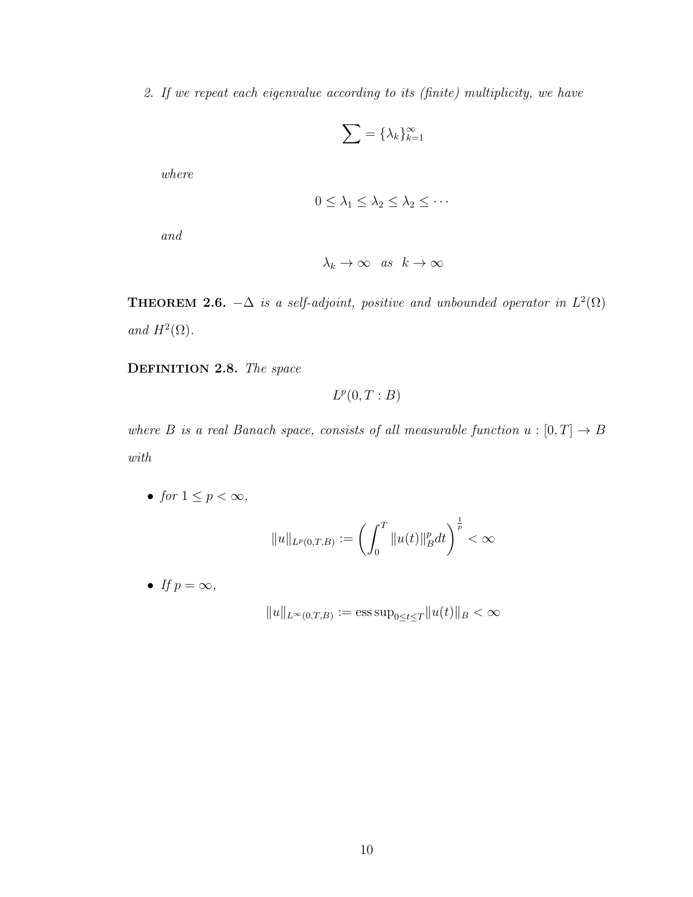2. *If we repeat each eigenvalue according to its (finite) multiplicity, we have*

$$\sum = \{\lambda_k\}_{k=1}^{\infty}$$

*where*

$$0 \leq \lambda_1 \leq \lambda_2 \leq \lambda_2 \leq \cdots$$

*and*

$$\lambda_k \to \infty \quad as \quad k \to \infty$$

**THEOREM 2.6.** $-\Delta$ *is a self-adjoint, positive and unbounded operator in* $L^2(\Omega)$ *and* $H^2(\Omega)$.

**DEFINITION 2.8.** *The space*

$$L^p(0, T : B)$$

*where* $B$ *is a real Banach space, consists of all measurable function* $u : [0, T] \to B$ *with*

- *for* $1 \leq p < \infty$,

$$\|u\|_{L^p(0,T,B)} := \left( \int_0^T \|u(t)\|_B^p dt \right)^{\frac{1}{p}} < \infty$$

- *If* $p = \infty$,

$$\|u\|_{L^\infty(0,T,B)} := \operatorname{ess\,sup}_{0 \leq t \leq T} \|u(t)\|_B < \infty$$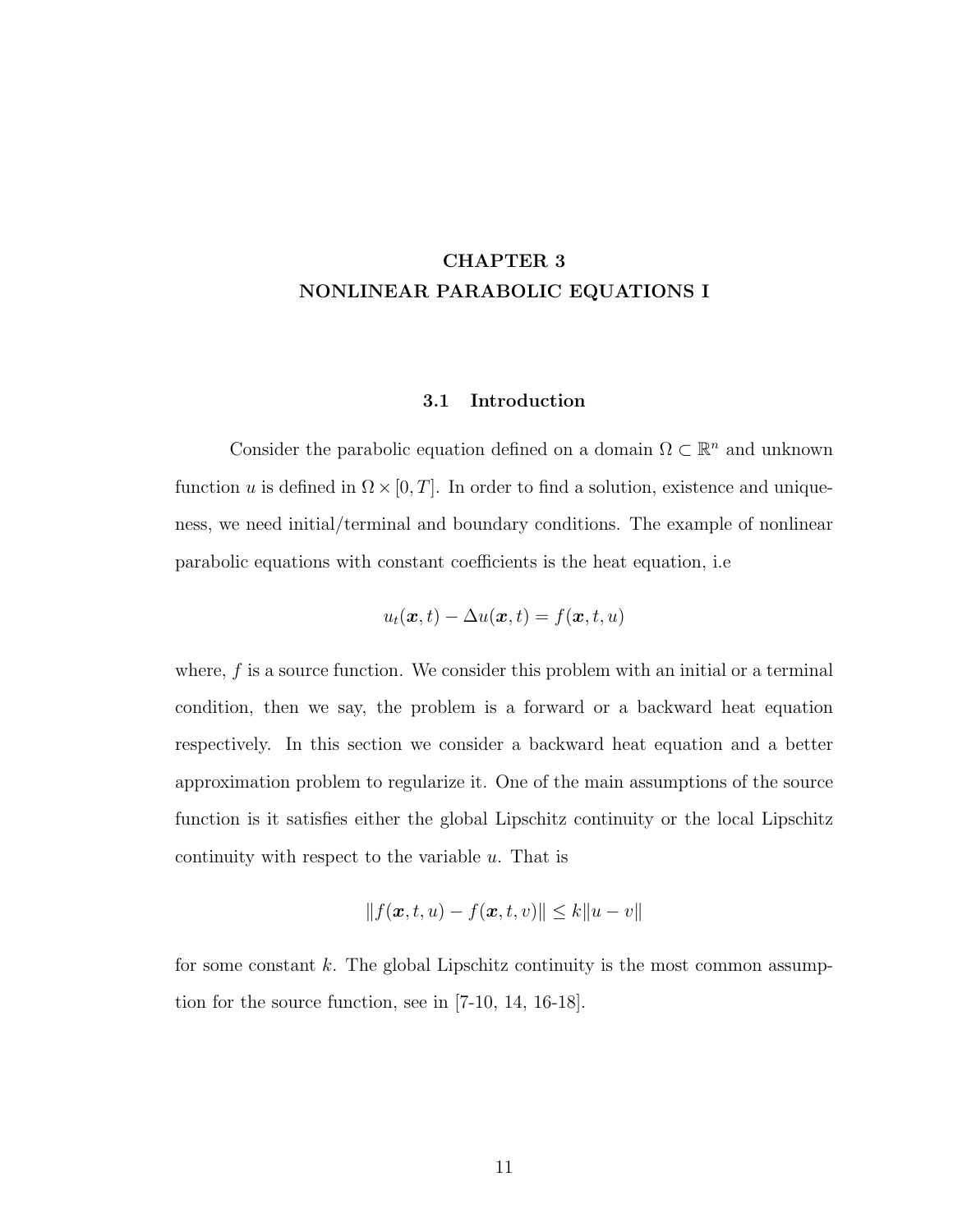# CHAPTER 3
# NONLINEAR PARABOLIC EQUATIONS I

## 3.1 Introduction

Consider the parabolic equation defined on a domain $\Omega \subset \mathbb{R}^n$ and unknown function $u$ is defined in $\Omega \times [0, T]$. In order to find a solution, existence and uniqueness, we need initial/terminal and boundary conditions. The example of nonlinear parabolic equations with constant coefficients is the heat equation, i.e

$$u_t(\boldsymbol{x}, t) - \Delta u(\boldsymbol{x}, t) = f(\boldsymbol{x}, t, u)$$

where, $f$ is a source function. We consider this problem with an initial or a terminal condition, then we say, the problem is a forward or a backward heat equation respectively. In this section we consider a backward heat equation and a better approximation problem to regularize it. One of the main assumptions of the source function is it satisfies either the global Lipschitz continuity or the local Lipschitz continuity with respect to the variable $u$. That is

$$\|f(\boldsymbol{x}, t, u) - f(\boldsymbol{x}, t, v)\| \leq k\|u - v\|$$

for some constant $k$. The global Lipschitz continuity is the most common assumption for the source function, see in [7-10, 14, 16-18].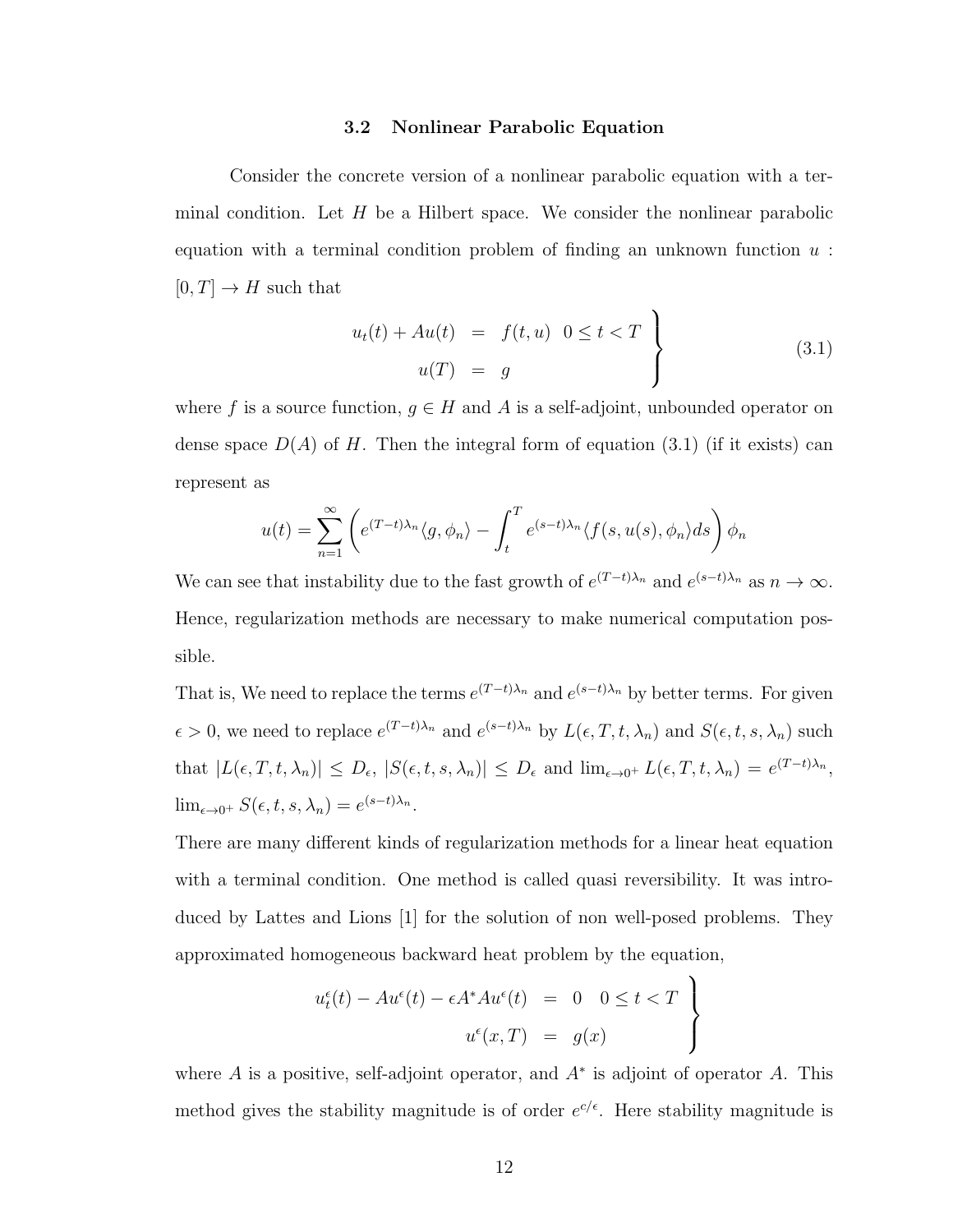### 3.2 Nonlinear Parabolic Equation

Consider the concrete version of a nonlinear parabolic equation with a terminal condition. Let $H$ be a Hilbert space. We consider the nonlinear parabolic equation with a terminal condition problem of finding an unknown function $u : [0, T] \to H$ such that

$$\left.\begin{aligned} u_t(t) + Au(t) &= f(t, u) \quad 0 \le t < T \\ u(T) &= g \end{aligned}\right\} \tag{3.1}$$

where $f$ is a source function, $g \in H$ and $A$ is a self-adjoint, unbounded operator on dense space $D(A)$ of $H$. Then the integral form of equation (3.1) (if it exists) can represent as

$$u(t) = \sum_{n=1}^{\infty} \left( e^{(T-t)\lambda_n} \langle g, \phi_n \rangle - \int_t^T e^{(s-t)\lambda_n} \langle f(s, u(s), \phi_n \rangle ds \right) \phi_n$$

We can see that instability due to the fast growth of $e^{(T-t)\lambda_n}$ and $e^{(s-t)\lambda_n}$ as $n \to \infty$. Hence, regularization methods are necessary to make numerical computation possible.

That is, We need to replace the terms $e^{(T-t)\lambda_n}$ and $e^{(s-t)\lambda_n}$ by better terms. For given $\epsilon > 0$, we need to replace $e^{(T-t)\lambda_n}$ and $e^{(s-t)\lambda_n}$ by $L(\epsilon, T, t, \lambda_n)$ and $S(\epsilon, t, s, \lambda_n)$ such that $|L(\epsilon, T, t, \lambda_n)| \le D_\epsilon$, $|S(\epsilon, t, s, \lambda_n)| \le D_\epsilon$ and $\lim_{\epsilon \to 0^+} L(\epsilon, T, t, \lambda_n) = e^{(T-t)\lambda_n}$, $\lim_{\epsilon \to 0^+} S(\epsilon, t, s, \lambda_n) = e^{(s-t)\lambda_n}$.

There are many different kinds of regularization methods for a linear heat equation with a terminal condition. One method is called quasi reversibility. It was introduced by Lattes and Lions [1] for the solution of non well-posed problems. They approximated homogeneous backward heat problem by the equation,

$$\left.\begin{aligned} u^\epsilon_t(t) - Au^\epsilon(t) - \epsilon A^* A u^\epsilon(t) &= 0 \quad 0 \le t < T \\ u^\epsilon(x, T) &= g(x) \end{aligned}\right\}$$

where $A$ is a positive, self-adjoint operator, and $A^*$ is adjoint of operator $A$. This method gives the stability magnitude is of order $e^{c/\epsilon}$. Here stability magnitude is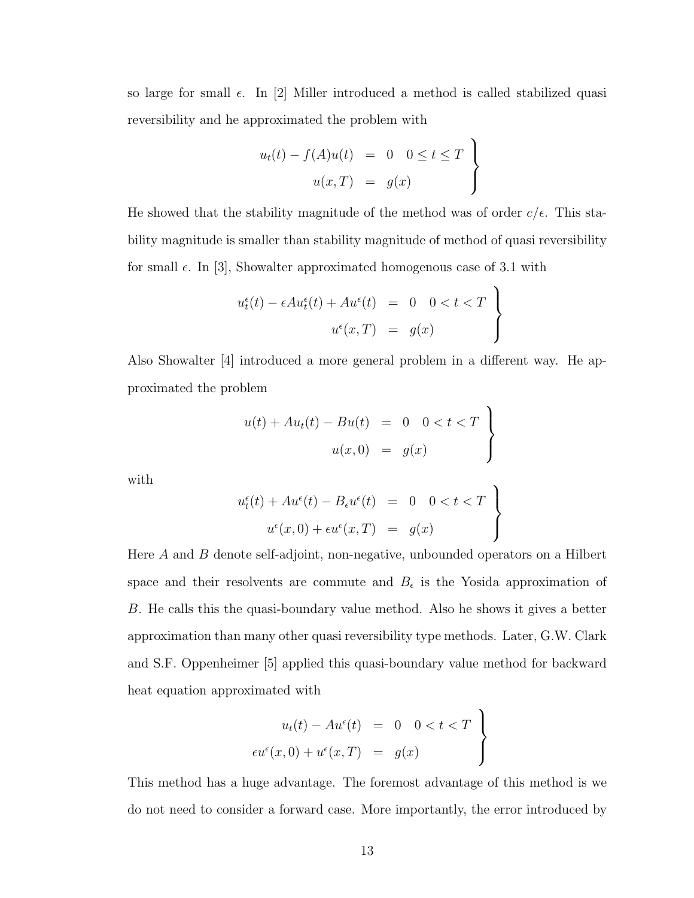so large for small $\epsilon$. In [2] Miller introduced a method is called stabilized quasi reversibility and he approximated the problem with

$$\left.\begin{array}{rcl} u_t(t) - f(A)u(t) & = & 0 \quad 0 \leq t \leq T \\ u(x,T) & = & g(x) \end{array}\right\}$$

He showed that the stability magnitude of the method was of order $c/\epsilon$. This stability magnitude is smaller than stability magnitude of method of quasi reversibility for small $\epsilon$. In [3], Showalter approximated homogenous case of 3.1 with

$$\left.\begin{array}{rcl} u_t^\epsilon(t) - \epsilon A u_t^\epsilon(t) + A u^\epsilon(t) & = & 0 \quad 0 < t < T \\ u^\epsilon(x,T) & = & g(x) \end{array}\right\}$$

Also Showalter [4] introduced a more general problem in a different way. He approximated the problem

$$\left.\begin{array}{rcl} u(t) + A u_t(t) - B u(t) & = & 0 \quad 0 < t < T \\ u(x,0) & = & g(x) \end{array}\right\}$$

with

$$\left.\begin{array}{rcl} u_t^\epsilon(t) + A u^\epsilon(t) - B_\epsilon u^\epsilon(t) & = & 0 \quad 0 < t < T \\ u^\epsilon(x,0) + \epsilon u^\epsilon(x,T) & = & g(x) \end{array}\right\}$$

Here $A$ and $B$ denote self-adjoint, non-negative, unbounded operators on a Hilbert space and their resolvents are commute and $B_\epsilon$ is the Yosida approximation of $B$. He calls this the quasi-boundary value method. Also he shows it gives a better approximation than many other quasi reversibility type methods. Later, G.W. Clark and S.F. Oppenheimer [5] applied this quasi-boundary value method for backward heat equation approximated with

$$\left.\begin{array}{rcl} u_t(t) - A u^\epsilon(t) & = & 0 \quad 0 < t < T \\ \epsilon u^\epsilon(x,0) + u^\epsilon(x,T) & = & g(x) \end{array}\right\}$$

This method has a huge advantage. The foremost advantage of this method is we do not need to consider a forward case. More importantly, the error introduced by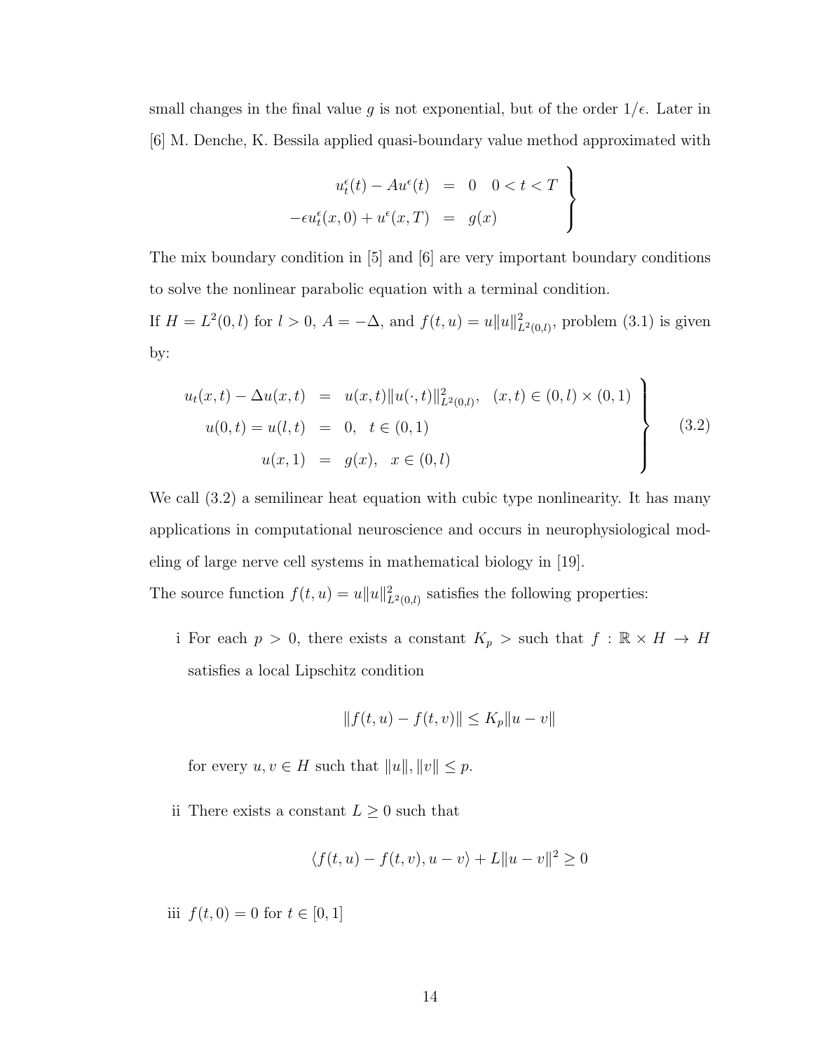small changes in the final value $g$ is not exponential, but of the order $1/\epsilon$. Later in [6] M. Denche, K. Bessila applied quasi-boundary value method approximated with

$$\left.\begin{aligned} u_t^\epsilon(t) - Au^\epsilon(t) &= 0 \quad 0 < t < T \\ -\epsilon u_t^\epsilon(x,0) + u^\epsilon(x,T) &= g(x) \end{aligned}\right\}$$

The mix boundary condition in [5] and [6] are very important boundary conditions to solve the nonlinear parabolic equation with a terminal condition.

If $H = L^2(0,l)$ for $l > 0$, $A = -\Delta$, and $f(t,u) = u\|u\|^2_{L^2(0,l)}$, problem (3.1) is given by:

$$\left.\begin{aligned} u_t(x,t) - \Delta u(x,t) &= u(x,t)\|u(\cdot,t)\|^2_{L^2(0,l)}, \quad (x,t) \in (0,l)\times(0,1) \\ u(0,t) = u(l,t) &= 0, \quad t \in (0,1) \\ u(x,1) &= g(x), \quad x \in (0,l) \end{aligned}\right\} \tag{3.2}$$

We call (3.2) a semilinear heat equation with cubic type nonlinearity. It has many applications in computational neuroscience and occurs in neurophysiological modeling of large nerve cell systems in mathematical biology in [19].

The source function $f(t,u) = u\|u\|^2_{L^2(0,l)}$ satisfies the following properties:

i For each $p > 0$, there exists a constant $K_p >$ such that $f : \mathbb{R} \times H \to H$ satisfies a local Lipschitz condition

$$\|f(t,u) - f(t,v)\| \le K_p\|u - v\|$$

for every $u, v \in H$ such that $\|u\|, \|v\| \le p$.

ii There exists a constant $L \ge 0$ such that

$$\langle f(t,u) - f(t,v), u - v\rangle + L\|u - v\|^2 \ge 0$$

iii $f(t,0) = 0$ for $t \in [0,1]$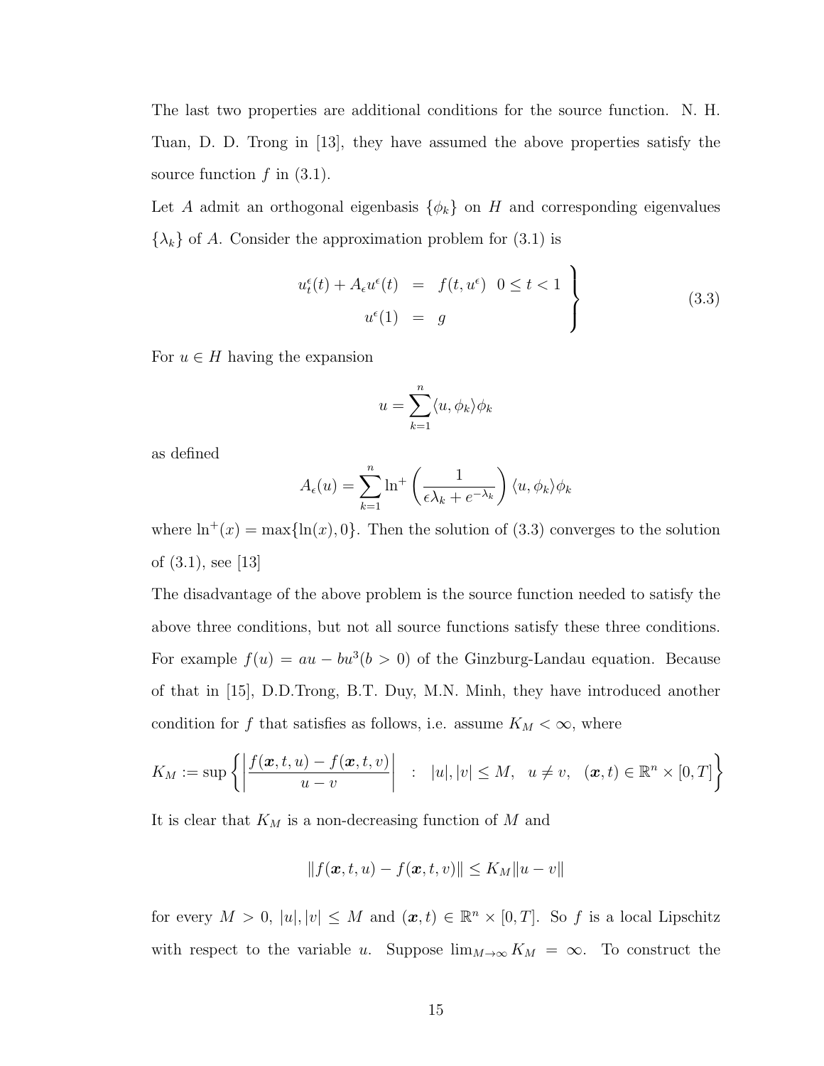The last two properties are additional conditions for the source function. N. H. Tuan, D. D. Trong in [13], they have assumed the above properties satisfy the source function $f$ in (3.1).

Let $A$ admit an orthogonal eigenbasis $\{\phi_k\}$ on $H$ and corresponding eigenvalues $\{\lambda_k\}$ of $A$. Consider the approximation problem for (3.1) is

$$\left.\begin{array}{rcl} u_t^\epsilon(t) + A_\epsilon u^\epsilon(t) & = & f(t, u^\epsilon) \quad 0 \leq t < 1 \\ u^\epsilon(1) & = & g \end{array}\right\} \tag{3.3}$$

For $u \in H$ having the expansion

$$u = \sum_{k=1}^{n} \langle u, \phi_k \rangle \phi_k$$

as defined

$$A_\epsilon(u) = \sum_{k=1}^{n} \ln^+\left(\frac{1}{\epsilon\lambda_k + e^{-\lambda_k}}\right) \langle u, \phi_k \rangle \phi_k$$

where $\ln^+(x) = \max\{\ln(x), 0\}$. Then the solution of (3.3) converges to the solution of (3.1), see [13]

The disadvantage of the above problem is the source function needed to satisfy the above three conditions, but not all source functions satisfy these three conditions. For example $f(u) = au - bu^3 (b > 0)$ of the Ginzburg-Landau equation. Because of that in [15], D.D.Trong, B.T. Duy, M.N. Minh, they have introduced another condition for $f$ that satisfies as follows, i.e. assume $K_M < \infty$, where

$$K_M := \sup\left\{\left|\frac{f(\boldsymbol{x}, t, u) - f(\boldsymbol{x}, t, v)}{u - v}\right| \ : \ |u|, |v| \leq M, \ \ u \neq v, \ \ (\boldsymbol{x}, t) \in \mathbb{R}^n \times [0, T]\right\}$$

It is clear that $K_M$ is a non-decreasing function of $M$ and

$$\|f(\boldsymbol{x}, t, u) - f(\boldsymbol{x}, t, v)\| \leq K_M \|u - v\|$$

for every $M > 0$, $|u|, |v| \leq M$ and $(\boldsymbol{x}, t) \in \mathbb{R}^n \times [0, T]$. So $f$ is a local Lipschitz with respect to the variable $u$. Suppose $\lim_{M\to\infty} K_M = \infty$. To construct the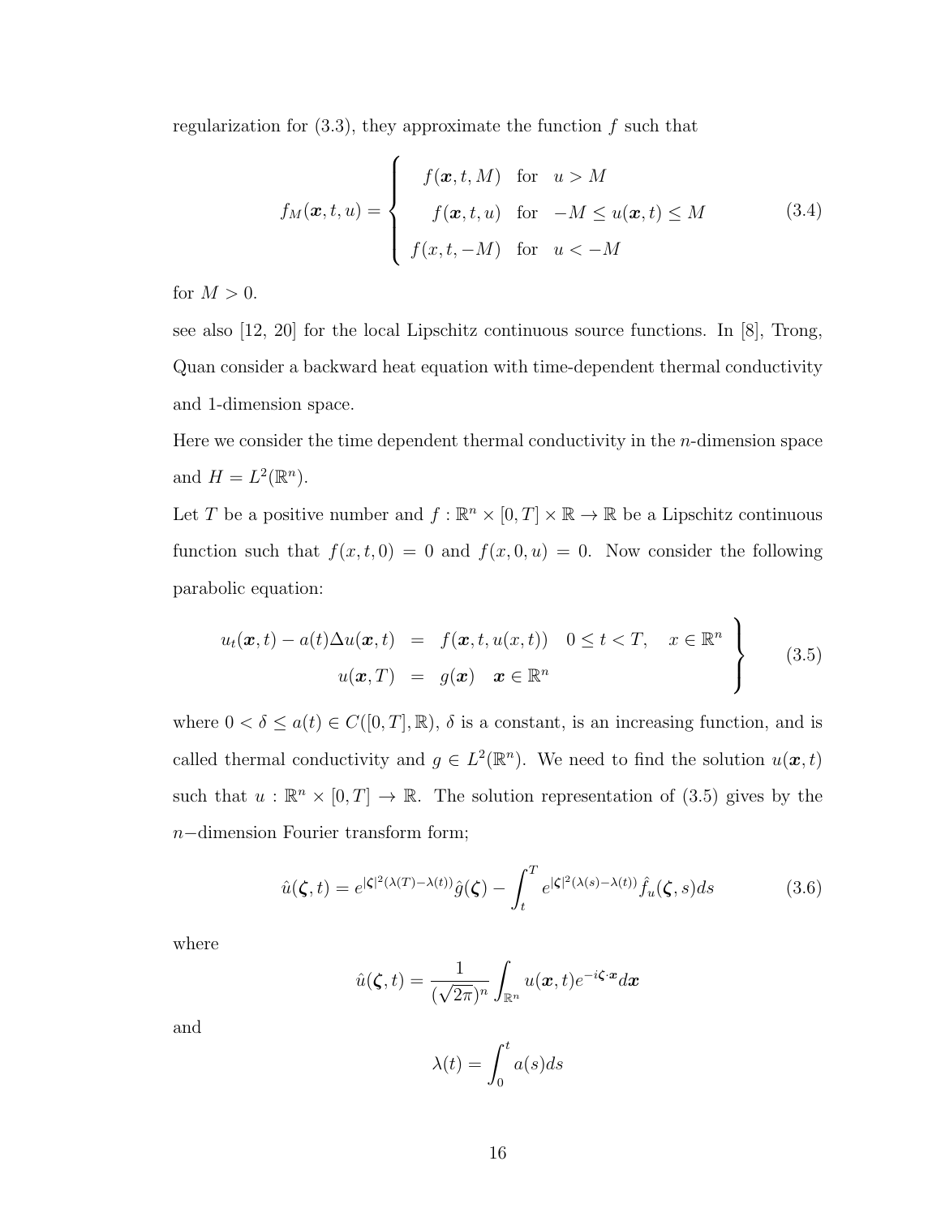regularization for (3.3), they approximate the function $f$ such that

$$
f_M(\boldsymbol{x},t,u) = \begin{cases} f(\boldsymbol{x},t,M) & \text{for} \quad u > M \\ f(\boldsymbol{x},t,u) & \text{for} \quad -M \leq u(\boldsymbol{x},t) \leq M \\ f(x,t,-M) & \text{for} \quad u < -M \end{cases} \tag{3.4}
$$

for $M > 0$.

see also [12, 20] for the local Lipschitz continuous source functions. In [8], Trong, Quan consider a backward heat equation with time-dependent thermal conductivity and 1-dimension space.

Here we consider the time dependent thermal conductivity in the $n$-dimension space and $H = L^2(\mathbb{R}^n)$.

Let $T$ be a positive number and $f : \mathbb{R}^n \times [0,T] \times \mathbb{R} \to \mathbb{R}$ be a Lipschitz continuous function such that $f(x,t,0) = 0$ and $f(x,0,u) = 0$. Now consider the following parabolic equation:

$$
\left.\begin{aligned} u_t(\boldsymbol{x},t) - a(t)\Delta u(\boldsymbol{x},t) &= f(\boldsymbol{x},t,u(x,t)) \quad 0 \leq t < T, \quad x \in \mathbb{R}^n \\ u(\boldsymbol{x},T) &= g(\boldsymbol{x}) \quad \boldsymbol{x} \in \mathbb{R}^n \end{aligned}\right\} \tag{3.5}
$$

where $0 < \delta \leq a(t) \in C([0,T],\mathbb{R})$, $\delta$ is a constant, is an increasing function, and is called thermal conductivity and $g \in L^2(\mathbb{R}^n)$. We need to find the solution $u(\boldsymbol{x},t)$ such that $u : \mathbb{R}^n \times [0,T] \to \mathbb{R}$. The solution representation of (3.5) gives by the $n-$dimension Fourier transform form;

$$
\hat{u}(\boldsymbol{\zeta},t) = e^{|\boldsymbol{\zeta}|^2(\lambda(T)-\lambda(t))}\hat{g}(\boldsymbol{\zeta}) - \int_t^T e^{|\boldsymbol{\zeta}|^2(\lambda(s)-\lambda(t))}\hat{f}_u(\boldsymbol{\zeta},s)ds \tag{3.6}
$$

where

$$
\hat{u}(\boldsymbol{\zeta},t) = \frac{1}{(\sqrt{2\pi})^n}\int_{\mathbb{R}^n} u(\boldsymbol{x},t)e^{-i\boldsymbol{\zeta}\cdot\boldsymbol{x}}d\boldsymbol{x}
$$

and

$$
\lambda(t) = \int_0^t a(s)ds
$$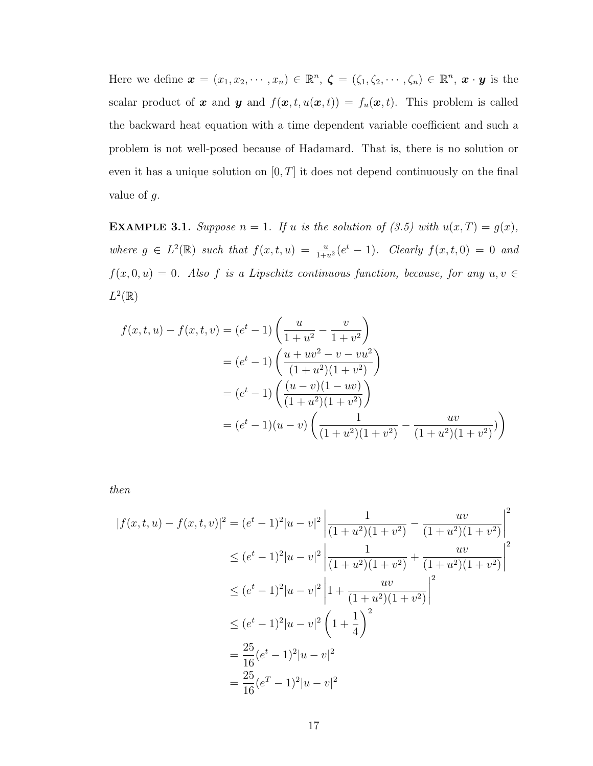Here we define $\boldsymbol{x} = (x_1, x_2, \cdots, x_n) \in \mathbb{R}^n$, $\boldsymbol{\zeta} = (\zeta_1, \zeta_2, \cdots, \zeta_n) \in \mathbb{R}^n$, $\boldsymbol{x} \cdot \boldsymbol{y}$ is the scalar product of $\boldsymbol{x}$ and $\boldsymbol{y}$ and $f(\boldsymbol{x}, t, u(\boldsymbol{x}, t)) = f_u(\boldsymbol{x}, t)$. This problem is called the backward heat equation with a time dependent variable coefficient and such a problem is not well-posed because of Hadamard. That is, there is no solution or even it has a unique solution on $[0, T]$ it does not depend continuously on the final value of $g$.

**Example 3.1.** *Suppose $n = 1$. If $u$ is the solution of (3.5) with $u(x, T) = g(x)$, where $g \in L^2(\mathbb{R})$ such that $f(x, t, u) = \frac{u}{1+u^2}(e^t - 1)$. Clearly $f(x, t, 0) = 0$ and $f(x, 0, u) = 0$. Also $f$ is a Lipschitz continuous function, because, for any $u, v \in L^2(\mathbb{R})$*

$$
\begin{aligned}
f(x,t,u) - f(x,t,v) &= (e^t - 1)\left(\frac{u}{1+u^2} - \frac{v}{1+v^2}\right) \\
&= (e^t - 1)\left(\frac{u + uv^2 - v - vu^2}{(1+u^2)(1+v^2)}\right) \\
&= (e^t - 1)\left(\frac{(u-v)(1-uv)}{(1+u^2)(1+v^2)}\right) \\
&= (e^t - 1)(u-v)\left(\frac{1}{(1+u^2)(1+v^2)} - \frac{uv}{(1+u^2)(1+v^2)})\right)
\end{aligned}
$$

*then*

$$
\begin{aligned}
|f(x,t,u) - f(x,t,v)|^2 &= (e^t - 1)^2 |u-v|^2 \left|\frac{1}{(1+u^2)(1+v^2)} - \frac{uv}{(1+u^2)(1+v^2)}\right|^2 \\
&\leq (e^t - 1)^2 |u-v|^2 \left|\frac{1}{(1+u^2)(1+v^2)} + \frac{uv}{(1+u^2)(1+v^2)}\right|^2 \\
&\leq (e^t - 1)^2 |u-v|^2 \left|1 + \frac{uv}{(1+u^2)(1+v^2)}\right|^2 \\
&\leq (e^t - 1)^2 |u-v|^2 \left(1 + \frac{1}{4}\right)^2 \\
&= \frac{25}{16}(e^t - 1)^2 |u-v|^2 \\
&= \frac{25}{16}(e^T - 1)^2 |u-v|^2
\end{aligned}
$$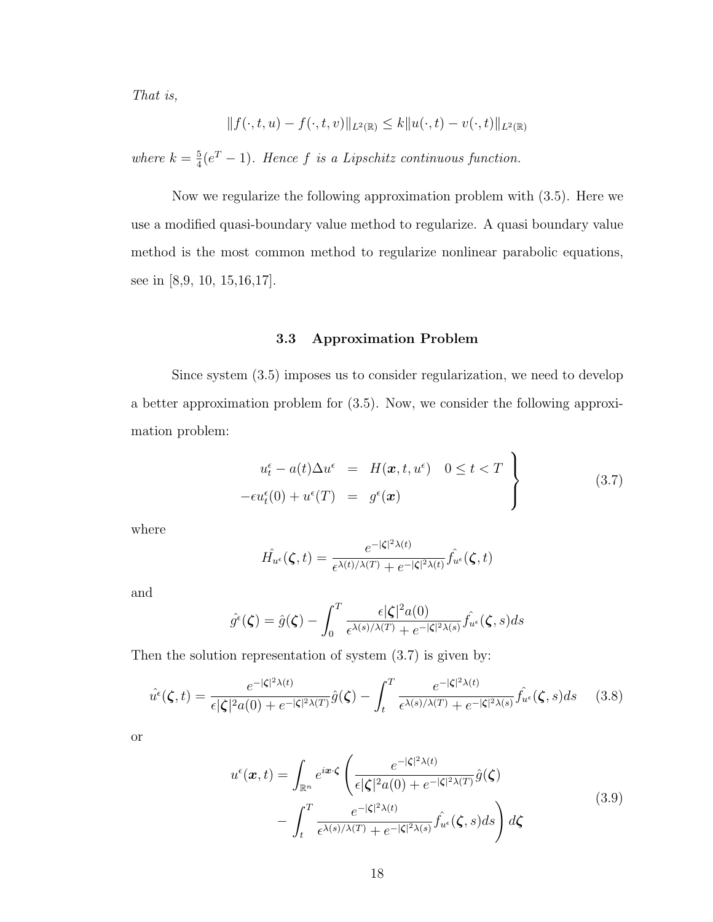*That is,*

$$\|f(\cdot,t,u) - f(\cdot,t,v)\|_{L^2(\mathbb{R})} \leq k\|u(\cdot,t) - v(\cdot,t)\|_{L^2(\mathbb{R})}$$

*where* $k = \frac{5}{4}(e^T - 1)$. *Hence* $f$ *is a Lipschitz continuous function.*

Now we regularize the following approximation problem with (3.5). Here we use a modified quasi-boundary value method to regularize. A quasi boundary value method is the most common method to regularize nonlinear parabolic equations, see in [8,9, 10, 15,16,17].

### 3.3 Approximation Problem

Since system (3.5) imposes us to consider regularization, we need to develop a better approximation problem for (3.5). Now, we consider the following approximation problem:

$$\left.\begin{aligned} u_t^\epsilon - a(t)\Delta u^\epsilon &= H(\boldsymbol{x},t,u^\epsilon) \quad 0 \leq t < T \\ -\epsilon u_t^\epsilon(0) + u^\epsilon(T) &= g^\epsilon(\boldsymbol{x}) \end{aligned}\right\} \tag{3.7}$$

where

$$\hat{H_{u^\epsilon}}(\boldsymbol{\zeta},t) = \frac{e^{-|\boldsymbol{\zeta}|^2\lambda(t)}}{\epsilon^{\lambda(t)/\lambda(T)} + e^{-|\boldsymbol{\zeta}|^2\lambda(t)}}\hat{f_{u^\epsilon}}(\boldsymbol{\zeta},t)$$

and

$$\hat{g^\epsilon}(\boldsymbol{\zeta}) = \hat{g}(\boldsymbol{\zeta}) - \int_0^T \frac{\epsilon|\boldsymbol{\zeta}|^2 a(0)}{\epsilon^{\lambda(s)/\lambda(T)} + e^{-|\boldsymbol{\zeta}|^2\lambda(s)}}\hat{f_{u^\epsilon}}(\boldsymbol{\zeta},s)ds$$

Then the solution representation of system (3.7) is given by:

$$\hat{u^\epsilon}(\boldsymbol{\zeta},t) = \frac{e^{-|\boldsymbol{\zeta}|^2\lambda(t)}}{\epsilon|\boldsymbol{\zeta}|^2 a(0) + e^{-|\boldsymbol{\zeta}|^2\lambda(T)}}\hat{g}(\boldsymbol{\zeta}) - \int_t^T \frac{e^{-|\boldsymbol{\zeta}|^2\lambda(t)}}{\epsilon^{\lambda(s)/\lambda(T)} + e^{-|\boldsymbol{\zeta}|^2\lambda(s)}}\hat{f_{u^\epsilon}}(\boldsymbol{\zeta},s)ds \tag{3.8}$$

or

$$\begin{aligned} u^\epsilon(\boldsymbol{x},t) = \int_{\mathbb{R}^n} e^{i\boldsymbol{x}\cdot\boldsymbol{\zeta}} \Bigg( &\frac{e^{-|\boldsymbol{\zeta}|^2\lambda(t)}}{\epsilon|\boldsymbol{\zeta}|^2 a(0) + e^{-|\boldsymbol{\zeta}|^2\lambda(T)}}\hat{g}(\boldsymbol{\zeta}) \\ &- \int_t^T \frac{e^{-|\boldsymbol{\zeta}|^2\lambda(t)}}{\epsilon^{\lambda(s)/\lambda(T)} + e^{-|\boldsymbol{\zeta}|^2\lambda(s)}}\hat{f_{u^\epsilon}}(\boldsymbol{\zeta},s)ds\Bigg) d\boldsymbol{\zeta} \end{aligned} \tag{3.9}$$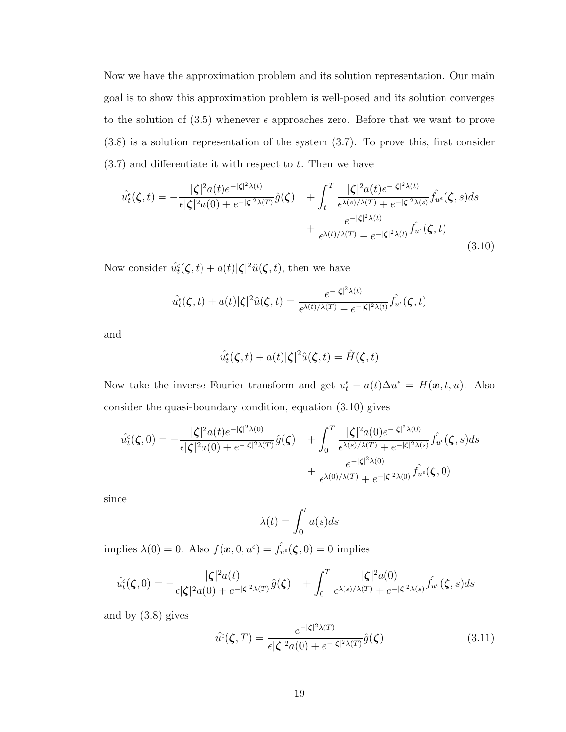Now we have the approximation problem and its solution representation. Our main goal is to show this approximation problem is well-posed and its solution converges to the solution of (3.5) whenever $\epsilon$ approaches zero. Before that we want to prove (3.8) is a solution representation of the system (3.7). To prove this, first consider (3.7) and differentiate it with respect to $t$. Then we have

$$\begin{aligned}\hat{u_t^\epsilon}(\boldsymbol{\zeta},t) = -\frac{|\boldsymbol{\zeta}|^2 a(t) e^{-|\boldsymbol{\zeta}|^2\lambda(t)}}{\epsilon|\boldsymbol{\zeta}|^2 a(0) + e^{-|\boldsymbol{\zeta}|^2\lambda(T)}}\hat{g}(\boldsymbol{\zeta}) \quad &+ \int_t^T \frac{|\boldsymbol{\zeta}|^2 a(t) e^{-|\boldsymbol{\zeta}|^2\lambda(t)}}{\epsilon^{\lambda(s)/\lambda(T)} + e^{-|\boldsymbol{\zeta}|^2\lambda(s)}}\hat{f_{u^\epsilon}}(\boldsymbol{\zeta},s)ds \\ &+ \frac{e^{-|\boldsymbol{\zeta}|^2\lambda(t)}}{\epsilon^{\lambda(t)/\lambda(T)} + e^{-|\boldsymbol{\zeta}|^2\lambda(t)}}\hat{f_{u^\epsilon}}(\boldsymbol{\zeta},t)\end{aligned} \tag{3.10}$$

Now consider $\hat{u_t^\epsilon}(\boldsymbol{\zeta},t) + a(t)|\boldsymbol{\zeta}|^2\hat{u}(\boldsymbol{\zeta},t)$, then we have

$$\hat{u_t^\epsilon}(\boldsymbol{\zeta},t) + a(t)|\boldsymbol{\zeta}|^2\hat{u}(\boldsymbol{\zeta},t) = \frac{e^{-|\boldsymbol{\zeta}|^2\lambda(t)}}{\epsilon^{\lambda(t)/\lambda(T)} + e^{-|\boldsymbol{\zeta}|^2\lambda(t)}}\hat{f_{u^\epsilon}}(\boldsymbol{\zeta},t)$$

and

$$\hat{u_t^\epsilon}(\boldsymbol{\zeta},t) + a(t)|\boldsymbol{\zeta}|^2\hat{u}(\boldsymbol{\zeta},t) = \hat{H}(\boldsymbol{\zeta},t)$$

Now take the inverse Fourier transform and get $u_t^\epsilon - a(t)\Delta u^\epsilon = H(\boldsymbol{x},t,u)$. Also consider the quasi-boundary condition, equation (3.10) gives

$$\begin{aligned}\hat{u_t^\epsilon}(\boldsymbol{\zeta},0) = -\frac{|\boldsymbol{\zeta}|^2 a(t) e^{-|\boldsymbol{\zeta}|^2\lambda(0)}}{\epsilon|\boldsymbol{\zeta}|^2 a(0) + e^{-|\boldsymbol{\zeta}|^2\lambda(T)}}\hat{g}(\boldsymbol{\zeta}) \quad &+ \int_0^T \frac{|\boldsymbol{\zeta}|^2 a(0) e^{-|\boldsymbol{\zeta}|^2\lambda(0)}}{\epsilon^{\lambda(s)/\lambda(T)} + e^{-|\boldsymbol{\zeta}|^2\lambda(s)}}\hat{f_{u^\epsilon}}(\boldsymbol{\zeta},s)ds \\ &+ \frac{e^{-|\boldsymbol{\zeta}|^2\lambda(0)}}{\epsilon^{\lambda(0)/\lambda(T)} + e^{-|\boldsymbol{\zeta}|^2\lambda(0)}}\hat{f_{u^\epsilon}}(\boldsymbol{\zeta},0)\end{aligned}$$

since

$$\lambda(t) = \int_0^t a(s)ds$$

implies $\lambda(0) = 0$. Also $f(\boldsymbol{x},0,u^\epsilon) = \hat{f_{u^\epsilon}}(\boldsymbol{\zeta},0) = 0$ implies

$$\hat{u_t^\epsilon}(\boldsymbol{\zeta},0) = -\frac{|\boldsymbol{\zeta}|^2 a(t)}{\epsilon|\boldsymbol{\zeta}|^2 a(0) + e^{-|\boldsymbol{\zeta}|^2\lambda(T)}}\hat{g}(\boldsymbol{\zeta}) \quad + \int_0^T \frac{|\boldsymbol{\zeta}|^2 a(0)}{\epsilon^{\lambda(s)/\lambda(T)} + e^{-|\boldsymbol{\zeta}|^2\lambda(s)}}\hat{f_{u^\epsilon}}(\boldsymbol{\zeta},s)ds$$

and by (3.8) gives

$$\hat{u^\epsilon}(\boldsymbol{\zeta},T) = \frac{e^{-|\boldsymbol{\zeta}|^2\lambda(T)}}{\epsilon|\boldsymbol{\zeta}|^2 a(0) + e^{-|\boldsymbol{\zeta}|^2\lambda(T)}}\hat{g}(\boldsymbol{\zeta}) \tag{3.11}$$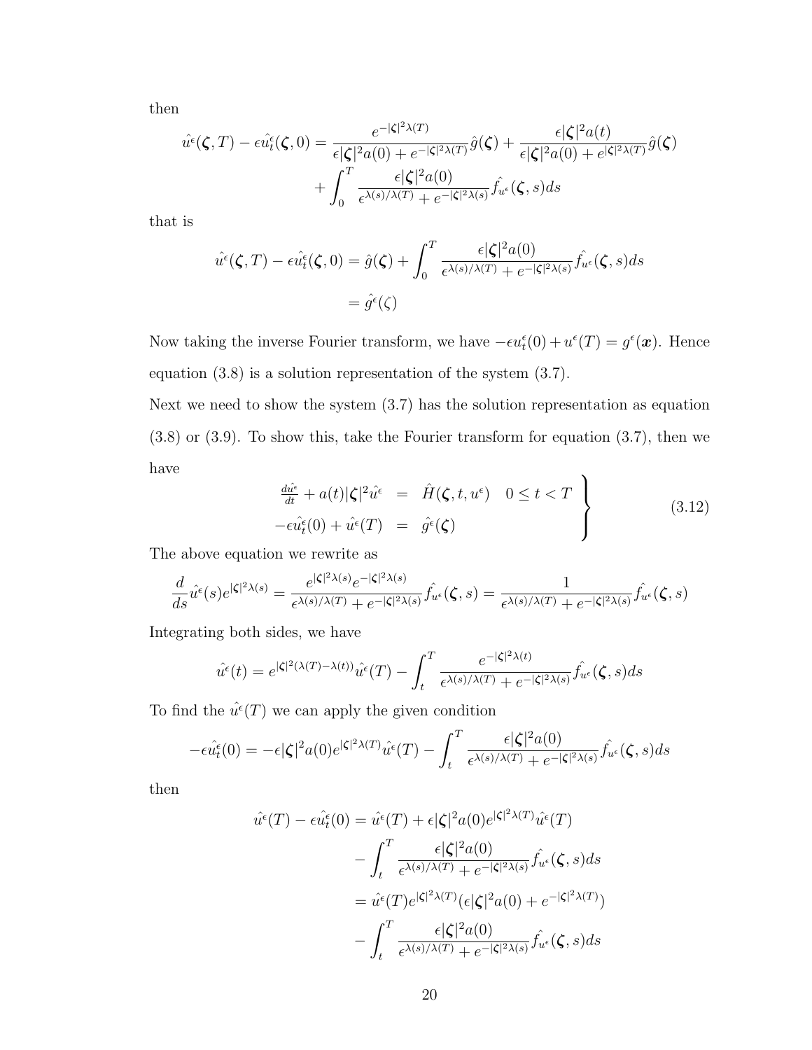then

$$\hat{u^{\epsilon}}(\boldsymbol{\zeta}, T) - \epsilon\hat{u^{\epsilon}_t}(\boldsymbol{\zeta}, 0) = \frac{e^{-|\boldsymbol{\zeta}|^2\lambda(T)}}{\epsilon|\boldsymbol{\zeta}|^2 a(0) + e^{-|\boldsymbol{\zeta}|^2\lambda(T)}}\hat{g}(\boldsymbol{\zeta}) + \frac{\epsilon|\boldsymbol{\zeta}|^2 a(t)}{\epsilon|\boldsymbol{\zeta}|^2 a(0) + e^{|\boldsymbol{\zeta}|^2\lambda(T)}}\hat{g}(\boldsymbol{\zeta}) + \int_0^T \frac{\epsilon|\boldsymbol{\zeta}|^2 a(0)}{\epsilon^{\lambda(s)/\lambda(T)} + e^{-|\boldsymbol{\zeta}|^2\lambda(s)}}\hat{f_{u^{\epsilon}}}(\boldsymbol{\zeta}, s)ds$$

that is

$$\hat{u^{\epsilon}}(\boldsymbol{\zeta}, T) - \epsilon\hat{u^{\epsilon}_t}(\boldsymbol{\zeta}, 0) = \hat{g}(\boldsymbol{\zeta}) + \int_0^T \frac{\epsilon|\boldsymbol{\zeta}|^2 a(0)}{\epsilon^{\lambda(s)/\lambda(T)} + e^{-|\boldsymbol{\zeta}|^2\lambda(s)}}\hat{f_{u^{\epsilon}}}(\boldsymbol{\zeta}, s)ds = \hat{g^{\epsilon}}(\zeta)$$

Now taking the inverse Fourier transform, we have $-\epsilon u^{\epsilon}_t(0) + u^{\epsilon}(T) = g^{\epsilon}(\boldsymbol{x})$. Hence equation (3.8) is a solution representation of the system (3.7).

Next we need to show the system (3.7) has the solution representation as equation (3.8) or (3.9). To show this, take the Fourier transform for equation (3.7), then we have

$$\left.\begin{array}{rcl} \frac{d\hat{u^{\epsilon}}}{dt} + a(t)|\boldsymbol{\zeta}|^2\hat{u^{\epsilon}} & = & \hat{H}(\boldsymbol{\zeta}, t, u^{\epsilon}) \quad 0 \le t < T \\ -\epsilon\hat{u^{\epsilon}_t}(0) + \hat{u^{\epsilon}}(T) & = & \hat{g^{\epsilon}}(\boldsymbol{\zeta}) \end{array}\right\} \tag{3.12}$$

The above equation we rewrite as

$$\frac{d}{ds}\hat{u^{\epsilon}}(s)e^{|\boldsymbol{\zeta}|^2\lambda(s)} = \frac{e^{|\boldsymbol{\zeta}|^2\lambda(s)}e^{-|\boldsymbol{\zeta}|^2\lambda(s)}}{\epsilon^{\lambda(s)/\lambda(T)} + e^{-|\boldsymbol{\zeta}|^2\lambda(s)}}\hat{f_{u^{\epsilon}}}(\boldsymbol{\zeta}, s) = \frac{1}{\epsilon^{\lambda(s)/\lambda(T)} + e^{-|\boldsymbol{\zeta}|^2\lambda(s)}}\hat{f_{u^{\epsilon}}}(\boldsymbol{\zeta}, s)$$

Integrating both sides, we have

$$\hat{u^{\epsilon}}(t) = e^{|\boldsymbol{\zeta}|^2(\lambda(T)-\lambda(t))}\hat{u^{\epsilon}}(T) - \int_t^T \frac{e^{-|\boldsymbol{\zeta}|^2\lambda(t)}}{\epsilon^{\lambda(s)/\lambda(T)} + e^{-|\boldsymbol{\zeta}|^2\lambda(s)}}\hat{f_{u^{\epsilon}}}(\boldsymbol{\zeta}, s)ds$$

To find the $\hat{u^{\epsilon}}(T)$ we can apply the given condition

$$-\epsilon\hat{u^{\epsilon}_t}(0) = -\epsilon|\boldsymbol{\zeta}|^2 a(0)e^{|\boldsymbol{\zeta}|^2\lambda(T)}\hat{u^{\epsilon}}(T) - \int_t^T \frac{\epsilon|\boldsymbol{\zeta}|^2 a(0)}{\epsilon^{\lambda(s)/\lambda(T)} + e^{-|\boldsymbol{\zeta}|^2\lambda(s)}}\hat{f_{u^{\epsilon}}}(\boldsymbol{\zeta}, s)ds$$

then

$$\begin{aligned} \hat{u^{\epsilon}}(T) - \epsilon\hat{u^{\epsilon}_t}(0) &= \hat{u^{\epsilon}}(T) + \epsilon|\boldsymbol{\zeta}|^2 a(0)e^{|\boldsymbol{\zeta}|^2\lambda(T)}\hat{u^{\epsilon}}(T) \\ &\quad - \int_t^T \frac{\epsilon|\boldsymbol{\zeta}|^2 a(0)}{\epsilon^{\lambda(s)/\lambda(T)} + e^{-|\boldsymbol{\zeta}|^2\lambda(s)}}\hat{f_{u^{\epsilon}}}(\boldsymbol{\zeta}, s)ds \\ &= \hat{u^{\epsilon}}(T)e^{|\boldsymbol{\zeta}|^2\lambda(T)}(\epsilon|\boldsymbol{\zeta}|^2 a(0) + e^{-|\boldsymbol{\zeta}|^2\lambda(T)}) \\ &\quad - \int_t^T \frac{\epsilon|\boldsymbol{\zeta}|^2 a(0)}{\epsilon^{\lambda(s)/\lambda(T)} + e^{-|\boldsymbol{\zeta}|^2\lambda(s)}}\hat{f_{u^{\epsilon}}}(\boldsymbol{\zeta}, s)ds \end{aligned}$$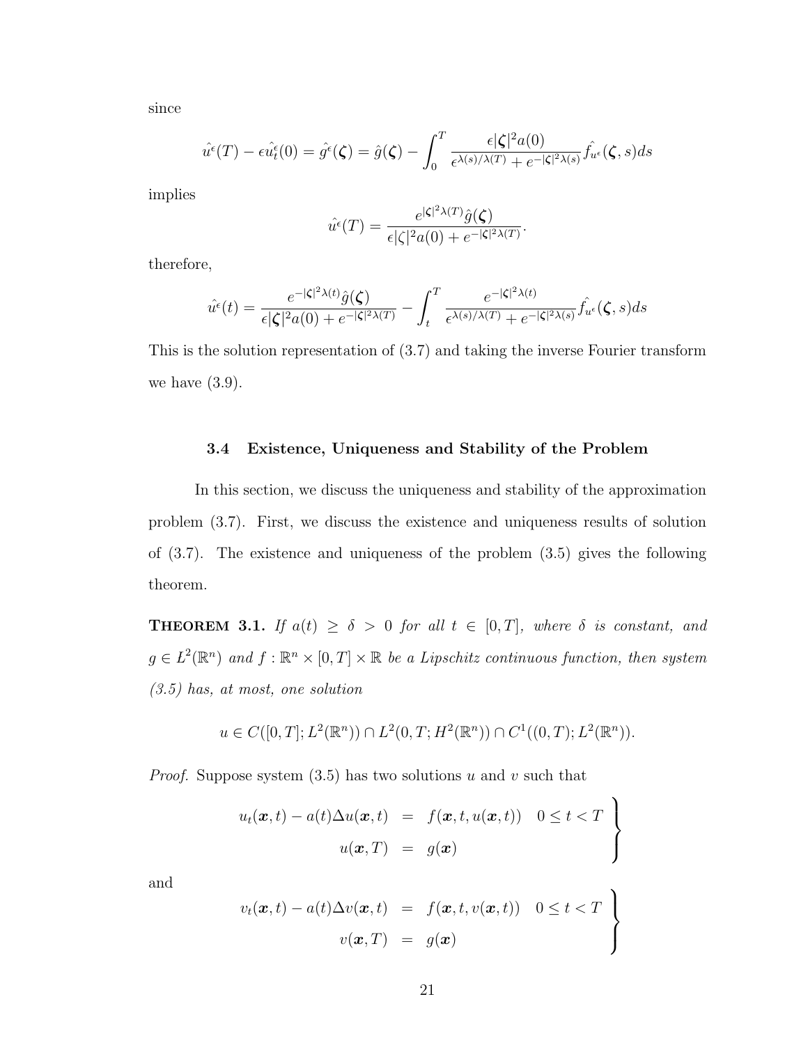since

$$\hat{u^\epsilon}(T) - \epsilon \hat{u^\epsilon_t}(0) = \hat{g^\epsilon}(\boldsymbol{\zeta}) = \hat{g}(\boldsymbol{\zeta}) - \int_0^T \frac{\epsilon|\boldsymbol{\zeta}|^2 a(0)}{\epsilon^{\lambda(s)/\lambda(T)} + e^{-|\boldsymbol{\zeta}|^2\lambda(s)}} \hat{f_{u^\epsilon}}(\boldsymbol{\zeta}, s)ds$$

implies

$$\hat{u^\epsilon}(T) = \frac{e^{|\boldsymbol{\zeta}|^2\lambda(T)}\hat{g}(\boldsymbol{\zeta})}{\epsilon|\zeta|^2 a(0) + e^{-|\boldsymbol{\zeta}|^2\lambda(T)}}.$$

therefore,

$$\hat{u^\epsilon}(t) = \frac{e^{-|\boldsymbol{\zeta}|^2\lambda(t)}\hat{g}(\boldsymbol{\zeta})}{\epsilon|\boldsymbol{\zeta}|^2 a(0) + e^{-|\boldsymbol{\zeta}|^2\lambda(T)}} - \int_t^T \frac{e^{-|\zeta|^2\lambda(t)}}{\epsilon^{\lambda(s)/\lambda(T)} + e^{-|\boldsymbol{\zeta}|^2\lambda(s)}} \hat{f_{u^\epsilon}}(\boldsymbol{\zeta}, s)ds$$

This is the solution representation of (3.7) and taking the inverse Fourier transform we have (3.9).

### 3.4 Existence, Uniqueness and Stability of the Problem

In this section, we discuss the uniqueness and stability of the approximation problem (3.7). First, we discuss the existence and uniqueness results of solution of (3.7). The existence and uniqueness of the problem (3.5) gives the following theorem.

**THEOREM 3.1.** *If $a(t) \geq \delta > 0$ for all $t \in [0, T]$, where $\delta$ is constant, and $g \in L^2(\mathbb{R}^n)$ and $f : \mathbb{R}^n \times [0, T] \times \mathbb{R}$ be a Lipschitz continuous function, then system (3.5) has, at most, one solution*

$$u \in C([0, T]; L^2(\mathbb{R}^n)) \cap L^2(0, T; H^2(\mathbb{R}^n)) \cap C^1((0, T); L^2(\mathbb{R}^n)).$$

*Proof.* Suppose system (3.5) has two solutions $u$ and $v$ such that

$$\left.\begin{aligned} u_t(\boldsymbol{x}, t) - a(t)\Delta u(\boldsymbol{x}, t) &= f(\boldsymbol{x}, t, u(\boldsymbol{x}, t)) \quad 0 \leq t < T \\ u(\boldsymbol{x}, T) &= g(\boldsymbol{x}) \end{aligned}\right\}$$

and

$$\left.\begin{aligned} v_t(\boldsymbol{x}, t) - a(t)\Delta v(\boldsymbol{x}, t) &= f(\boldsymbol{x}, t, v(\boldsymbol{x}, t)) \quad 0 \leq t < T \\ v(\boldsymbol{x}, T) &= g(\boldsymbol{x}) \end{aligned}\right\}$$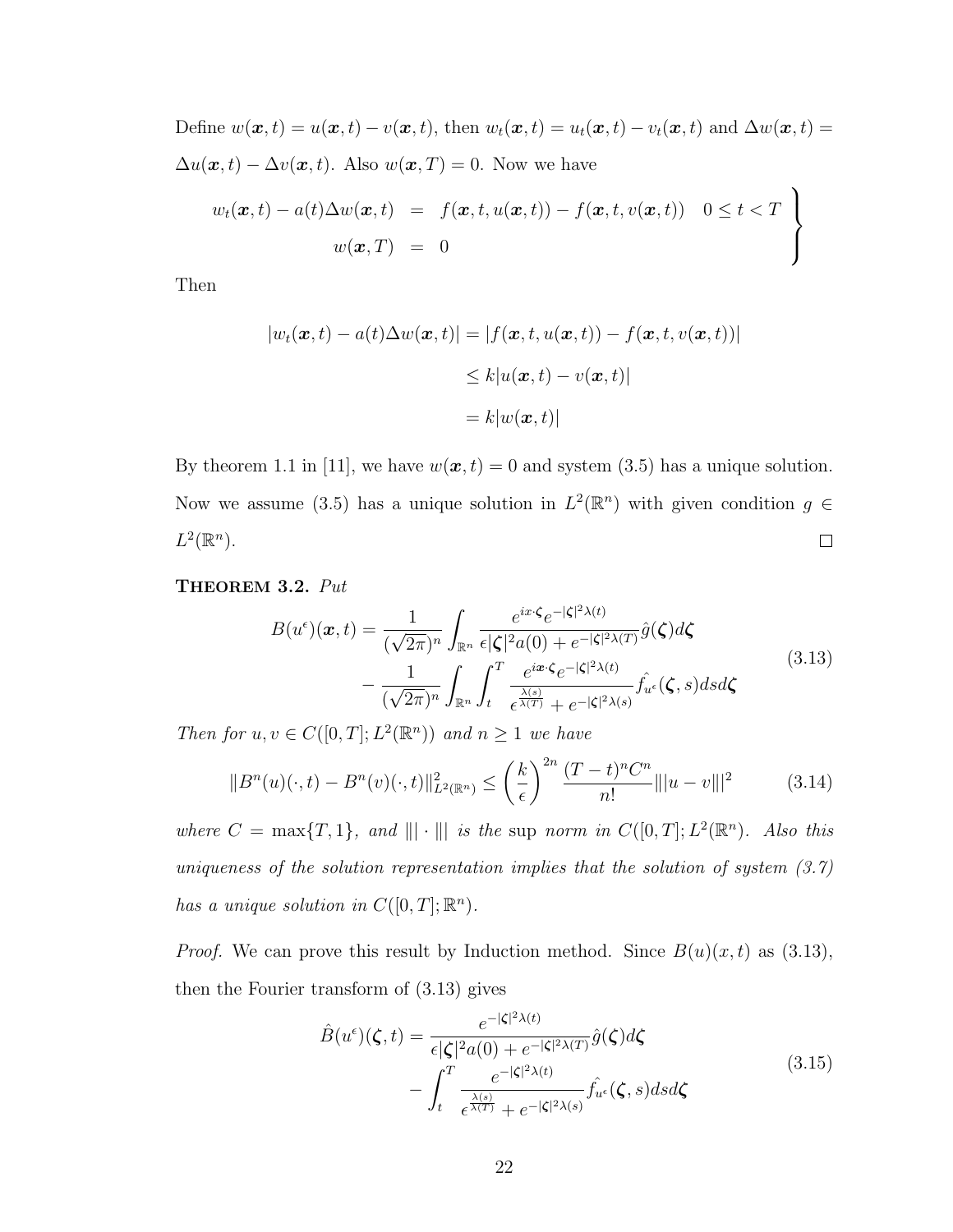Define $w(\boldsymbol{x},t) = u(\boldsymbol{x},t) - v(\boldsymbol{x},t)$, then $w_t(\boldsymbol{x},t) = u_t(\boldsymbol{x},t) - v_t(\boldsymbol{x},t)$ and $\Delta w(\boldsymbol{x},t) = \Delta u(\boldsymbol{x},t) - \Delta v(\boldsymbol{x},t)$. Also $w(\boldsymbol{x},T) = 0$. Now we have

$$\left.\begin{array}{rcl} w_t(\boldsymbol{x},t) - a(t)\Delta w(\boldsymbol{x},t) & = & f(\boldsymbol{x},t,u(\boldsymbol{x},t)) - f(\boldsymbol{x},t,v(\boldsymbol{x},t)) \quad 0 \le t < T \\ w(\boldsymbol{x},T) & = & 0 \end{array}\right\}$$

Then

$$\begin{aligned} |w_t(\boldsymbol{x},t) - a(t)\Delta w(\boldsymbol{x},t)| &= |f(\boldsymbol{x},t,u(\boldsymbol{x},t)) - f(\boldsymbol{x},t,v(\boldsymbol{x},t))| \\ &\le k|u(\boldsymbol{x},t) - v(\boldsymbol{x},t)| \\ &= k|w(\boldsymbol{x},t)| \end{aligned}$$

By theorem 1.1 in [11], we have $w(\boldsymbol{x},t) = 0$ and system (3.5) has a unique solution. Now we assume (3.5) has a unique solution in $L^2(\mathbb{R}^n)$ with given condition $g \in L^2(\mathbb{R}^n)$. □

**THEOREM 3.2.** *Put*

$$\begin{aligned} B(u^\epsilon)(\boldsymbol{x},t) &= \frac{1}{(\sqrt{2\pi})^n}\int_{\mathbb{R}^n} \frac{e^{ix\cdot\boldsymbol{\zeta}}e^{-|\boldsymbol{\zeta}|^2\lambda(t)}}{\epsilon|\boldsymbol{\zeta}|^2a(0) + e^{-|\boldsymbol{\zeta}|^2\lambda(T)}}\hat{g}(\boldsymbol{\zeta})d\boldsymbol{\zeta} \\ &\quad - \frac{1}{(\sqrt{2\pi})^n}\int_{\mathbb{R}^n}\int_t^T \frac{e^{i\boldsymbol{x}\cdot\boldsymbol{\zeta}}e^{-|\boldsymbol{\zeta}|^2\lambda(t)}}{\epsilon^{\frac{\lambda(s)}{\lambda(T)}} + e^{-|\boldsymbol{\zeta}|^2\lambda(s)}}\hat{f_{u^\epsilon}}(\boldsymbol{\zeta},s)dsd\boldsymbol{\zeta} \end{aligned} \tag{3.13}$$

*Then for $u,v \in C([0,T];L^2(\mathbb{R}^n))$ and $n \ge 1$ we have*

$$\|B^n(u)(\cdot,t) - B^n(v)(\cdot,t)\|^2_{L^2(\mathbb{R}^n)} \le \left(\frac{k}{\epsilon}\right)^{2n}\frac{(T-t)^nC^n}{n!}|||u-v|||^2 \tag{3.14}$$

*where $C = \max\{T,1\}$, and $|||\cdot|||$ is the* sup *norm in $C([0,T];L^2(\mathbb{R}^n))$. Also this uniqueness of the solution representation implies that the solution of system (3.7) has a unique solution in $C([0,T];\mathbb{R}^n)$.*

*Proof.* We can prove this result by Induction method. Since $B(u)(x,t)$ as (3.13), then the Fourier transform of (3.13) gives

$$\begin{aligned} \hat{B}(u^\epsilon)(\boldsymbol{\zeta},t) &= \frac{e^{-|\boldsymbol{\zeta}|^2\lambda(t)}}{\epsilon|\boldsymbol{\zeta}|^2a(0) + e^{-|\boldsymbol{\zeta}|^2\lambda(T)}}\hat{g}(\boldsymbol{\zeta})d\boldsymbol{\zeta} \\ &\quad - \int_t^T \frac{e^{-|\boldsymbol{\zeta}|^2\lambda(t)}}{\epsilon^{\frac{\lambda(s)}{\lambda(T)}} + e^{-|\boldsymbol{\zeta}|^2\lambda(s)}}\hat{f_{u^\epsilon}}(\boldsymbol{\zeta},s)dsd\boldsymbol{\zeta} \end{aligned} \tag{3.15}$$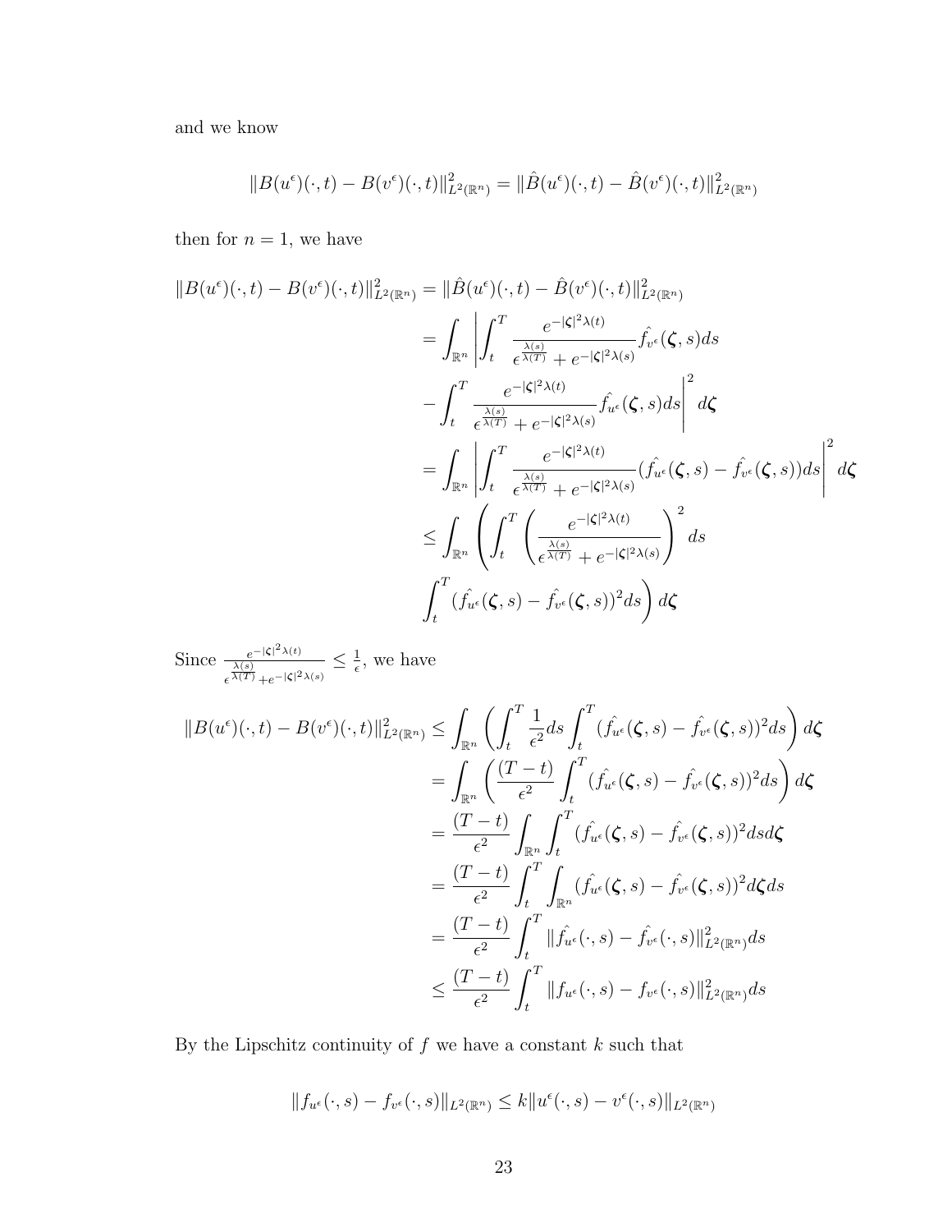and we know

$$\|B(u^\epsilon)(\cdot,t) - B(v^\epsilon)(\cdot,t)\|^2_{L^2(\mathbb{R}^n)} = \|\hat{B}(u^\epsilon)(\cdot,t) - \hat{B}(v^\epsilon)(\cdot,t)\|^2_{L^2(\mathbb{R}^n)}$$

then for $n = 1$, we have

$$\begin{aligned}
\|B(u^\epsilon)(\cdot,t) - B(v^\epsilon)(\cdot,t)\|^2_{L^2(\mathbb{R}^n)} &= \|\hat{B}(u^\epsilon)(\cdot,t) - \hat{B}(v^\epsilon)(\cdot,t)\|^2_{L^2(\mathbb{R}^n)} \\
&= \int_{\mathbb{R}^n} \Bigg| \int_t^T \frac{e^{-|\boldsymbol{\zeta}|^2\lambda(t)}}{\epsilon^{\frac{\lambda(s)}{\lambda(T)}} + e^{-|\boldsymbol{\zeta}|^2\lambda(s)}} \hat{f_{v^\epsilon}}(\boldsymbol{\zeta},s)ds \\
&\quad - \int_t^T \frac{e^{-|\boldsymbol{\zeta}|^2\lambda(t)}}{\epsilon^{\frac{\lambda(s)}{\lambda(T)}} + e^{-|\boldsymbol{\zeta}|^2\lambda(s)}} \hat{f_{u^\epsilon}}(\boldsymbol{\zeta},s)ds \Bigg|^2 d\boldsymbol{\zeta} \\
&= \int_{\mathbb{R}^n} \left| \int_t^T \frac{e^{-|\boldsymbol{\zeta}|^2\lambda(t)}}{\epsilon^{\frac{\lambda(s)}{\lambda(T)}} + e^{-|\boldsymbol{\zeta}|^2\lambda(s)}} (\hat{f_{u^\epsilon}}(\boldsymbol{\zeta},s) - \hat{f_{v^\epsilon}}(\boldsymbol{\zeta},s))ds \right|^2 d\boldsymbol{\zeta} \\
&\leq \int_{\mathbb{R}^n} \left( \int_t^T \left( \frac{e^{-|\boldsymbol{\zeta}|^2\lambda(t)}}{\epsilon^{\frac{\lambda(s)}{\lambda(T)}} + e^{-|\boldsymbol{\zeta}|^2\lambda(s)}} \right)^2 ds \right. \\
&\quad \left. \int_t^T (\hat{f_{u^\epsilon}}(\boldsymbol{\zeta},s) - \hat{f_{v^\epsilon}}(\boldsymbol{\zeta},s))^2 ds \right) d\boldsymbol{\zeta}
\end{aligned}$$

Since $\frac{e^{-|\boldsymbol{\zeta}|^2\lambda(t)}}{\epsilon^{\frac{\lambda(s)}{\lambda(T)}} + e^{-|\boldsymbol{\zeta}|^2\lambda(s)}} \leq \frac{1}{\epsilon}$, we have

$$\begin{aligned}
\|B(u^\epsilon)(\cdot,t) - B(v^\epsilon)(\cdot,t)\|^2_{L^2(\mathbb{R}^n)} &\leq \int_{\mathbb{R}^n} \left( \int_t^T \frac{1}{\epsilon^2} ds \int_t^T (\hat{f_{u^\epsilon}}(\boldsymbol{\zeta},s) - \hat{f_{v^\epsilon}}(\boldsymbol{\zeta},s))^2 ds \right) d\boldsymbol{\zeta} \\
&= \int_{\mathbb{R}^n} \left( \frac{(T-t)}{\epsilon^2} \int_t^T (\hat{f_{u^\epsilon}}(\boldsymbol{\zeta},s) - \hat{f_{v^\epsilon}}(\boldsymbol{\zeta},s))^2 ds \right) d\boldsymbol{\zeta} \\
&= \frac{(T-t)}{\epsilon^2} \int_{\mathbb{R}^n} \int_t^T (\hat{f_{u^\epsilon}}(\boldsymbol{\zeta},s) - \hat{f_{v^\epsilon}}(\boldsymbol{\zeta},s))^2 ds d\boldsymbol{\zeta} \\
&= \frac{(T-t)}{\epsilon^2} \int_t^T \int_{\mathbb{R}^n} (\hat{f_{u^\epsilon}}(\boldsymbol{\zeta},s) - \hat{f_{v^\epsilon}}(\boldsymbol{\zeta},s))^2 d\boldsymbol{\zeta} ds \\
&= \frac{(T-t)}{\epsilon^2} \int_t^T \|\hat{f_{u^\epsilon}}(\cdot,s) - \hat{f_{v^\epsilon}}(\cdot,s)\|^2_{L^2(\mathbb{R}^n)} ds \\
&\leq \frac{(T-t)}{\epsilon^2} \int_t^T \|f_{u^\epsilon}(\cdot,s) - f_{v^\epsilon}(\cdot,s)\|^2_{L^2(\mathbb{R}^n)} ds
\end{aligned}$$

By the Lipschitz continuity of $f$ we have a constant $k$ such that

$$\|f_{u^\epsilon}(\cdot,s) - f_{v^\epsilon}(\cdot,s)\|_{L^2(\mathbb{R}^n)} \leq k\|u^\epsilon(\cdot,s) - v^\epsilon(\cdot,s)\|_{L^2(\mathbb{R}^n)}$$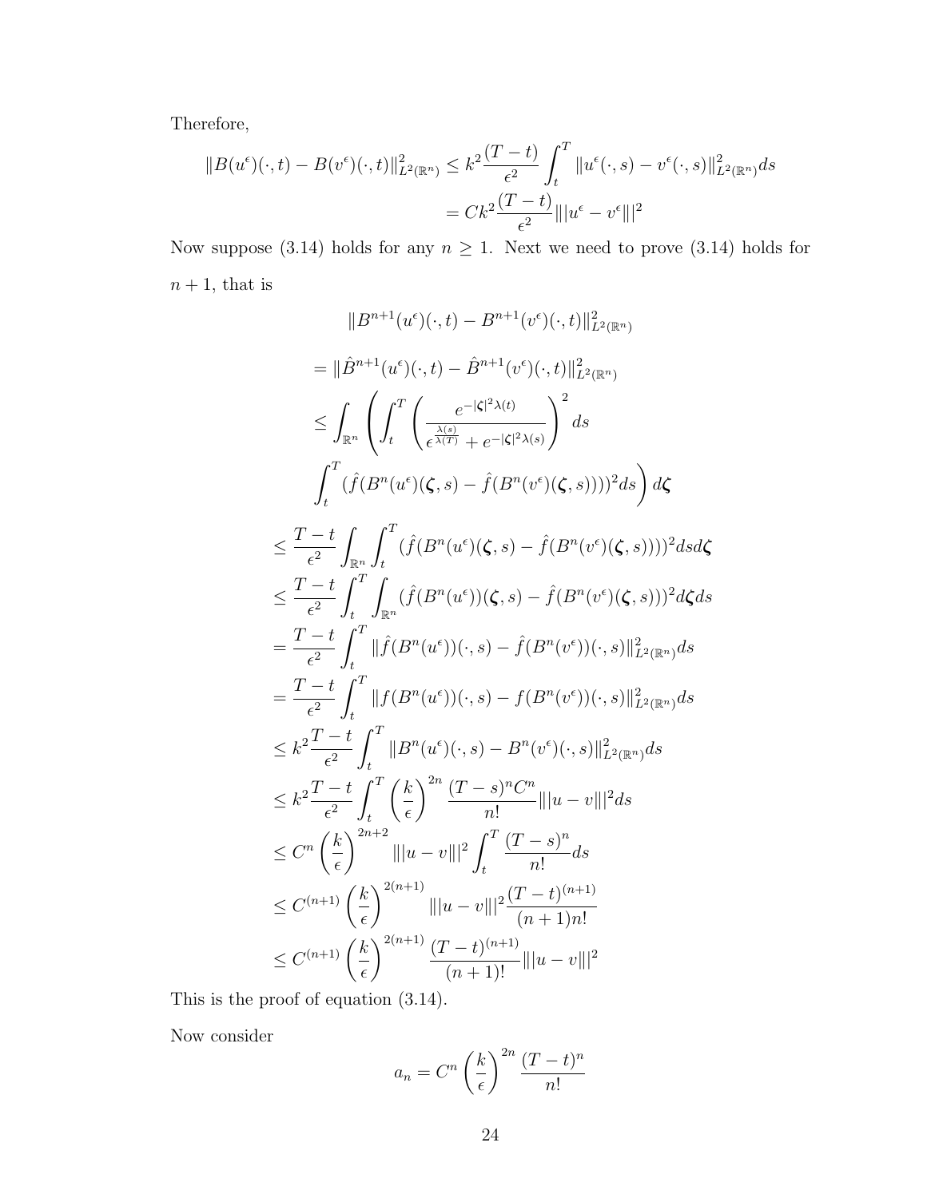Therefore,

$$\begin{aligned}
\|B(u^\epsilon)(\cdot,t) - B(v^\epsilon)(\cdot,t)\|^2_{L^2(\mathbb{R}^n)} &\leq k^2 \frac{(T-t)}{\epsilon^2} \int_t^T \|u^\epsilon(\cdot,s) - v^\epsilon(\cdot,s)\|^2_{L^2(\mathbb{R}^n)} ds \\
&= Ck^2 \frac{(T-t)}{\epsilon^2} |||u^\epsilon - v^\epsilon|||^2
\end{aligned}$$

Now suppose (3.14) holds for any $n \geq 1$. Next we need to prove (3.14) holds for $n+1$, that is

$$\begin{aligned}
&\|B^{n+1}(u^\epsilon)(\cdot,t) - B^{n+1}(v^\epsilon)(\cdot,t)\|^2_{L^2(\mathbb{R}^n)} \\
&= \|\hat{B}^{n+1}(u^\epsilon)(\cdot,t) - \hat{B}^{n+1}(v^\epsilon)(\cdot,t)\|^2_{L^2(\mathbb{R}^n)} \\
&\leq \int_{\mathbb{R}^n} \left( \int_t^T \left( \frac{e^{-|\boldsymbol{\zeta}|^2 \lambda(t)}}{\epsilon^{\frac{\lambda(s)}{\lambda(T)}} + e^{-|\boldsymbol{\zeta}|^2\lambda(s)}} \right)^2 ds \right. \\
&\qquad \left. \int_t^T (\hat{f}(B^n(u^\epsilon)(\boldsymbol{\zeta},s) - \hat{f}(B^n(v^\epsilon)(\boldsymbol{\zeta},s))))^2 ds \right) d\boldsymbol{\zeta} \\
&\leq \frac{T-t}{\epsilon^2} \int_{\mathbb{R}^n} \int_t^T (\hat{f}(B^n(u^\epsilon)(\boldsymbol{\zeta},s) - \hat{f}(B^n(v^\epsilon)(\boldsymbol{\zeta},s))))^2 ds d\boldsymbol{\zeta} \\
&\leq \frac{T-t}{\epsilon^2} \int_t^T \int_{\mathbb{R}^n} (\hat{f}(B^n(u^\epsilon))(\boldsymbol{\zeta},s) - \hat{f}(B^n(v^\epsilon)(\boldsymbol{\zeta},s)))^2 d\boldsymbol{\zeta} ds \\
&= \frac{T-t}{\epsilon^2} \int_t^T \|\hat{f}(B^n(u^\epsilon))(\cdot,s) - \hat{f}(B^n(v^\epsilon))(\cdot,s)\|^2_{L^2(\mathbb{R}^n)} ds \\
&= \frac{T-t}{\epsilon^2} \int_t^T \|f(B^n(u^\epsilon))(\cdot,s) - f(B^n(v^\epsilon))(\cdot,s)\|^2_{L^2(\mathbb{R}^n)} ds \\
&\leq k^2 \frac{T-t}{\epsilon^2} \int_t^T \|B^n(u^\epsilon)(\cdot,s) - B^n(v^\epsilon)(\cdot,s)\|^2_{L^2(\mathbb{R}^n)} ds \\
&\leq k^2 \frac{T-t}{\epsilon^2} \int_t^T \left(\frac{k}{\epsilon}\right)^{2n} \frac{(T-s)^n C^n}{n!} |||u-v|||^2 ds \\
&\leq C^n \left(\frac{k}{\epsilon}\right)^{2n+2} |||u-v|||^2 \int_t^T \frac{(T-s)^n}{n!} ds \\
&\leq C^{(n+1)} \left(\frac{k}{\epsilon}\right)^{2(n+1)} |||u-v|||^2 \frac{(T-t)^{(n+1)}}{(n+1)n!} \\
&\leq C^{(n+1)} \left(\frac{k}{\epsilon}\right)^{2(n+1)} \frac{(T-t)^{(n+1)}}{(n+1)!} |||u-v|||^2
\end{aligned}$$

This is the proof of equation (3.14).

Now consider

$$a_n = C^n \left(\frac{k}{\epsilon}\right)^{2n} \frac{(T-t)^n}{n!}$$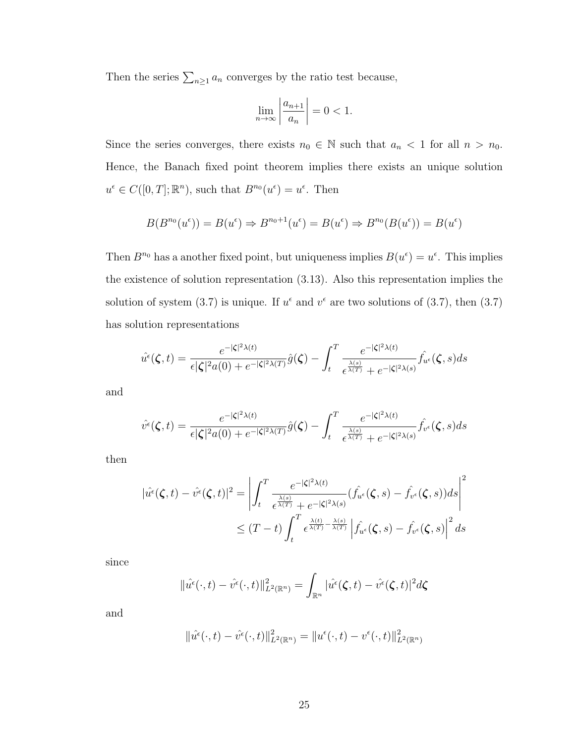Then the series $\sum_{n\geq 1} a_n$ converges by the ratio test because,

$$\lim_{n\to\infty}\left|\frac{a_{n+1}}{a_n}\right| = 0 < 1.$$

Since the series converges, there exists $n_0 \in \mathbb{N}$ such that $a_n < 1$ for all $n > n_0$. Hence, the Banach fixed point theorem implies there exists an unique solution $u^\epsilon \in C([0,T];\mathbb{R}^n)$, such that $B^{n_0}(u^\epsilon) = u^\epsilon$. Then

$$B(B^{n_0}(u^\epsilon)) = B(u^\epsilon) \Rightarrow B^{n_0+1}(u^\epsilon) = B(u^\epsilon) \Rightarrow B^{n_0}(B(u^\epsilon)) = B(u^\epsilon)$$

Then $B^{n_0}$ has a another fixed point, but uniqueness implies $B(u^\epsilon) = u^\epsilon$. This implies the existence of solution representation (3.13). Also this representation implies the solution of system (3.7) is unique. If $u^\epsilon$ and $v^\epsilon$ are two solutions of (3.7), then (3.7) has solution representations

$$\hat{u^\epsilon}(\boldsymbol{\zeta},t) = \frac{e^{-|\boldsymbol{\zeta}|^2\lambda(t)}}{\epsilon|\boldsymbol{\zeta}|^2 a(0) + e^{-|\boldsymbol{\zeta}|^2\lambda(T)}}\hat{g}(\boldsymbol{\zeta}) - \int_t^T \frac{e^{-|\boldsymbol{\zeta}|^2\lambda(t)}}{\epsilon^{\frac{\lambda(s)}{\lambda(T)}} + e^{-|\boldsymbol{\zeta}|^2\lambda(s)}}\hat{f_{u^\epsilon}}(\boldsymbol{\zeta},s)ds$$

and

$$\hat{v^\epsilon}(\boldsymbol{\zeta},t) = \frac{e^{-|\boldsymbol{\zeta}|^2\lambda(t)}}{\epsilon|\boldsymbol{\zeta}|^2 a(0) + e^{-|\boldsymbol{\zeta}|^2\lambda(T)}}\hat{g}(\boldsymbol{\zeta}) - \int_t^T \frac{e^{-|\boldsymbol{\zeta}|^2\lambda(t)}}{\epsilon^{\frac{\lambda(s)}{\lambda(T)}} + e^{-|\boldsymbol{\zeta}|^2\lambda(s)}}\hat{f_{v^\epsilon}}(\boldsymbol{\zeta},s)ds$$

then

$$\begin{aligned}
|\hat{u^\epsilon}(\boldsymbol{\zeta},t) - \hat{v^\epsilon}(\boldsymbol{\zeta},t)|^2 &= \left|\int_t^T \frac{e^{-|\boldsymbol{\zeta}|^2\lambda(t)}}{\epsilon^{\frac{\lambda(s)}{\lambda(T)}} + e^{-|\boldsymbol{\zeta}|^2\lambda(s)}}(\hat{f_{u^\epsilon}}(\boldsymbol{\zeta},s) - \hat{f_{v^\epsilon}}(\boldsymbol{\zeta},s))ds\right|^2 \\
&\leq (T-t)\int_t^T \epsilon^{\frac{\lambda(t)}{\lambda(T)} - \frac{\lambda(s)}{\lambda(T)}}\left|\hat{f_{u^\epsilon}}(\boldsymbol{\zeta},s) - \hat{f_{v^\epsilon}}(\boldsymbol{\zeta},s)\right|^2 ds
\end{aligned}$$

since

$$\|\hat{u^\epsilon}(\cdot,t) - \hat{v^\epsilon}(\cdot,t)\|^2_{L^2(\mathbb{R}^n)} = \int_{\mathbb{R}^n}|\hat{u^\epsilon}(\boldsymbol{\zeta},t) - \hat{v^\epsilon}(\boldsymbol{\zeta},t)|^2 d\boldsymbol{\zeta}$$

and

$$\|\hat{u^\epsilon}(\cdot,t) - \hat{v^\epsilon}(\cdot,t)\|^2_{L^2(\mathbb{R}^n)} = \|u^\epsilon(\cdot,t) - v^\epsilon(\cdot,t)\|^2_{L^2(\mathbb{R}^n)}$$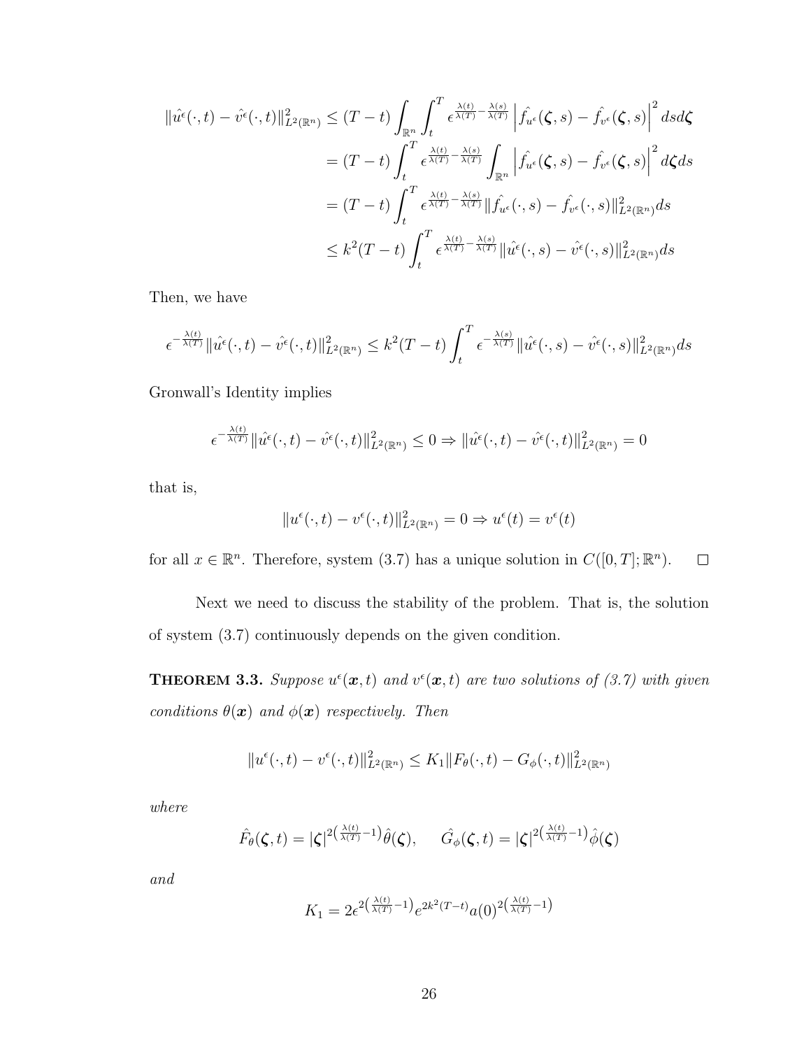$$
\begin{aligned}
\|\hat{u^\epsilon}(\cdot,t) - \hat{v^\epsilon}(\cdot,t)\|^2_{L^2(\mathbb{R}^n)} &\le (T-t)\int_{\mathbb{R}^n}\int_t^T \epsilon^{\frac{\lambda(t)}{\lambda(T)}-\frac{\lambda(s)}{\lambda(T)}} \left|\hat{f_{u^\epsilon}}(\boldsymbol{\zeta},s) - \hat{f_{v^\epsilon}}(\boldsymbol{\zeta},s)\right|^2 ds d\boldsymbol{\zeta} \\
&= (T-t)\int_t^T \epsilon^{\frac{\lambda(t)}{\lambda(T)}-\frac{\lambda(s)}{\lambda(T)}} \int_{\mathbb{R}^n} \left|\hat{f_{u^\epsilon}}(\boldsymbol{\zeta},s) - \hat{f_{v^\epsilon}}(\boldsymbol{\zeta},s)\right|^2 d\boldsymbol{\zeta} ds \\
&= (T-t)\int_t^T \epsilon^{\frac{\lambda(t)}{\lambda(T)}-\frac{\lambda(s)}{\lambda(T)}} \|\hat{f_{u^\epsilon}}(\cdot,s) - \hat{f_{v^\epsilon}}(\cdot,s)\|^2_{L^2(\mathbb{R}^n)} ds \\
&\le k^2(T-t)\int_t^T \epsilon^{\frac{\lambda(t)}{\lambda(T)}-\frac{\lambda(s)}{\lambda(T)}} \|\hat{u^\epsilon}(\cdot,s) - \hat{v^\epsilon}(\cdot,s)\|^2_{L^2(\mathbb{R}^n)} ds
\end{aligned}
$$

Then, we have

$$
\epsilon^{-\frac{\lambda(t)}{\lambda(T)}} \|\hat{u^\epsilon}(\cdot,t) - \hat{v^\epsilon}(\cdot,t)\|^2_{L^2(\mathbb{R}^n)} \le k^2(T-t)\int_t^T \epsilon^{-\frac{\lambda(s)}{\lambda(T)}} \|\hat{u^\epsilon}(\cdot,s) - \hat{v^\epsilon}(\cdot,s)\|^2_{L^2(\mathbb{R}^n)} ds
$$

Gronwall's Identity implies

$$
\epsilon^{-\frac{\lambda(t)}{\lambda(T)}} \|\hat{u^\epsilon}(\cdot,t) - \hat{v^\epsilon}(\cdot,t)\|^2_{L^2(\mathbb{R}^n)} \le 0 \Rightarrow \|\hat{u^\epsilon}(\cdot,t) - \hat{v^\epsilon}(\cdot,t)\|^2_{L^2(\mathbb{R}^n)} = 0
$$

that is,

$$
\|u^\epsilon(\cdot,t) - v^\epsilon(\cdot,t)\|^2_{L^2(\mathbb{R}^n)} = 0 \Rightarrow u^\epsilon(t) = v^\epsilon(t)
$$

for all $x \in \mathbb{R}^n$. Therefore, system (3.7) has a unique solution in $C([0,T];\mathbb{R}^n)$. $\square$

Next we need to discuss the stability of the problem. That is, the solution of system (3.7) continuously depends on the given condition.

**Theorem 3.3.** *Suppose $u^\epsilon(\boldsymbol{x},t)$ and $v^\epsilon(\boldsymbol{x},t)$ are two solutions of (3.7) with given conditions $\theta(\boldsymbol{x})$ and $\phi(\boldsymbol{x})$ respectively. Then*

$$
\|u^\epsilon(\cdot,t) - v^\epsilon(\cdot,t)\|^2_{L^2(\mathbb{R}^n)} \le K_1 \|F_\theta(\cdot,t) - G_\phi(\cdot,t)\|^2_{L^2(\mathbb{R}^n)}
$$

*where*

$$
\hat{F_\theta}(\boldsymbol{\zeta},t) = |\boldsymbol{\zeta}|^{2\left(\frac{\lambda(t)}{\lambda(T)}-1\right)}\hat{\theta}(\boldsymbol{\zeta}), \qquad \hat{G_\phi}(\boldsymbol{\zeta},t) = |\boldsymbol{\zeta}|^{2\left(\frac{\lambda(t)}{\lambda(T)}-1\right)}\hat{\phi}(\boldsymbol{\zeta})
$$

*and*

$$
K_1 = 2\epsilon^{2\left(\frac{\lambda(t)}{\lambda(T)}-1\right)} e^{2k^2(T-t)} a(0)^{2\left(\frac{\lambda(t)}{\lambda(T)}-1\right)}
$$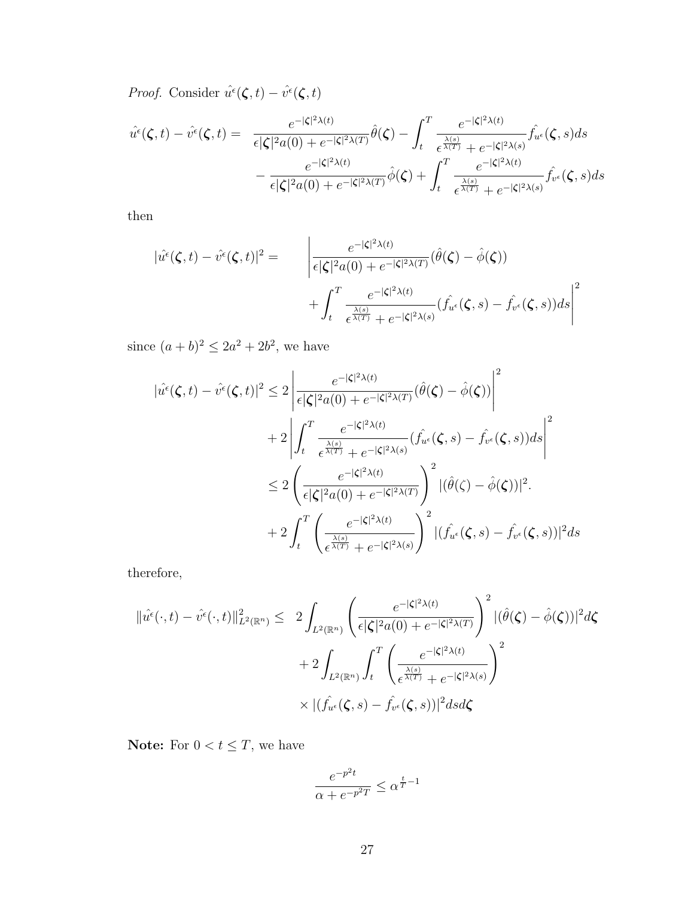*Proof.* Consider $\hat{u^\epsilon}(\boldsymbol{\zeta},t) - \hat{v^\epsilon}(\boldsymbol{\zeta},t)$

$$\begin{aligned}
\hat{u^\epsilon}(\boldsymbol{\zeta},t) - \hat{v^\epsilon}(\boldsymbol{\zeta},t) = \; & \frac{e^{-|\boldsymbol{\zeta}|^2\lambda(t)}}{\epsilon|\boldsymbol{\zeta}|^2 a(0) + e^{-|\boldsymbol{\zeta}|^2\lambda(T)}}\hat{\theta}(\boldsymbol{\zeta}) - \int_t^T \frac{e^{-|\boldsymbol{\zeta}|^2\lambda(t)}}{\epsilon^{\frac{\lambda(s)}{\lambda(T)}} + e^{-|\boldsymbol{\zeta}|^2\lambda(s)}}\hat{f_{u^\epsilon}}(\boldsymbol{\zeta},s)ds \\
& - \frac{e^{-|\boldsymbol{\zeta}|^2\lambda(t)}}{\epsilon|\boldsymbol{\zeta}|^2 a(0) + e^{-|\boldsymbol{\zeta}|^2\lambda(T)}}\hat{\phi}(\boldsymbol{\zeta}) + \int_t^T \frac{e^{-|\boldsymbol{\zeta}|^2\lambda(t)}}{\epsilon^{\frac{\lambda(s)}{\lambda(T)}} + e^{-|\boldsymbol{\zeta}|^2\lambda(s)}}\hat{f_{v^\epsilon}}(\boldsymbol{\zeta},s)ds
\end{aligned}$$

then

$$\begin{aligned}
|\hat{u^\epsilon}(\boldsymbol{\zeta},t) - \hat{v^\epsilon}(\boldsymbol{\zeta},t)|^2 = \; & \Bigg| \frac{e^{-|\boldsymbol{\zeta}|^2\lambda(t)}}{\epsilon|\boldsymbol{\zeta}|^2 a(0) + e^{-|\boldsymbol{\zeta}|^2\lambda(T)}}(\hat{\theta}(\boldsymbol{\zeta}) - \hat{\phi}(\boldsymbol{\zeta})) \\
& + \int_t^T \frac{e^{-|\boldsymbol{\zeta}|^2\lambda(t)}}{\epsilon^{\frac{\lambda(s)}{\lambda(T)}} + e^{-|\boldsymbol{\zeta}|^2\lambda(s)}}(\hat{f_{u^\epsilon}}(\boldsymbol{\zeta},s) - \hat{f_{v^\epsilon}}(\boldsymbol{\zeta},s))ds \Bigg|^2
\end{aligned}$$

since $(a+b)^2 \leq 2a^2 + 2b^2$, we have

$$\begin{aligned}
|\hat{u^\epsilon}(\boldsymbol{\zeta},t) - \hat{v^\epsilon}(\boldsymbol{\zeta},t)|^2 \leq \; & 2\left| \frac{e^{-|\boldsymbol{\zeta}|^2\lambda(t)}}{\epsilon|\boldsymbol{\zeta}|^2 a(0) + e^{-|\boldsymbol{\zeta}|^2\lambda(T)}}(\hat{\theta}(\boldsymbol{\zeta}) - \hat{\phi}(\boldsymbol{\zeta})) \right|^2 \\
& + 2\left| \int_t^T \frac{e^{-|\boldsymbol{\zeta}|^2\lambda(t)}}{\epsilon^{\frac{\lambda(s)}{\lambda(T)}} + e^{-|\boldsymbol{\zeta}|^2\lambda(s)}}(\hat{f_{u^\epsilon}}(\boldsymbol{\zeta},s) - \hat{f_{v^\epsilon}}(\boldsymbol{\zeta},s))ds \right|^2 \\
\leq \; & 2\left( \frac{e^{-|\boldsymbol{\zeta}|^2\lambda(t)}}{\epsilon|\boldsymbol{\zeta}|^2 a(0) + e^{-|\boldsymbol{\zeta}|^2\lambda(T)}} \right)^2 |(\hat{\theta}(\zeta) - \hat{\phi}(\boldsymbol{\zeta}))|^2. \\
& + 2\int_t^T \left( \frac{e^{-|\boldsymbol{\zeta}|^2\lambda(t)}}{\epsilon^{\frac{\lambda(s)}{\lambda(T)}} + e^{-|\boldsymbol{\zeta}|^2\lambda(s)}} \right)^2 |(\hat{f_{u^\epsilon}}(\boldsymbol{\zeta},s) - \hat{f_{v^\epsilon}}(\boldsymbol{\zeta},s))|^2 ds
\end{aligned}$$

therefore,

$$\begin{aligned}
\|\hat{u^\epsilon}(\cdot,t) - \hat{v^\epsilon}(\cdot,t)\|^2_{L^2(\mathbb{R}^n)} \leq \; & 2\int_{L^2(\mathbb{R}^n)} \left( \frac{e^{-|\boldsymbol{\zeta}|^2\lambda(t)}}{\epsilon|\boldsymbol{\zeta}|^2 a(0) + e^{-|\boldsymbol{\zeta}|^2\lambda(T)}} \right)^2 |(\hat{\theta}(\boldsymbol{\zeta}) - \hat{\phi}(\boldsymbol{\zeta}))|^2 d\boldsymbol{\zeta} \\
& + 2\int_{L^2(\mathbb{R}^n)} \int_t^T \left( \frac{e^{-|\boldsymbol{\zeta}|^2\lambda(t)}}{\epsilon^{\frac{\lambda(s)}{\lambda(T)}} + e^{-|\boldsymbol{\zeta}|^2\lambda(s)}} \right)^2 \\
& \times |(\hat{f_{u^\epsilon}}(\boldsymbol{\zeta},s) - \hat{f_{v^\epsilon}}(\boldsymbol{\zeta},s))|^2 ds d\boldsymbol{\zeta}
\end{aligned}$$

**Note:** For $0 < t \leq T$, we have

$$\frac{e^{-p^2 t}}{\alpha + e^{-p^2 T}} \leq \alpha^{\frac{t}{T}-1}$$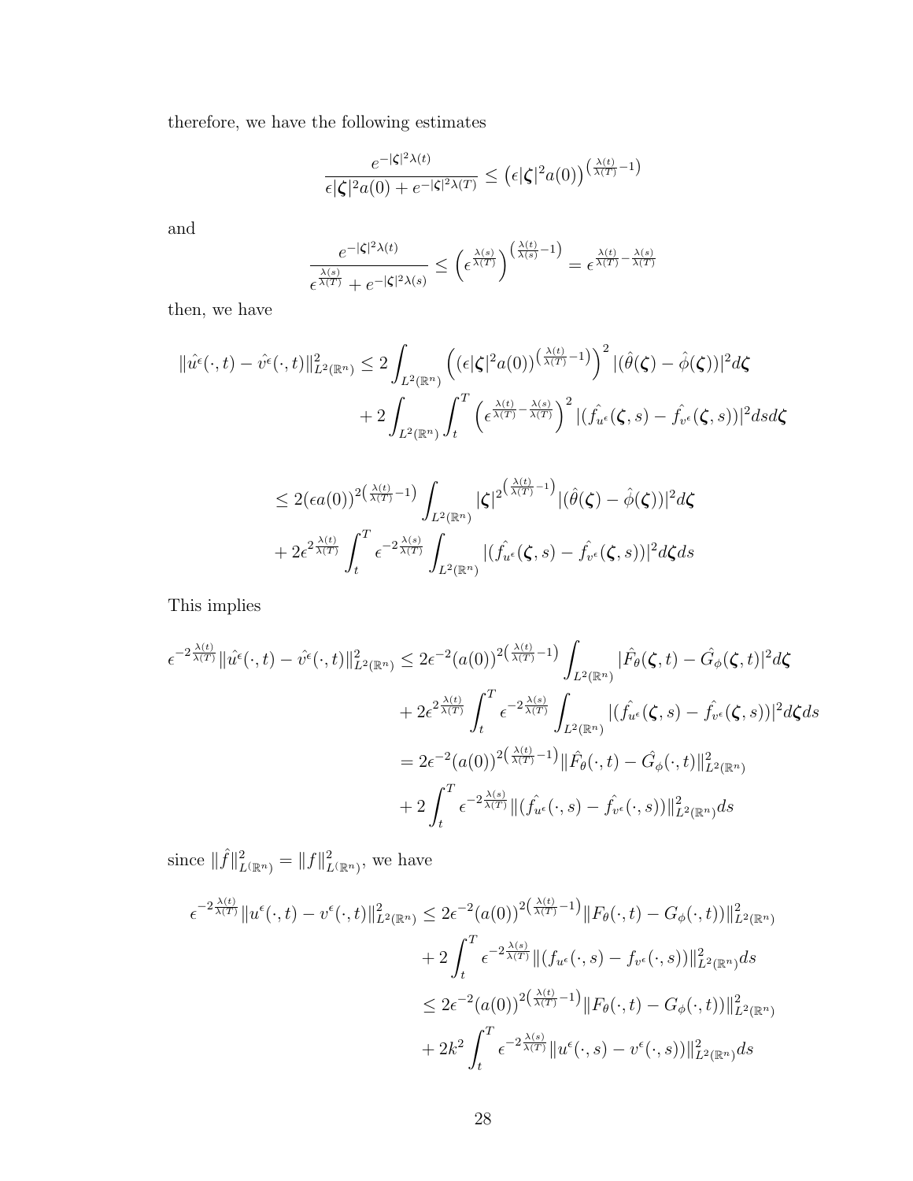therefore, we have the following estimates

$$\frac{e^{-|\boldsymbol{\zeta}|^2\lambda(t)}}{\epsilon|\boldsymbol{\zeta}|^2 a(0)+e^{-|\boldsymbol{\zeta}|^2\lambda(T)}} \le \left(\epsilon|\boldsymbol{\zeta}|^2 a(0)\right)^{\left(\frac{\lambda(t)}{\lambda(T)}-1\right)}$$

and

$$\frac{e^{-|\boldsymbol{\zeta}|^2\lambda(t)}}{\epsilon^{\frac{\lambda(s)}{\lambda(T)}}+e^{-|\boldsymbol{\zeta}|^2\lambda(s)}} \le \left(\epsilon^{\frac{\lambda(s)}{\lambda(T)}}\right)^{\left(\frac{\lambda(t)}{\lambda(s)}-1\right)} = \epsilon^{\frac{\lambda(t)}{\lambda(T)}-\frac{\lambda(s)}{\lambda(T)}}$$

then, we have

$$\begin{aligned}
\|\hat{u^\epsilon}(\cdot,t)-\hat{v^\epsilon}(\cdot,t)\|^2_{L^2(\mathbb{R}^n)} &\le 2\int_{L^2(\mathbb{R}^n)} \left((\epsilon|\boldsymbol{\zeta}|^2 a(0))^{\left(\frac{\lambda(t)}{\lambda(T)}-1\right)}\right)^2 |(\hat{\theta}(\boldsymbol{\zeta})-\hat{\phi}(\boldsymbol{\zeta}))|^2 d\boldsymbol{\zeta} \\
&\quad + 2\int_{L^2(\mathbb{R}^n)}\int_t^T \left(\epsilon^{\frac{\lambda(t)}{\lambda(T)}-\frac{\lambda(s)}{\lambda(T)}}\right)^2 |(\hat{f_{u^\epsilon}}(\boldsymbol{\zeta},s)-\hat{f_{v^\epsilon}}(\boldsymbol{\zeta},s))|^2 ds d\boldsymbol{\zeta}
\end{aligned}$$

$$\begin{aligned}
&\le 2(\epsilon a(0))^{2\left(\frac{\lambda(t)}{\lambda(T)}-1\right)} \int_{L^2(\mathbb{R}^n)} |\boldsymbol{\zeta}|^{2\left(\frac{\lambda(t)}{\lambda(T)}-1\right)} |(\hat{\theta}(\boldsymbol{\zeta})-\hat{\phi}(\boldsymbol{\zeta}))|^2 d\boldsymbol{\zeta} \\
&\quad + 2\epsilon^{2\frac{\lambda(t)}{\lambda(T)}} \int_t^T \epsilon^{-2\frac{\lambda(s)}{\lambda(T)}} \int_{L^2(\mathbb{R}^n)} |(\hat{f_{u^\epsilon}}(\boldsymbol{\zeta},s)-\hat{f_{v^\epsilon}}(\boldsymbol{\zeta},s))|^2 d\boldsymbol{\zeta} ds
\end{aligned}$$

This implies

$$\begin{aligned}
\epsilon^{-2\frac{\lambda(t)}{\lambda(T)}}\|\hat{u^\epsilon}(\cdot,t)-\hat{v^\epsilon}(\cdot,t)\|^2_{L^2(\mathbb{R}^n)} &\le 2\epsilon^{-2}(a(0))^{2\left(\frac{\lambda(t)}{\lambda(T)}-1\right)} \int_{L^2(\mathbb{R}^n)} |\hat{F_\theta}(\boldsymbol{\zeta},t)-\hat{G_\phi}(\boldsymbol{\zeta},t)|^2 d\boldsymbol{\zeta} \\
&\quad + 2\epsilon^{2\frac{\lambda(t)}{\lambda(T)}} \int_t^T \epsilon^{-2\frac{\lambda(s)}{\lambda(T)}} \int_{L^2(\mathbb{R}^n)} |(\hat{f_{u^\epsilon}}(\boldsymbol{\zeta},s)-\hat{f_{v^\epsilon}}(\boldsymbol{\zeta},s))|^2 d\boldsymbol{\zeta} ds \\
&= 2\epsilon^{-2}(a(0))^{2\left(\frac{\lambda(t)}{\lambda(T)}-1\right)} \|\hat{F_\theta}(\cdot,t)-\hat{G_\phi}(\cdot,t)\|^2_{L^2(\mathbb{R}^n)} \\
&\quad + 2\int_t^T \epsilon^{-2\frac{\lambda(s)}{\lambda(T)}} \|(\hat{f_{u^\epsilon}}(\cdot,s)-\hat{f_{v^\epsilon}}(\cdot,s))\|^2_{L^2(\mathbb{R}^n)} ds
\end{aligned}$$

since $\|\hat{f}\|^2_{L(\mathbb{R}^n)} = \|f\|^2_{L(\mathbb{R}^n)}$, we have

$$\begin{aligned}
\epsilon^{-2\frac{\lambda(t)}{\lambda(T)}}\|u^\epsilon(\cdot,t)-v^\epsilon(\cdot,t)\|^2_{L^2(\mathbb{R}^n)} &\le 2\epsilon^{-2}(a(0))^{2\left(\frac{\lambda(t)}{\lambda(T)}-1\right)} \|F_\theta(\cdot,t)-G_\phi(\cdot,t))\|^2_{L^2(\mathbb{R}^n)} \\
&\quad + 2\int_t^T \epsilon^{-2\frac{\lambda(s)}{\lambda(T)}} \|(f_{u^\epsilon}(\cdot,s)-f_{v^\epsilon}(\cdot,s))\|^2_{L^2(\mathbb{R}^n)} ds \\
&\le 2\epsilon^{-2}(a(0))^{2\left(\frac{\lambda(t)}{\lambda(T)}-1\right)} \|F_\theta(\cdot,t)-G_\phi(\cdot,t))\|^2_{L^2(\mathbb{R}^n)} \\
&\quad + 2k^2\int_t^T \epsilon^{-2\frac{\lambda(s)}{\lambda(T)}} \|u^\epsilon(\cdot,s)-v^\epsilon(\cdot,s))\|^2_{L^2(\mathbb{R}^n)} ds
\end{aligned}$$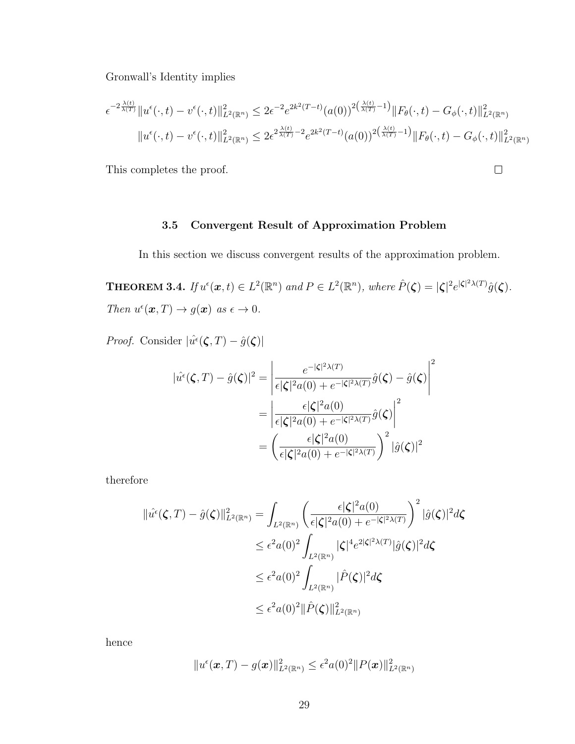Gronwall's Identity implies

$$
\begin{aligned}
\epsilon^{-2\frac{\lambda(t)}{\lambda(T)}}\|u^{\epsilon}(\cdot,t)-v^{\epsilon}(\cdot,t)\|^2_{L^2(\mathbb{R}^n)} &\leq 2\epsilon^{-2}e^{2k^2(T-t)}(a(0))^{2\left(\frac{\lambda(t)}{\lambda(T)}-1\right)}\|F_\theta(\cdot,t)-G_\phi(\cdot,t)\|^2_{L^2(\mathbb{R}^n)} \\
\|u^{\epsilon}(\cdot,t)-v^{\epsilon}(\cdot,t)\|^2_{L^2(\mathbb{R}^n)} &\leq 2\epsilon^{2\frac{\lambda(t)}{\lambda(T)}-2}e^{2k^2(T-t)}(a(0))^{2\left(\frac{\lambda(t)}{\lambda(T)}-1\right)}\|F_\theta(\cdot,t)-G_\phi(\cdot,t)\|^2_{L^2(\mathbb{R}^n)}
\end{aligned}
$$

This completes the proof. □

### 3.5 Convergent Result of Approximation Problem

In this section we discuss convergent results of the approximation problem.

**THEOREM 3.4.** *If $u^{\epsilon}(\boldsymbol{x},t)\in L^2(\mathbb{R}^n)$ and $P\in L^2(\mathbb{R}^n)$, where $\hat{P}(\boldsymbol{\zeta})=|\boldsymbol{\zeta}|^2e^{|\boldsymbol{\zeta}|^2\lambda(T)}\hat{g}(\boldsymbol{\zeta})$. Then $u^{\epsilon}(\boldsymbol{x},T)\to g(\boldsymbol{x})$ as $\epsilon\to 0$.*

*Proof.* Consider $|\hat{u^{\epsilon}}(\boldsymbol{\zeta},T)-\hat{g}(\boldsymbol{\zeta})|$

$$
\begin{aligned}
|\hat{u^{\epsilon}}(\boldsymbol{\zeta},T)-\hat{g}(\boldsymbol{\zeta})|^2 &= \left|\frac{e^{-|\boldsymbol{\zeta}|^2\lambda(T)}}{\epsilon|\boldsymbol{\zeta}|^2a(0)+e^{-|\boldsymbol{\zeta}|^2\lambda(T)}}\hat{g}(\boldsymbol{\zeta})-\hat{g}(\boldsymbol{\zeta})\right|^2 \\
&= \left|\frac{\epsilon|\boldsymbol{\zeta}|^2a(0)}{\epsilon|\boldsymbol{\zeta}|^2a(0)+e^{-|\boldsymbol{\zeta}|^2\lambda(T)}}\hat{g}(\boldsymbol{\zeta})\right|^2 \\
&= \left(\frac{\epsilon|\boldsymbol{\zeta}|^2a(0)}{\epsilon|\boldsymbol{\zeta}|^2a(0)+e^{-|\boldsymbol{\zeta}|^2\lambda(T)}}\right)^2|\hat{g}(\boldsymbol{\zeta})|^2
\end{aligned}
$$

therefore

$$
\begin{aligned}
\|\hat{u^{\epsilon}}(\boldsymbol{\zeta},T)-\hat{g}(\boldsymbol{\zeta})\|^2_{L^2(\mathbb{R}^n)} &= \int_{L^2(\mathbb{R}^n)}\left(\frac{\epsilon|\boldsymbol{\zeta}|^2a(0)}{\epsilon|\boldsymbol{\zeta}|^2a(0)+e^{-|\boldsymbol{\zeta}|^2\lambda(T)}}\right)^2|\hat{g}(\boldsymbol{\zeta})|^2d\boldsymbol{\zeta} \\
&\leq \epsilon^2a(0)^2\int_{L^2(\mathbb{R}^n)}|\boldsymbol{\zeta}|^4e^{2|\boldsymbol{\zeta}|^2\lambda(T)}|\hat{g}(\boldsymbol{\zeta})|^2d\boldsymbol{\zeta} \\
&\leq \epsilon^2a(0)^2\int_{L^2(\mathbb{R}^n)}|\hat{P}(\boldsymbol{\zeta})|^2d\boldsymbol{\zeta} \\
&\leq \epsilon^2a(0)^2\|\hat{P}(\boldsymbol{\zeta})\|^2_{L^2(\mathbb{R}^n)}
\end{aligned}
$$

hence

$$
\|u^{\epsilon}(\boldsymbol{x},T)-g(\boldsymbol{x})\|^2_{L^2(\mathbb{R}^n)}\leq\epsilon^2a(0)^2\|P(\boldsymbol{x})\|^2_{L^2(\mathbb{R}^n)}
$$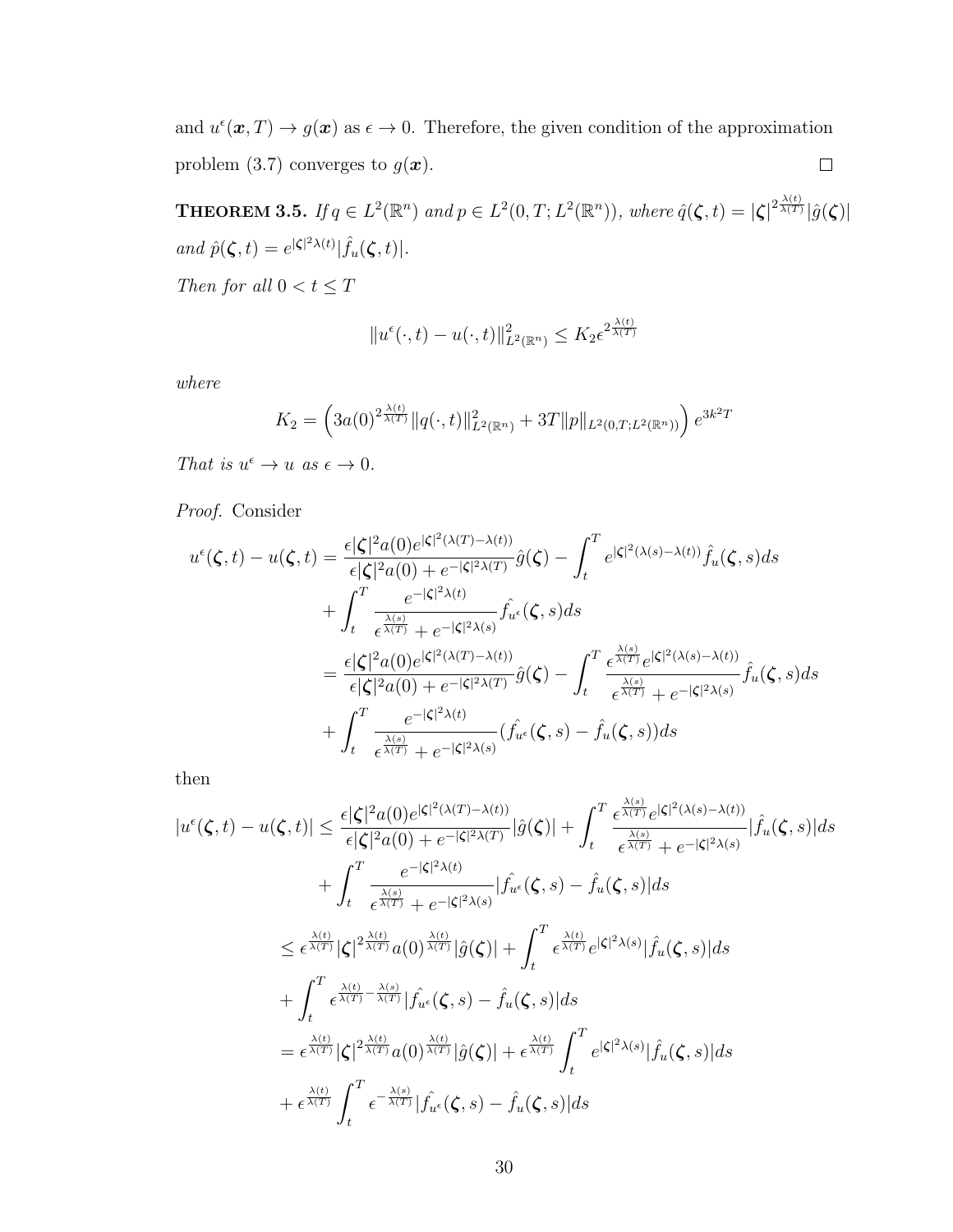and $u^\epsilon(\boldsymbol{x},T) \to g(\boldsymbol{x})$ as $\epsilon \to 0$. Therefore, the given condition of the approximation problem (3.7) converges to $g(\boldsymbol{x})$. $\square$

**THEOREM 3.5.** *If* $q \in L^2(\mathbb{R}^n)$ *and* $p \in L^2(0,T;L^2(\mathbb{R}^n))$*, where* $\hat{q}(\boldsymbol{\zeta},t) = |\boldsymbol{\zeta}|^{2\frac{\lambda(t)}{\lambda(T)}}|\hat{g}(\boldsymbol{\zeta})|$ *and* $\hat{p}(\boldsymbol{\zeta},t) = e^{|\boldsymbol{\zeta}|^2\lambda(t)}|\hat{f}_u(\boldsymbol{\zeta},t)|$.

*Then for all* $0 < t \leq T$

$$\|u^\epsilon(\cdot,t) - u(\cdot,t)\|^2_{L^2(\mathbb{R}^n)} \leq K_2 \epsilon^{2\frac{\lambda(t)}{\lambda(T)}}$$

*where*

$$K_2 = \left(3a(0)^{2\frac{\lambda(t)}{\lambda(T)}}\|q(\cdot,t)\|^2_{L^2(\mathbb{R}^n)} + 3T\|p\|_{L^2(0,T;L^2(\mathbb{R}^n))}\right)e^{3k^2T}$$

*That is* $u^\epsilon \to u$ *as* $\epsilon \to 0$.

*Proof.* Consider

$$\begin{aligned}
u^\epsilon(\boldsymbol{\zeta},t) - u(\boldsymbol{\zeta},t) &= \frac{\epsilon|\boldsymbol{\zeta}|^2 a(0) e^{|\boldsymbol{\zeta}|^2(\lambda(T)-\lambda(t))}}{\epsilon|\boldsymbol{\zeta}|^2 a(0) + e^{-|\boldsymbol{\zeta}|^2\lambda(T)}}\hat{g}(\boldsymbol{\zeta}) - \int_t^T e^{|\boldsymbol{\zeta}|^2(\lambda(s)-\lambda(t))}\hat{f}_u(\boldsymbol{\zeta},s)ds \\
&+ \int_t^T \frac{e^{-|\boldsymbol{\zeta}|^2\lambda(t)}}{\epsilon^{\frac{\lambda(s)}{\lambda(T)}} + e^{-|\boldsymbol{\zeta}|^2\lambda(s)}}\hat{f_{u^\epsilon}}(\boldsymbol{\zeta},s)ds \\
&= \frac{\epsilon|\boldsymbol{\zeta}|^2 a(0) e^{|\boldsymbol{\zeta}|^2(\lambda(T)-\lambda(t))}}{\epsilon|\boldsymbol{\zeta}|^2 a(0) + e^{-|\boldsymbol{\zeta}|^2\lambda(T)}}\hat{g}(\boldsymbol{\zeta}) - \int_t^T \frac{\epsilon^{\frac{\lambda(s)}{\lambda(T)}} e^{|\boldsymbol{\zeta}|^2(\lambda(s)-\lambda(t))}}{\epsilon^{\frac{\lambda(s)}{\lambda(T)}} + e^{-|\boldsymbol{\zeta}|^2\lambda(s)}}\hat{f}_u(\boldsymbol{\zeta},s)ds \\
&+ \int_t^T \frac{e^{-|\boldsymbol{\zeta}|^2\lambda(t)}}{\epsilon^{\frac{\lambda(s)}{\lambda(T)}} + e^{-|\boldsymbol{\zeta}|^2\lambda(s)}}(\hat{f_{u^\epsilon}}(\boldsymbol{\zeta},s) - \hat{f}_u(\boldsymbol{\zeta},s))ds
\end{aligned}$$

then

$$\begin{aligned}
|u^\epsilon(\boldsymbol{\zeta},t) - u(\boldsymbol{\zeta},t)| &\leq \frac{\epsilon|\boldsymbol{\zeta}|^2 a(0) e^{|\boldsymbol{\zeta}|^2(\lambda(T)-\lambda(t))}}{\epsilon|\boldsymbol{\zeta}|^2 a(0) + e^{-|\boldsymbol{\zeta}|^2\lambda(T)}}|\hat{g}(\boldsymbol{\zeta})| + \int_t^T \frac{\epsilon^{\frac{\lambda(s)}{\lambda(T)}} e^{|\boldsymbol{\zeta}|^2(\lambda(s)-\lambda(t))}}{\epsilon^{\frac{\lambda(s)}{\lambda(T)}} + e^{-|\boldsymbol{\zeta}|^2\lambda(s)}}|\hat{f}_u(\boldsymbol{\zeta},s)|ds \\
&+ \int_t^T \frac{e^{-|\boldsymbol{\zeta}|^2\lambda(t)}}{\epsilon^{\frac{\lambda(s)}{\lambda(T)}} + e^{-|\boldsymbol{\zeta}|^2\lambda(s)}}|\hat{f_{u^\epsilon}}(\boldsymbol{\zeta},s) - \hat{f}_u(\boldsymbol{\zeta},s)|ds \\
&\leq \epsilon^{\frac{\lambda(t)}{\lambda(T)}}|\boldsymbol{\zeta}|^{2\frac{\lambda(t)}{\lambda(T)}} a(0)^{\frac{\lambda(t)}{\lambda(T)}}|\hat{g}(\boldsymbol{\zeta})| + \int_t^T \epsilon^{\frac{\lambda(t)}{\lambda(T)}} e^{|\boldsymbol{\zeta}|^2\lambda(s)}|\hat{f}_u(\boldsymbol{\zeta},s)|ds \\
&+ \int_t^T \epsilon^{\frac{\lambda(t)}{\lambda(T)} - \frac{\lambda(s)}{\lambda(T)}}|\hat{f_{u^\epsilon}}(\boldsymbol{\zeta},s) - \hat{f}_u(\boldsymbol{\zeta},s)|ds \\
&= \epsilon^{\frac{\lambda(t)}{\lambda(T)}}|\boldsymbol{\zeta}|^{2\frac{\lambda(t)}{\lambda(T)}} a(0)^{\frac{\lambda(t)}{\lambda(T)}}|\hat{g}(\boldsymbol{\zeta})| + \epsilon^{\frac{\lambda(t)}{\lambda(T)}}\int_t^T e^{|\boldsymbol{\zeta}|^2\lambda(s)}|\hat{f}_u(\boldsymbol{\zeta},s)|ds \\
&+ \epsilon^{\frac{\lambda(t)}{\lambda(T)}}\int_t^T \epsilon^{-\frac{\lambda(s)}{\lambda(T)}}|\hat{f_{u^\epsilon}}(\boldsymbol{\zeta},s) - \hat{f}_u(\boldsymbol{\zeta},s)|ds
\end{aligned}$$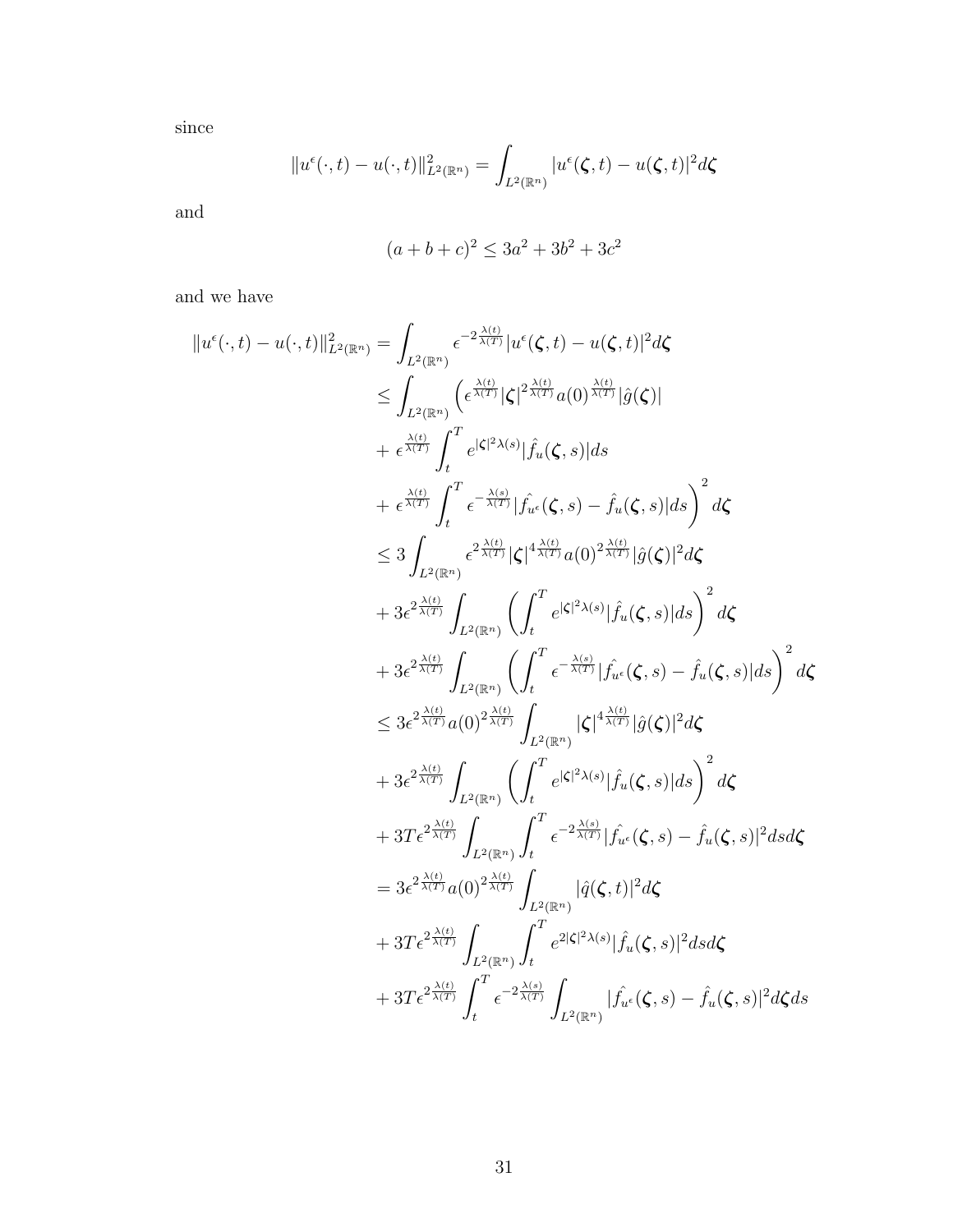since

$$\|u^\epsilon(\cdot,t) - u(\cdot,t)\|^2_{L^2(\mathbb{R}^n)} = \int_{L^2(\mathbb{R}^n)} |u^\epsilon(\boldsymbol{\zeta},t) - u(\boldsymbol{\zeta},t)|^2 d\boldsymbol{\zeta}$$

and

$$(a+b+c)^2 \leq 3a^2 + 3b^2 + 3c^2$$

and we have

$$\begin{aligned}
\|u^\epsilon(\cdot,t) - u(\cdot,t)\|^2_{L^2(\mathbb{R}^n)} &= \int_{L^2(\mathbb{R}^n)} \epsilon^{-2\frac{\lambda(t)}{\lambda(T)}} |u^\epsilon(\boldsymbol{\zeta},t) - u(\boldsymbol{\zeta},t)|^2 d\boldsymbol{\zeta} \\
&\leq \int_{L^2(\mathbb{R}^n)} \Big( \epsilon^{\frac{\lambda(t)}{\lambda(T)}} |\boldsymbol{\zeta}|^{2\frac{\lambda(t)}{\lambda(T)}} a(0)^{\frac{\lambda(t)}{\lambda(T)}} |\hat{g}(\boldsymbol{\zeta})| \\
&+ \epsilon^{\frac{\lambda(t)}{\lambda(T)}} \int_t^T e^{|\boldsymbol{\zeta}|^2\lambda(s)} |\hat{f}_u(\boldsymbol{\zeta},s)| ds \\
&+ \epsilon^{\frac{\lambda(t)}{\lambda(T)}} \int_t^T \epsilon^{-\frac{\lambda(s)}{\lambda(T)}} |\hat{f_{u^\epsilon}}(\boldsymbol{\zeta},s) - \hat{f}_u(\boldsymbol{\zeta},s)| ds \Big)^2 d\boldsymbol{\zeta} \\
&\leq 3 \int_{L^2(\mathbb{R}^n)} \epsilon^{2\frac{\lambda(t)}{\lambda(T)}} |\boldsymbol{\zeta}|^{4\frac{\lambda(t)}{\lambda(T)}} a(0)^{2\frac{\lambda(t)}{\lambda(T)}} |\hat{g}(\boldsymbol{\zeta})|^2 d\boldsymbol{\zeta} \\
&+ 3\epsilon^{2\frac{\lambda(t)}{\lambda(T)}} \int_{L^2(\mathbb{R}^n)} \left( \int_t^T e^{|\boldsymbol{\zeta}|^2\lambda(s)} |\hat{f}_u(\boldsymbol{\zeta},s)| ds \right)^2 d\boldsymbol{\zeta} \\
&+ 3\epsilon^{2\frac{\lambda(t)}{\lambda(T)}} \int_{L^2(\mathbb{R}^n)} \left( \int_t^T \epsilon^{-\frac{\lambda(s)}{\lambda(T)}} |\hat{f_{u^\epsilon}}(\boldsymbol{\zeta},s) - \hat{f}_u(\boldsymbol{\zeta},s)| ds \right)^2 d\boldsymbol{\zeta} \\
&\leq 3\epsilon^{2\frac{\lambda(t)}{\lambda(T)}} a(0)^{2\frac{\lambda(t)}{\lambda(T)}} \int_{L^2(\mathbb{R}^n)} |\boldsymbol{\zeta}|^{4\frac{\lambda(t)}{\lambda(T)}} |\hat{g}(\boldsymbol{\zeta})|^2 d\boldsymbol{\zeta} \\
&+ 3\epsilon^{2\frac{\lambda(t)}{\lambda(T)}} \int_{L^2(\mathbb{R}^n)} \left( \int_t^T e^{|\boldsymbol{\zeta}|^2\lambda(s)} |\hat{f}_u(\boldsymbol{\zeta},s)| ds \right)^2 d\boldsymbol{\zeta} \\
&+ 3T\epsilon^{2\frac{\lambda(t)}{\lambda(T)}} \int_{L^2(\mathbb{R}^n)} \int_t^T \epsilon^{-2\frac{\lambda(s)}{\lambda(T)}} |\hat{f_{u^\epsilon}}(\boldsymbol{\zeta},s) - \hat{f}_u(\boldsymbol{\zeta},s)|^2 ds d\boldsymbol{\zeta} \\
&= 3\epsilon^{2\frac{\lambda(t)}{\lambda(T)}} a(0)^{2\frac{\lambda(t)}{\lambda(T)}} \int_{L^2(\mathbb{R}^n)} |\hat{q}(\boldsymbol{\zeta},t)|^2 d\boldsymbol{\zeta} \\
&+ 3T\epsilon^{2\frac{\lambda(t)}{\lambda(T)}} \int_{L^2(\mathbb{R}^n)} \int_t^T e^{2|\boldsymbol{\zeta}|^2\lambda(s)} |\hat{f}_u(\boldsymbol{\zeta},s)|^2 ds d\boldsymbol{\zeta} \\
&+ 3T\epsilon^{2\frac{\lambda(t)}{\lambda(T)}} \int_t^T \epsilon^{-2\frac{\lambda(s)}{\lambda(T)}} \int_{L^2(\mathbb{R}^n)} |\hat{f_{u^\epsilon}}(\boldsymbol{\zeta},s) - \hat{f}_u(\boldsymbol{\zeta},s)|^2 d\boldsymbol{\zeta} ds
\end{aligned}$$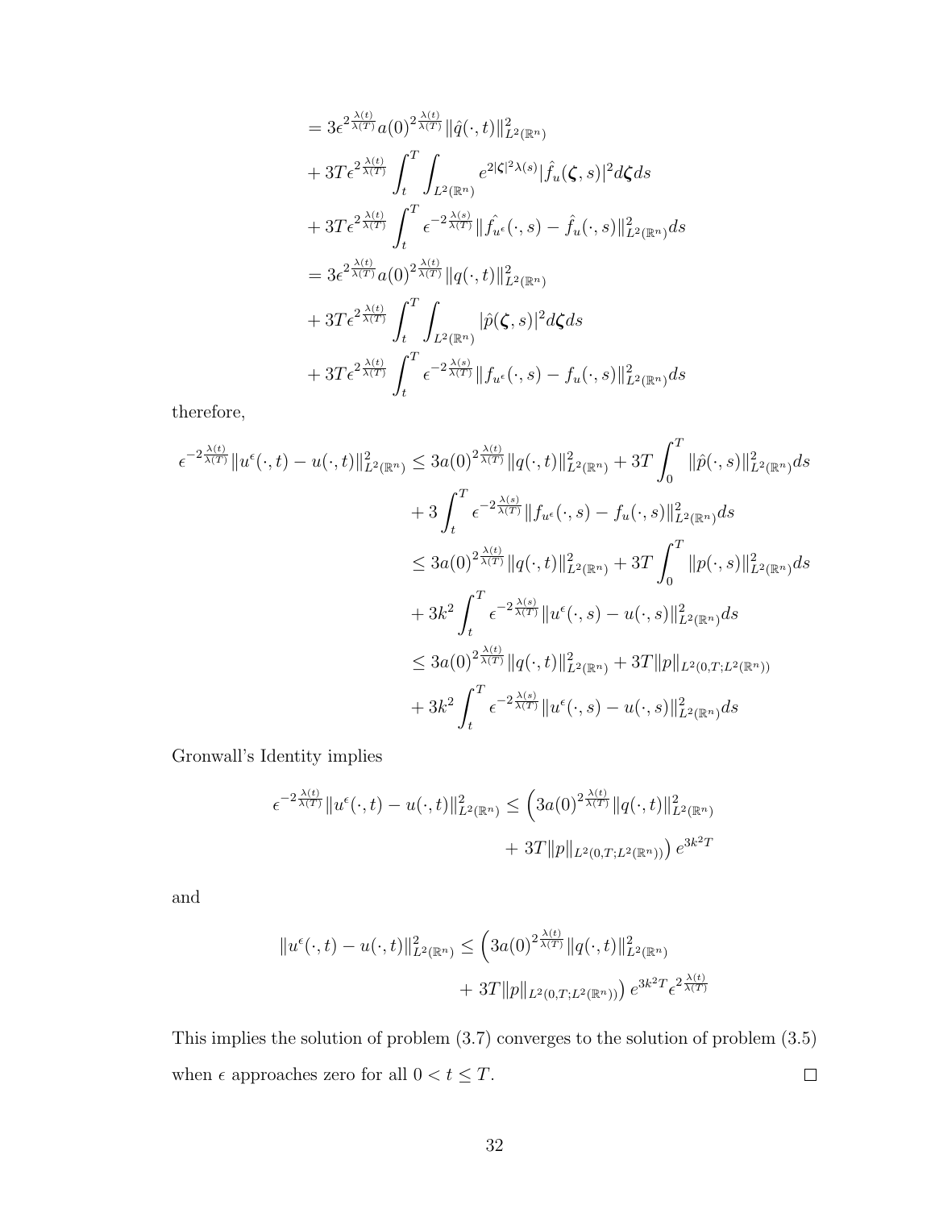$$
\begin{aligned}
&= 3\epsilon^{2\frac{\lambda(t)}{\lambda(T)}} a(0)^{2\frac{\lambda(t)}{\lambda(T)}} \|\hat{q}(\cdot,t)\|^2_{L^2(\mathbb{R}^n)} \\
&+ 3T\epsilon^{2\frac{\lambda(t)}{\lambda(T)}} \int_t^T \int_{L^2(\mathbb{R}^n)} e^{2|\boldsymbol{\zeta}|^2\lambda(s)} |\hat{f}_u(\boldsymbol{\zeta},s)|^2 d\boldsymbol{\zeta} ds \\
&+ 3T\epsilon^{2\frac{\lambda(t)}{\lambda(T)}} \int_t^T \epsilon^{-2\frac{\lambda(s)}{\lambda(T)}} \|\hat{f_{u^\epsilon}}(\cdot,s) - \hat{f}_u(\cdot,s)\|^2_{L^2(\mathbb{R}^n)} ds \\
&= 3\epsilon^{2\frac{\lambda(t)}{\lambda(T)}} a(0)^{2\frac{\lambda(t)}{\lambda(T)}} \|q(\cdot,t)\|^2_{L^2(\mathbb{R}^n)} \\
&+ 3T\epsilon^{2\frac{\lambda(t)}{\lambda(T)}} \int_t^T \int_{L^2(\mathbb{R}^n)} |\hat{p}(\boldsymbol{\zeta},s)|^2 d\boldsymbol{\zeta} ds \\
&+ 3T\epsilon^{2\frac{\lambda(t)}{\lambda(T)}} \int_t^T \epsilon^{-2\frac{\lambda(s)}{\lambda(T)}} \|f_{u^\epsilon}(\cdot,s) - f_u(\cdot,s)\|^2_{L^2(\mathbb{R}^n)} ds
\end{aligned}
$$

therefore,

$$
\begin{aligned}
\epsilon^{-2\frac{\lambda(t)}{\lambda(T)}} \|u^\epsilon(\cdot,t) - u(\cdot,t)\|^2_{L^2(\mathbb{R}^n)} &\le 3a(0)^{2\frac{\lambda(t)}{\lambda(T)}} \|q(\cdot,t)\|^2_{L^2(\mathbb{R}^n)} + 3T \int_0^T \|\hat{p}(\cdot,s)\|^2_{L^2(\mathbb{R}^n)} ds \\
&+ 3\int_t^T \epsilon^{-2\frac{\lambda(s)}{\lambda(T)}} \|f_{u^\epsilon}(\cdot,s) - f_u(\cdot,s)\|^2_{L^2(\mathbb{R}^n)} ds \\
&\le 3a(0)^{2\frac{\lambda(t)}{\lambda(T)}} \|q(\cdot,t)\|^2_{L^2(\mathbb{R}^n)} + 3T \int_0^T \|p(\cdot,s)\|^2_{L^2(\mathbb{R}^n)} ds \\
&+ 3k^2 \int_t^T \epsilon^{-2\frac{\lambda(s)}{\lambda(T)}} \|u^\epsilon(\cdot,s) - u(\cdot,s)\|^2_{L^2(\mathbb{R}^n)} ds \\
&\le 3a(0)^{2\frac{\lambda(t)}{\lambda(T)}} \|q(\cdot,t)\|^2_{L^2(\mathbb{R}^n)} + 3T\|p\|_{L^2(0,T;L^2(\mathbb{R}^n))} \\
&+ 3k^2 \int_t^T \epsilon^{-2\frac{\lambda(s)}{\lambda(T)}} \|u^\epsilon(\cdot,s) - u(\cdot,s)\|^2_{L^2(\mathbb{R}^n)} ds
\end{aligned}
$$

Gronwall's Identity implies

$$
\begin{aligned}
\epsilon^{-2\frac{\lambda(t)}{\lambda(T)}} \|u^\epsilon(\cdot,t) - u(\cdot,t)\|^2_{L^2(\mathbb{R}^n)} \le \Big( & 3a(0)^{2\frac{\lambda(t)}{\lambda(T)}} \|q(\cdot,t)\|^2_{L^2(\mathbb{R}^n)} \\
& + 3T\|p\|_{L^2(0,T;L^2(\mathbb{R}^n))} \Big) e^{3k^2T}
\end{aligned}
$$

and

$$
\begin{aligned}
\|u^\epsilon(\cdot,t) - u(\cdot,t)\|^2_{L^2(\mathbb{R}^n)} \le \Big( & 3a(0)^{2\frac{\lambda(t)}{\lambda(T)}} \|q(\cdot,t)\|^2_{L^2(\mathbb{R}^n)} \\
& + 3T\|p\|_{L^2(0,T;L^2(\mathbb{R}^n))} \Big) e^{3k^2T} \epsilon^{2\frac{\lambda(t)}{\lambda(T)}}
\end{aligned}
$$

This implies the solution of problem (3.7) converges to the solution of problem (3.5) when $\epsilon$ approaches zero for all $0 < t \le T$. $\square$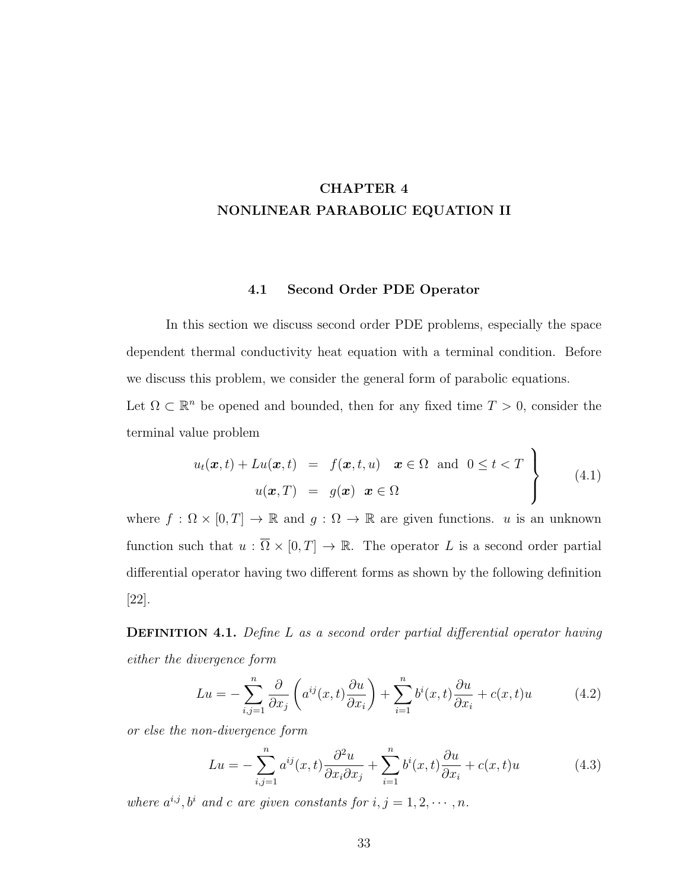# CHAPTER 4
# NONLINEAR PARABOLIC EQUATION II

## 4.1 Second Order PDE Operator

In this section we discuss second order PDE problems, especially the space dependent thermal conductivity heat equation with a terminal condition. Before we discuss this problem, we consider the general form of parabolic equations.

Let $\Omega \subset \mathbb{R}^n$ be opened and bounded, then for any fixed time $T > 0$, consider the terminal value problem

$$\left.\begin{aligned} u_t(\boldsymbol{x},t) + Lu(\boldsymbol{x},t) &= f(\boldsymbol{x},t,u) \quad \boldsymbol{x} \in \Omega \ \text{ and } \ 0 \leq t < T \\ u(\boldsymbol{x},T) &= g(\boldsymbol{x}) \quad \boldsymbol{x} \in \Omega \end{aligned}\right\} \tag{4.1}$$

where $f : \Omega \times [0,T] \to \mathbb{R}$ and $g : \Omega \to \mathbb{R}$ are given functions. $u$ is an unknown function such that $u : \overline{\Omega} \times [0,T] \to \mathbb{R}$. The operator $L$ is a second order partial differential operator having two different forms as shown by the following definition [22].

**Definition 4.1.** *Define $L$ as a second order partial differential operator having either the divergence form*

$$Lu = -\sum_{i,j=1}^{n} \frac{\partial}{\partial x_j}\left(a^{ij}(x,t)\frac{\partial u}{\partial x_i}\right) + \sum_{i=1}^{n} b^i(x,t)\frac{\partial u}{\partial x_i} + c(x,t)u \tag{4.2}$$

*or else the non-divergence form*

$$Lu = -\sum_{i,j=1}^{n} a^{ij}(x,t)\frac{\partial^2 u}{\partial x_i \partial x_j} + \sum_{i=1}^{n} b^i(x,t)\frac{\partial u}{\partial x_i} + c(x,t)u \tag{4.3}$$

*where $a^{i,j}, b^i$ and $c$ are given constants for $i,j = 1, 2, \cdots, n$.*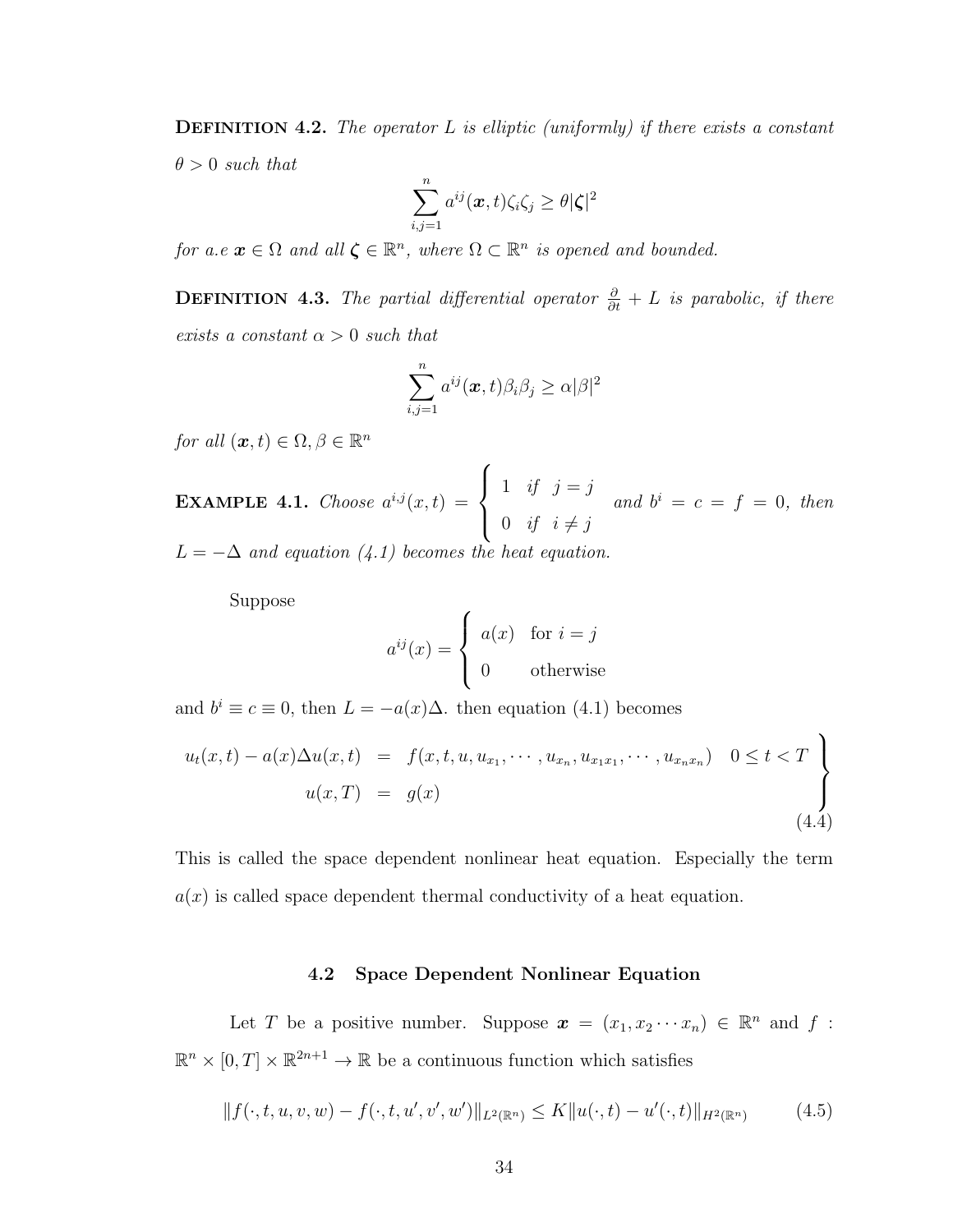**DEFINITION 4.2.** *The operator $L$ is elliptic (uniformly) if there exists a constant $\theta > 0$ such that*

$$\sum_{i,j=1}^{n} a^{ij}(\boldsymbol{x}, t)\zeta_i\zeta_j \geq \theta|\boldsymbol{\zeta}|^2$$

*for a.e $\boldsymbol{x} \in \Omega$ and all $\boldsymbol{\zeta} \in \mathbb{R}^n$, where $\Omega \subset \mathbb{R}^n$ is opened and bounded.*

**DEFINITION 4.3.** *The partial differential operator $\frac{\partial}{\partial t} + L$ is parabolic, if there exists a constant $\alpha > 0$ such that*

$$\sum_{i,j=1}^{n} a^{ij}(\boldsymbol{x}, t)\beta_i\beta_j \geq \alpha|\beta|^2$$

*for all $(\boldsymbol{x}, t) \in \Omega, \beta \in \mathbb{R}^n$*

**EXAMPLE 4.1.** *Choose $a^{i,j}(x,t) = \begin{cases} 1 & if \quad j = j \\ 0 & if \quad i \neq j \end{cases}$ and $b^i = c = f = 0$, then $L = -\Delta$ and equation (4.1) becomes the heat equation.*

Suppose

$$a^{ij}(x) = \begin{cases} a(x) & \text{for } i = j \\ 0 & \text{otherwise} \end{cases}$$

and $b^i \equiv c \equiv 0$, then $L = -a(x)\Delta$. then equation (4.1) becomes

$$\left.\begin{aligned} u_t(x,t) - a(x)\Delta u(x,t) &= f(x, t, u, u_{x_1}, \cdots, u_{x_n}, u_{x_1x_1}, \cdots, u_{x_nx_n}) \quad 0 \leq t < T \\ u(x,T) &= g(x) \end{aligned}\right\} \tag{4.4}$$

This is called the space dependent nonlinear heat equation. Especially the term $a(x)$ is called space dependent thermal conductivity of a heat equation.

### 4.2 Space Dependent Nonlinear Equation

Let $T$ be a positive number. Suppose $\boldsymbol{x} = (x_1, x_2 \cdots x_n) \in \mathbb{R}^n$ and $f : \mathbb{R}^n \times [0,T] \times \mathbb{R}^{2n+1} \to \mathbb{R}$ be a continuous function which satisfies

$$\|f(\cdot, t, u, v, w) - f(\cdot, t, u', v', w')\|_{L^2(\mathbb{R}^n)} \leq K\|u(\cdot, t) - u'(\cdot, t)\|_{H^2(\mathbb{R}^n)} \tag{4.5}$$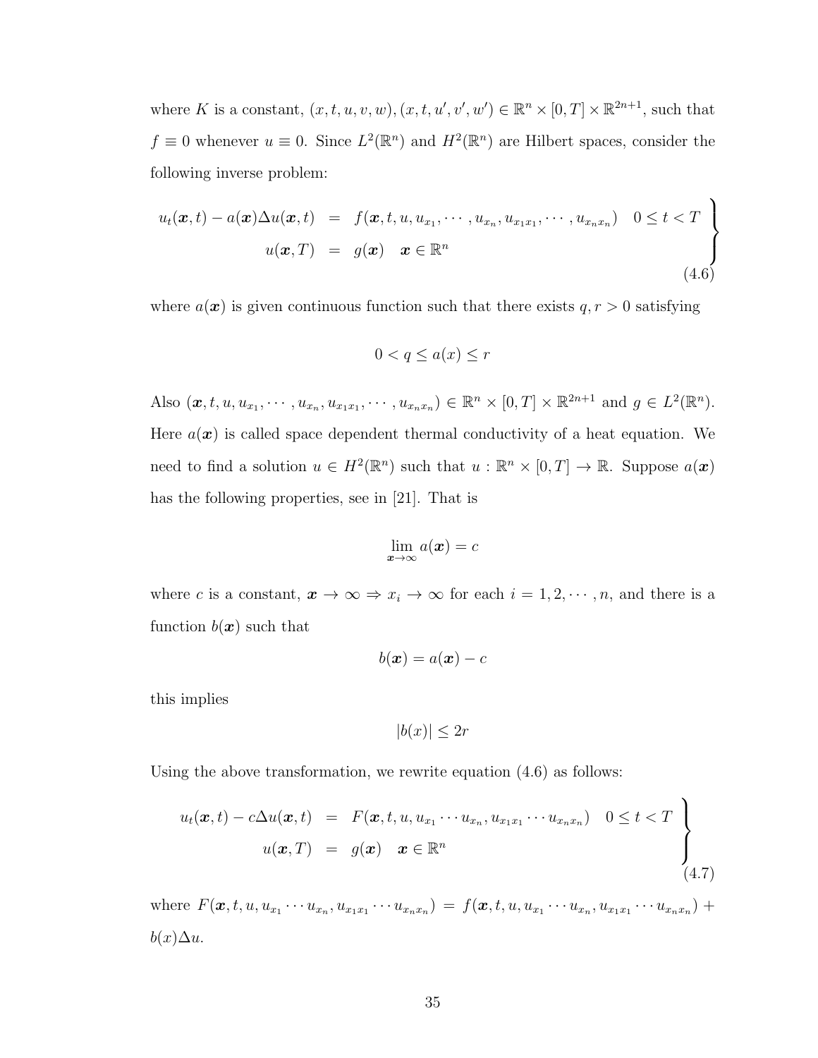where $K$ is a constant, $(x, t, u, v, w), (x, t, u', v', w') \in \mathbb{R}^n \times [0, T] \times \mathbb{R}^{2n+1}$, such that $f \equiv 0$ whenever $u \equiv 0$. Since $L^2(\mathbb{R}^n)$ and $H^2(\mathbb{R}^n)$ are Hilbert spaces, consider the following inverse problem:

$$
\left.
\begin{array}{rcl}
u_t(\boldsymbol{x}, t) - a(\boldsymbol{x})\Delta u(\boldsymbol{x}, t) & = & f(\boldsymbol{x}, t, u, u_{x_1}, \cdots, u_{x_n}, u_{x_1 x_1}, \cdots, u_{x_n x_n}) \quad 0 \le t < T \\
u(\boldsymbol{x}, T) & = & g(\boldsymbol{x}) \quad \boldsymbol{x} \in \mathbb{R}^n
\end{array}
\right\} \tag{4.6}
$$

where $a(\boldsymbol{x})$ is given continuous function such that there exists $q, r > 0$ satisfying

$$0 < q \le a(x) \le r$$

Also $(\boldsymbol{x}, t, u, u_{x_1}, \cdots, u_{x_n}, u_{x_1 x_1}, \cdots, u_{x_n x_n}) \in \mathbb{R}^n \times [0, T] \times \mathbb{R}^{2n+1}$ and $g \in L^2(\mathbb{R}^n)$. Here $a(\boldsymbol{x})$ is called space dependent thermal conductivity of a heat equation. We need to find a solution $u \in H^2(\mathbb{R}^n)$ such that $u : \mathbb{R}^n \times [0, T] \to \mathbb{R}$. Suppose $a(\boldsymbol{x})$ has the following properties, see in [21]. That is

$$\lim_{\boldsymbol{x} \to \infty} a(\boldsymbol{x}) = c$$

where $c$ is a constant, $\boldsymbol{x} \to \infty \Rightarrow x_i \to \infty$ for each $i = 1, 2, \cdots, n$, and there is a function $b(\boldsymbol{x})$ such that

$$b(\boldsymbol{x}) = a(\boldsymbol{x}) - c$$

this implies

$$|b(x)| \le 2r$$

Using the above transformation, we rewrite equation (4.6) as follows:

$$
\left.
\begin{array}{rcl}
u_t(\boldsymbol{x}, t) - c\Delta u(\boldsymbol{x}, t) & = & F(\boldsymbol{x}, t, u, u_{x_1} \cdots u_{x_n}, u_{x_1 x_1} \cdots u_{x_n x_n}) \quad 0 \le t < T \\
u(\boldsymbol{x}, T) & = & g(\boldsymbol{x}) \quad \boldsymbol{x} \in \mathbb{R}^n
\end{array}
\right\} \tag{4.7}
$$

where $F(\boldsymbol{x}, t, u, u_{x_1} \cdots u_{x_n}, u_{x_1 x_1} \cdots u_{x_n x_n}) = f(\boldsymbol{x}, t, u, u_{x_1} \cdots u_{x_n}, u_{x_1 x_1} \cdots u_{x_n x_n}) + b(x)\Delta u$.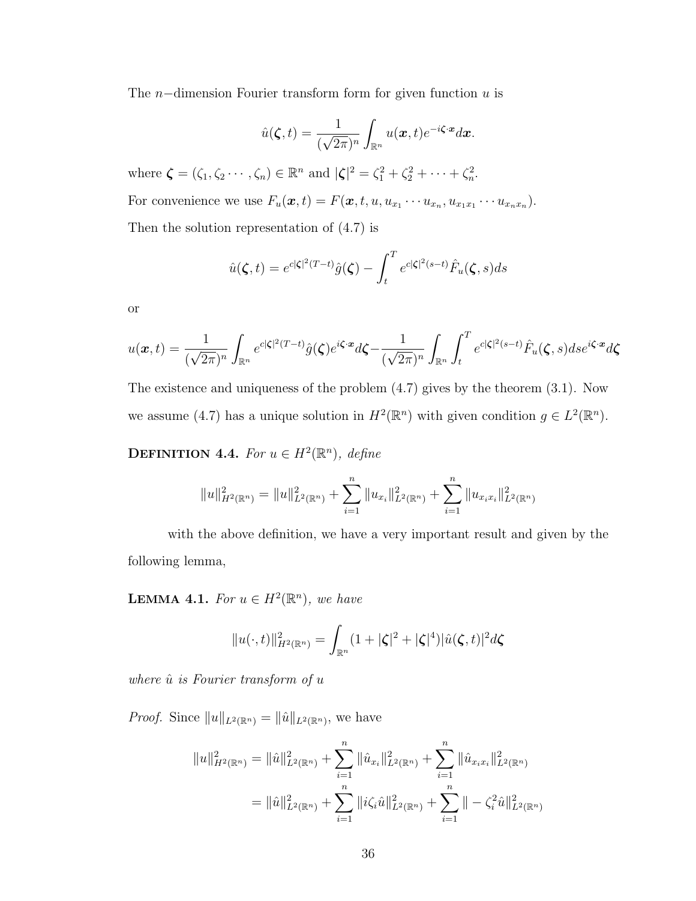The $n-$dimension Fourier transform form for given function $u$ is

$$\hat{u}(\boldsymbol{\zeta}, t) = \frac{1}{(\sqrt{2\pi})^n} \int_{\mathbb{R}^n} u(\boldsymbol{x}, t) e^{-i\boldsymbol{\zeta}\cdot\boldsymbol{x}} d\boldsymbol{x}.$$

where $\boldsymbol{\zeta} = (\zeta_1, \zeta_2 \cdots, \zeta_n) \in \mathbb{R}^n$ and $|\boldsymbol{\zeta}|^2 = \zeta_1^2 + \zeta_2^2 + \cdots + \zeta_n^2$.

For convenience we use $F_u(\boldsymbol{x}, t) = F(\boldsymbol{x}, t, u, u_{x_1} \cdots u_{x_n}, u_{x_1x_1} \cdots u_{x_nx_n})$.

Then the solution representation of (4.7) is

$$\hat{u}(\boldsymbol{\zeta}, t) = e^{c|\boldsymbol{\zeta}|^2(T-t)} \hat{g}(\boldsymbol{\zeta}) - \int_t^T e^{c|\boldsymbol{\zeta}|^2(s-t)} \hat{F}_u(\boldsymbol{\zeta}, s) ds$$

or

$$u(\boldsymbol{x}, t) = \frac{1}{(\sqrt{2\pi})^n} \int_{\mathbb{R}^n} e^{c|\boldsymbol{\zeta}|^2(T-t)} \hat{g}(\boldsymbol{\zeta}) e^{i\boldsymbol{\zeta}\cdot\boldsymbol{x}} d\boldsymbol{\zeta} - \frac{1}{(\sqrt{2\pi})^n} \int_{\mathbb{R}^n} \int_t^T e^{c|\boldsymbol{\zeta}|^2(s-t)} \hat{F}_u(\boldsymbol{\zeta}, s) ds e^{i\boldsymbol{\zeta}\cdot\boldsymbol{x}} d\boldsymbol{\zeta}$$

The existence and uniqueness of the problem (4.7) gives by the theorem (3.1). Now we assume (4.7) has a unique solution in $H^2(\mathbb{R}^n)$ with given condition $g \in L^2(\mathbb{R}^n)$.

**DEFINITION 4.4.** *For $u \in H^2(\mathbb{R}^n)$, define*

$$\|u\|^2_{H^2(\mathbb{R}^n)} = \|u\|^2_{L^2(\mathbb{R}^n)} + \sum_{i=1}^n \|u_{x_i}\|^2_{L^2(\mathbb{R}^n)} + \sum_{i=1}^n \|u_{x_ix_i}\|^2_{L^2(\mathbb{R}^n)}$$

with the above definition, we have a very important result and given by the following lemma,

**LEMMA 4.1.** *For $u \in H^2(\mathbb{R}^n)$, we have*

$$\|u(\cdot, t)\|^2_{H^2(\mathbb{R}^n)} = \int_{\mathbb{R}^n} (1 + |\boldsymbol{\zeta}|^2 + |\boldsymbol{\zeta}|^4) |\hat{u}(\boldsymbol{\zeta}, t)|^2 d\boldsymbol{\zeta}$$

*where $\hat{u}$ is Fourier transform of $u$*

*Proof.* Since $\|u\|_{L^2(\mathbb{R}^n)} = \|\hat{u}\|_{L^2(\mathbb{R}^n)}$, we have

$$\begin{aligned}
\|u\|^2_{H^2(\mathbb{R}^n)} &= \|\hat{u}\|^2_{L^2(\mathbb{R}^n)} + \sum_{i=1}^n \|\hat{u}_{x_i}\|^2_{L^2(\mathbb{R}^n)} + \sum_{i=1}^n \|\hat{u}_{x_ix_i}\|^2_{L^2(\mathbb{R}^n)} \\
&= \|\hat{u}\|^2_{L^2(\mathbb{R}^n)} + \sum_{i=1}^n \|i\zeta_i \hat{u}\|^2_{L^2(\mathbb{R}^n)} + \sum_{i=1}^n \| - \zeta_i^2 \hat{u}\|^2_{L^2(\mathbb{R}^n)}
\end{aligned}$$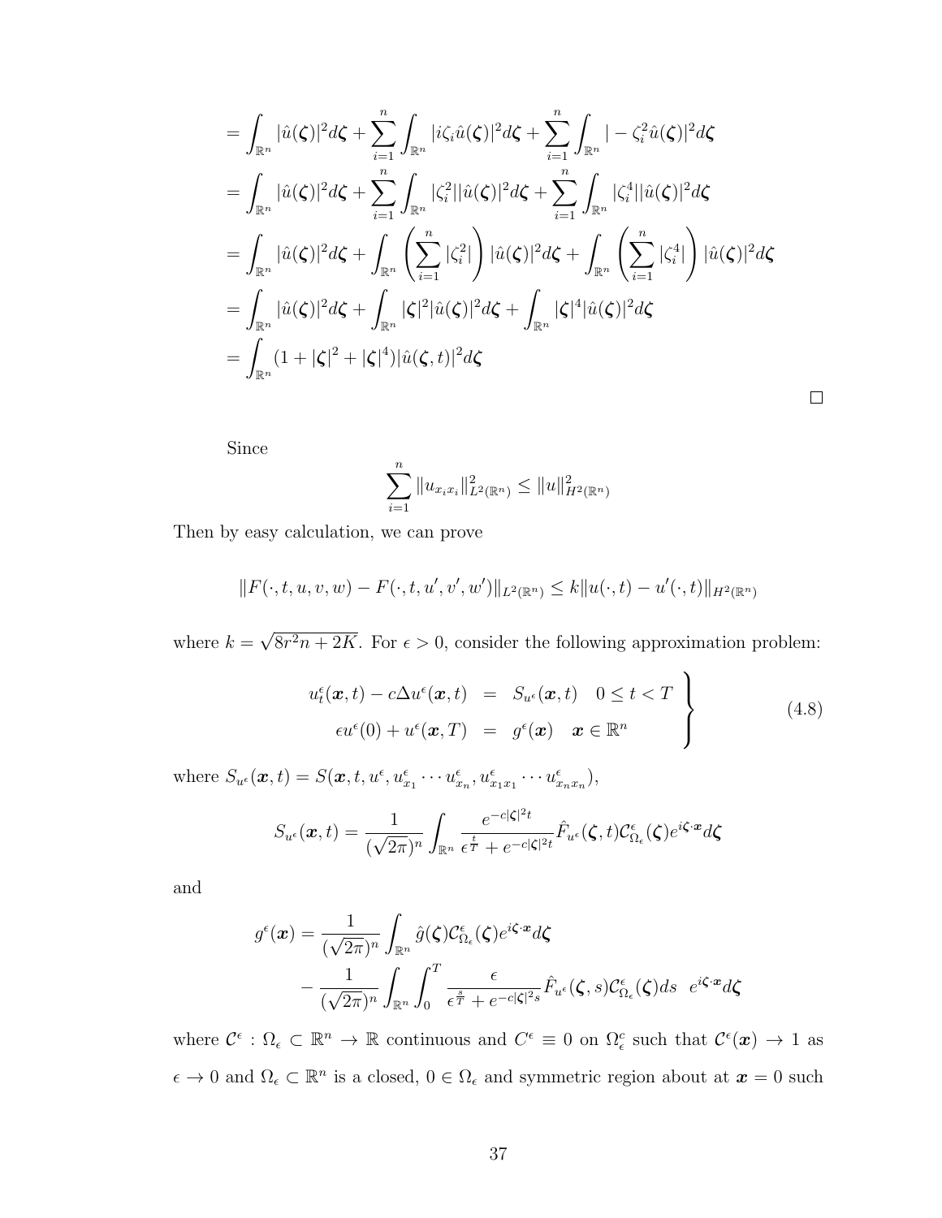$$
\begin{aligned}
&= \int_{\mathbb{R}^n} |\hat{u}(\boldsymbol{\zeta})|^2 d\boldsymbol{\zeta} + \sum_{i=1}^{n} \int_{\mathbb{R}^n} |i\zeta_i \hat{u}(\boldsymbol{\zeta})|^2 d\boldsymbol{\zeta} + \sum_{i=1}^{n} \int_{\mathbb{R}^n} |-\zeta_i^2 \hat{u}(\boldsymbol{\zeta})|^2 d\boldsymbol{\zeta} \\
&= \int_{\mathbb{R}^n} |\hat{u}(\boldsymbol{\zeta})|^2 d\boldsymbol{\zeta} + \sum_{i=1}^{n} \int_{\mathbb{R}^n} |\zeta_i^2||\hat{u}(\boldsymbol{\zeta})|^2 d\boldsymbol{\zeta} + \sum_{i=1}^{n} \int_{\mathbb{R}^n} |\zeta_i^4||\hat{u}(\boldsymbol{\zeta})|^2 d\boldsymbol{\zeta} \\
&= \int_{\mathbb{R}^n} |\hat{u}(\boldsymbol{\zeta})|^2 d\boldsymbol{\zeta} + \int_{\mathbb{R}^n} \left( \sum_{i=1}^{n} |\zeta_i^2| \right) |\hat{u}(\boldsymbol{\zeta})|^2 d\boldsymbol{\zeta} + \int_{\mathbb{R}^n} \left( \sum_{i=1}^{n} |\zeta_i^4| \right) |\hat{u}(\boldsymbol{\zeta})|^2 d\boldsymbol{\zeta} \\
&= \int_{\mathbb{R}^n} |\hat{u}(\boldsymbol{\zeta})|^2 d\boldsymbol{\zeta} + \int_{\mathbb{R}^n} |\boldsymbol{\zeta}|^2 |\hat{u}(\boldsymbol{\zeta})|^2 d\boldsymbol{\zeta} + \int_{\mathbb{R}^n} |\boldsymbol{\zeta}|^4 |\hat{u}(\boldsymbol{\zeta})|^2 d\boldsymbol{\zeta} \\
&= \int_{\mathbb{R}^n} (1 + |\boldsymbol{\zeta}|^2 + |\boldsymbol{\zeta}|^4) |\hat{u}(\boldsymbol{\zeta}, t)|^2 d\boldsymbol{\zeta}
\end{aligned}
$$

□

Since

$$
\sum_{i=1}^{n} \|u_{x_i x_i}\|^2_{L^2(\mathbb{R}^n)} \le \|u\|^2_{H^2(\mathbb{R}^n)}
$$

Then by easy calculation, we can prove

$$
\|F(\cdot, t, u, v, w) - F(\cdot, t, u', v', w')\|_{L^2(\mathbb{R}^n)} \le k \|u(\cdot, t) - u'(\cdot, t)\|_{H^2(\mathbb{R}^n)}
$$

where $k = \sqrt{8r^2 n + 2K}$. For $\epsilon > 0$, consider the following approximation problem:

$$
\left.
\begin{array}{rcl}
u_t^\epsilon(\boldsymbol{x}, t) - c\Delta u^\epsilon(\boldsymbol{x}, t) &=& S_{u^\epsilon}(\boldsymbol{x}, t) \quad 0 \le t < T \\
\epsilon u^\epsilon(0) + u^\epsilon(\boldsymbol{x}, T) &=& g^\epsilon(\boldsymbol{x}) \quad \boldsymbol{x} \in \mathbb{R}^n
\end{array}
\right\} \tag{4.8}
$$

where $S_{u^\epsilon}(\boldsymbol{x}, t) = S(\boldsymbol{x}, t, u^\epsilon, u^\epsilon_{x_1} \cdots u^\epsilon_{x_n}, u^\epsilon_{x_1 x_1} \cdots u^\epsilon_{x_n x_n})$,

$$
S_{u^\epsilon}(\boldsymbol{x}, t) = \frac{1}{(\sqrt{2\pi})^n} \int_{\mathbb{R}^n} \frac{e^{-c|\boldsymbol{\zeta}|^2 t}}{\epsilon^{\frac{t}{T}} + e^{-c|\boldsymbol{\zeta}|^2 t}} \hat{F}_{u^\epsilon}(\boldsymbol{\zeta}, t) \mathcal{C}^\epsilon_{\Omega_\epsilon}(\boldsymbol{\zeta}) e^{i\boldsymbol{\zeta}\cdot\boldsymbol{x}} d\boldsymbol{\zeta}
$$

and

$$
\begin{aligned}
g^\epsilon(\boldsymbol{x}) &= \frac{1}{(\sqrt{2\pi})^n} \int_{\mathbb{R}^n} \hat{g}(\boldsymbol{\zeta}) \mathcal{C}^\epsilon_{\Omega_\epsilon}(\boldsymbol{\zeta}) e^{i\boldsymbol{\zeta}\cdot\boldsymbol{x}} d\boldsymbol{\zeta} \\
&\quad - \frac{1}{(\sqrt{2\pi})^n} \int_{\mathbb{R}^n} \int_0^T \frac{\epsilon}{\epsilon^{\frac{s}{T}} + e^{-c|\boldsymbol{\zeta}|^2 s}} \hat{F}_{u^\epsilon}(\boldsymbol{\zeta}, s) \mathcal{C}^\epsilon_{\Omega_\epsilon}(\boldsymbol{\zeta}) ds \;\; e^{i\boldsymbol{\zeta}\cdot\boldsymbol{x}} d\boldsymbol{\zeta}
\end{aligned}
$$

where $\mathcal{C}^\epsilon : \Omega_\epsilon \subset \mathbb{R}^n \to \mathbb{R}$ continuous and $C^\epsilon \equiv 0$ on $\Omega^c_\epsilon$ such that $\mathcal{C}^\epsilon(\boldsymbol{x}) \to 1$ as $\epsilon \to 0$ and $\Omega_\epsilon \subset \mathbb{R}^n$ is a closed, $0 \in \Omega_\epsilon$ and symmetric region about at $\boldsymbol{x} = 0$ such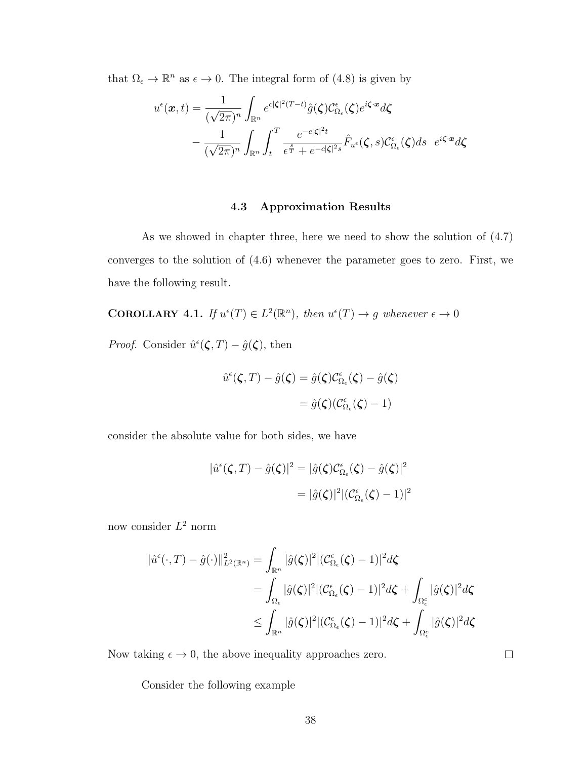that $\Omega_\epsilon \to \mathbb{R}^n$ as $\epsilon \to 0$. The integral form of (4.8) is given by

$$u^\epsilon(\boldsymbol{x}, t) = \frac{1}{(\sqrt{2\pi})^n} \int_{\mathbb{R}^n} e^{c|\boldsymbol{\zeta}|^2(T-t)} \hat{g}(\boldsymbol{\zeta}) \mathcal{C}^\epsilon_{\Omega_\epsilon}(\boldsymbol{\zeta}) e^{i\boldsymbol{\zeta}\cdot\boldsymbol{x}} d\boldsymbol{\zeta}$$
$$- \frac{1}{(\sqrt{2\pi})^n} \int_{\mathbb{R}^n} \int_t^T \frac{e^{-c|\boldsymbol{\zeta}|^2 t}}{\epsilon^{\frac{s}{T}} + e^{-c|\boldsymbol{\zeta}|^2 s}} \hat{F}_{u^\epsilon}(\boldsymbol{\zeta}, s) \mathcal{C}^\epsilon_{\Omega_\epsilon}(\boldsymbol{\zeta}) ds \quad e^{i\boldsymbol{\zeta}\cdot\boldsymbol{x}} d\boldsymbol{\zeta}$$

## 4.3 Approximation Results

As we showed in chapter three, here we need to show the solution of (4.7) converges to the solution of (4.6) whenever the parameter goes to zero. First, we have the following result.

**Corollary 4.1.** *If $u^\epsilon(T) \in L^2(\mathbb{R}^n)$, then $u^\epsilon(T) \to g$ whenever $\epsilon \to 0$*

*Proof.* Consider $\hat{u}^\epsilon(\boldsymbol{\zeta}, T) - \hat{g}(\boldsymbol{\zeta})$, then

$$\hat{u}^\epsilon(\boldsymbol{\zeta}, T) - \hat{g}(\boldsymbol{\zeta}) = \hat{g}(\boldsymbol{\zeta}) \mathcal{C}^\epsilon_{\Omega_\epsilon}(\boldsymbol{\zeta}) - \hat{g}(\boldsymbol{\zeta})$$
$$= \hat{g}(\boldsymbol{\zeta})(\mathcal{C}^\epsilon_{\Omega_\epsilon}(\boldsymbol{\zeta}) - 1)$$

consider the absolute value for both sides, we have

$$|\hat{u}^\epsilon(\boldsymbol{\zeta}, T) - \hat{g}(\boldsymbol{\zeta})|^2 = |\hat{g}(\boldsymbol{\zeta}) \mathcal{C}^\epsilon_{\Omega_\epsilon}(\boldsymbol{\zeta}) - \hat{g}(\boldsymbol{\zeta})|^2$$
$$= |\hat{g}(\boldsymbol{\zeta})|^2 |(\mathcal{C}^\epsilon_{\Omega_\epsilon}(\boldsymbol{\zeta}) - 1)|^2$$

now consider $L^2$ norm

$$\|\hat{u}^\epsilon(\cdot, T) - \hat{g}(\cdot)\|^2_{L^2(\mathbb{R}^n)} = \int_{\mathbb{R}^n} |\hat{g}(\boldsymbol{\zeta})|^2 |(\mathcal{C}^\epsilon_{\Omega_\epsilon}(\boldsymbol{\zeta}) - 1)|^2 d\boldsymbol{\zeta}$$
$$= \int_{\Omega_\epsilon} |\hat{g}(\boldsymbol{\zeta})|^2 |(\mathcal{C}^\epsilon_{\Omega_\epsilon}(\boldsymbol{\zeta}) - 1)|^2 d\boldsymbol{\zeta} + \int_{\Omega^c_\epsilon} |\hat{g}(\boldsymbol{\zeta})|^2 d\boldsymbol{\zeta}$$
$$\leq \int_{\mathbb{R}^n} |\hat{g}(\boldsymbol{\zeta})|^2 |(\mathcal{C}^\epsilon_{\Omega_\epsilon}(\boldsymbol{\zeta}) - 1)|^2 d\boldsymbol{\zeta} + \int_{\Omega^c_\epsilon} |\hat{g}(\boldsymbol{\zeta})|^2 d\boldsymbol{\zeta}$$

Now taking $\epsilon \to 0$, the above inequality approaches zero. □

Consider the following example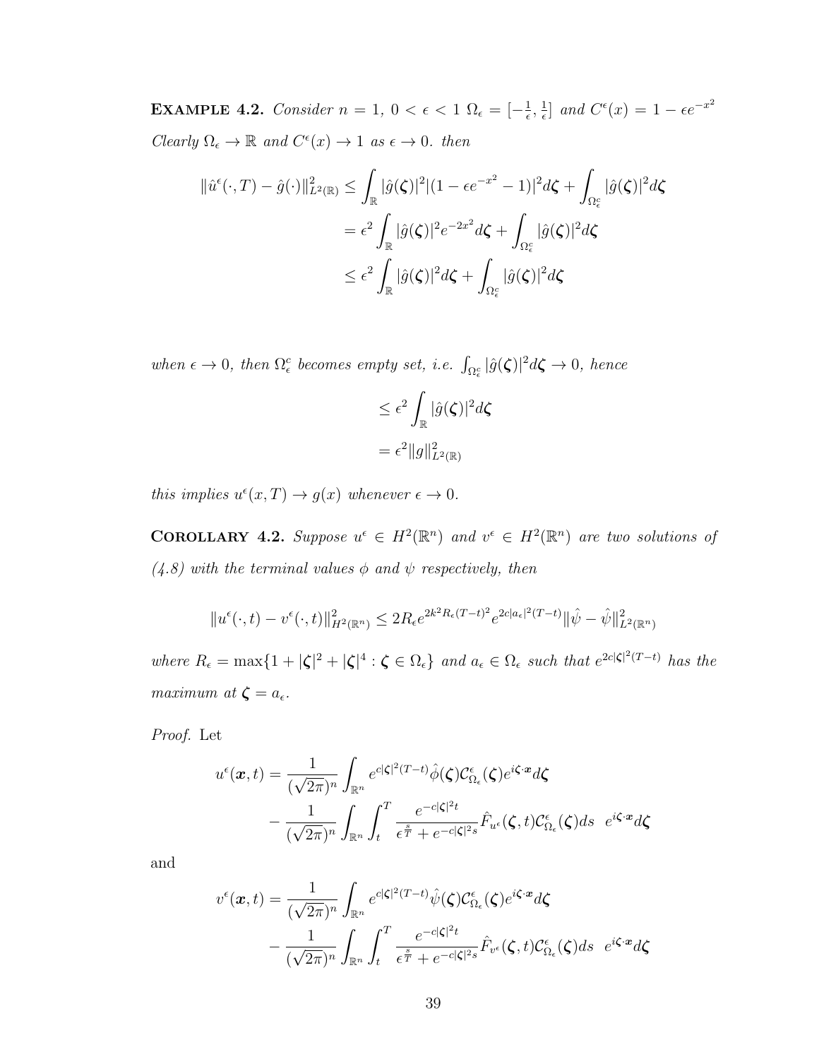**Example 4.2.** *Consider $n = 1$, $0 < \epsilon < 1$ $\Omega_\epsilon = [-\frac{1}{\epsilon}, \frac{1}{\epsilon}]$ and $C^\epsilon(x) = 1 - \epsilon e^{-x^2}$ Clearly $\Omega_\epsilon \to \mathbb{R}$ and $C^\epsilon(x) \to 1$ as $\epsilon \to 0$. then*

$$
\begin{aligned}
\|\hat{u}^\epsilon(\cdot, T) - \hat{g}(\cdot)\|^2_{L^2(\mathbb{R})} &\leq \int_{\mathbb{R}} |\hat{g}(\boldsymbol{\zeta})|^2 |(1 - \epsilon e^{-x^2} - 1)|^2 d\boldsymbol{\zeta} + \int_{\Omega_\epsilon^c} |\hat{g}(\boldsymbol{\zeta})|^2 d\boldsymbol{\zeta} \\
&= \epsilon^2 \int_{\mathbb{R}} |\hat{g}(\boldsymbol{\zeta})|^2 e^{-2x^2} d\boldsymbol{\zeta} + \int_{\Omega_\epsilon^c} |\hat{g}(\boldsymbol{\zeta})|^2 d\boldsymbol{\zeta} \\
&\leq \epsilon^2 \int_{\mathbb{R}} |\hat{g}(\boldsymbol{\zeta})|^2 d\boldsymbol{\zeta} + \int_{\Omega_\epsilon^c} |\hat{g}(\boldsymbol{\zeta})|^2 d\boldsymbol{\zeta}
\end{aligned}
$$

*when $\epsilon \to 0$, then $\Omega_\epsilon^c$ becomes empty set, i.e. $\int_{\Omega_\epsilon^c} |\hat{g}(\boldsymbol{\zeta})|^2 d\boldsymbol{\zeta} \to 0$, hence*

$$
\begin{aligned}
&\leq \epsilon^2 \int_{\mathbb{R}} |\hat{g}(\boldsymbol{\zeta})|^2 d\boldsymbol{\zeta} \\
&= \epsilon^2 \|g\|^2_{L^2(\mathbb{R})}
\end{aligned}
$$

*this implies $u^\epsilon(x, T) \to g(x)$ whenever $\epsilon \to 0$.*

**Corollary 4.2.** *Suppose $u^\epsilon \in H^2(\mathbb{R}^n)$ and $v^\epsilon \in H^2(\mathbb{R}^n)$ are two solutions of (4.8) with the terminal values $\phi$ and $\psi$ respectively, then*

$$
\|u^\epsilon(\cdot, t) - v^\epsilon(\cdot, t)\|^2_{H^2(\mathbb{R}^n)} \leq 2R_\epsilon e^{2k^2 R_\epsilon (T-t)^2} e^{2c|a_\epsilon|^2(T-t)} \|\hat{\psi} - \hat{\psi}\|^2_{L^2(\mathbb{R}^n)}
$$

*where $R_\epsilon = \max\{1 + |\boldsymbol{\zeta}|^2 + |\boldsymbol{\zeta}|^4 : \boldsymbol{\zeta} \in \Omega_\epsilon\}$ and $a_\epsilon \in \Omega_\epsilon$ such that $e^{2c|\boldsymbol{\zeta}|^2(T-t)}$ has the maximum at $\boldsymbol{\zeta} = a_\epsilon$.*

*Proof.* Let

$$
\begin{aligned}
u^\epsilon(\boldsymbol{x}, t) &= \frac{1}{(\sqrt{2\pi})^n} \int_{\mathbb{R}^n} e^{c|\boldsymbol{\zeta}|^2(T-t)} \hat{\phi}(\boldsymbol{\zeta}) \mathcal{C}^\epsilon_{\Omega_\epsilon}(\boldsymbol{\zeta}) e^{i\boldsymbol{\zeta}\cdot\boldsymbol{x}} d\boldsymbol{\zeta} \\
&\quad - \frac{1}{(\sqrt{2\pi})^n} \int_{\mathbb{R}^n} \int_t^T \frac{e^{-c|\boldsymbol{\zeta}|^2 t}}{\epsilon^{\frac{s}{T}} + e^{-c|\boldsymbol{\zeta}|^2 s}} \hat{F}_{u^\epsilon}(\boldsymbol{\zeta}, t) \mathcal{C}^\epsilon_{\Omega_\epsilon}(\boldsymbol{\zeta}) ds \;\; e^{i\boldsymbol{\zeta}\cdot\boldsymbol{x}} d\boldsymbol{\zeta}
\end{aligned}
$$

and

$$
\begin{aligned}
v^\epsilon(\boldsymbol{x}, t) &= \frac{1}{(\sqrt{2\pi})^n} \int_{\mathbb{R}^n} e^{c|\boldsymbol{\zeta}|^2(T-t)} \hat{\psi}(\boldsymbol{\zeta}) \mathcal{C}^\epsilon_{\Omega_\epsilon}(\boldsymbol{\zeta}) e^{i\boldsymbol{\zeta}\cdot\boldsymbol{x}} d\boldsymbol{\zeta} \\
&\quad - \frac{1}{(\sqrt{2\pi})^n} \int_{\mathbb{R}^n} \int_t^T \frac{e^{-c|\boldsymbol{\zeta}|^2 t}}{\epsilon^{\frac{s}{T}} + e^{-c|\boldsymbol{\zeta}|^2 s}} \hat{F}_{v^\epsilon}(\boldsymbol{\zeta}, t) \mathcal{C}^\epsilon_{\Omega_\epsilon}(\boldsymbol{\zeta}) ds \;\; e^{i\boldsymbol{\zeta}\cdot\boldsymbol{x}} d\boldsymbol{\zeta}
\end{aligned}
$$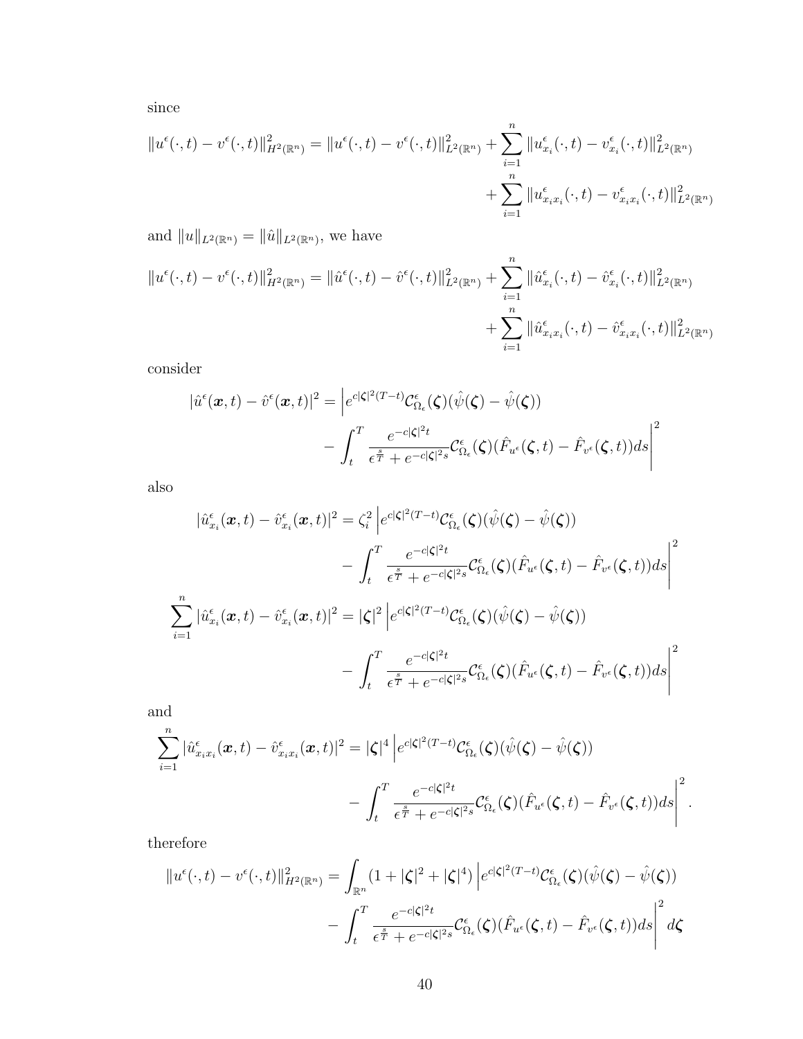since

$$\|u^\epsilon(\cdot,t)-v^\epsilon(\cdot,t)\|^2_{H^2(\mathbb{R}^n)} = \|u^\epsilon(\cdot,t)-v^\epsilon(\cdot,t)\|^2_{L^2(\mathbb{R}^n)} + \sum_{i=1}^n \|u^\epsilon_{x_i}(\cdot,t)-v^\epsilon_{x_i}(\cdot,t)\|^2_{L^2(\mathbb{R}^n)} + \sum_{i=1}^n \|u^\epsilon_{x_ix_i}(\cdot,t)-v^\epsilon_{x_ix_i}(\cdot,t)\|^2_{L^2(\mathbb{R}^n)}$$

and $\|u\|_{L^2(\mathbb{R}^n)} = \|\hat{u}\|_{L^2(\mathbb{R}^n)}$, we have

$$\|u^\epsilon(\cdot,t)-v^\epsilon(\cdot,t)\|^2_{H^2(\mathbb{R}^n)} = \|\hat{u}^\epsilon(\cdot,t)-\hat{v}^\epsilon(\cdot,t)\|^2_{L^2(\mathbb{R}^n)} + \sum_{i=1}^n \|\hat{u}^\epsilon_{x_i}(\cdot,t)-\hat{v}^\epsilon_{x_i}(\cdot,t)\|^2_{L^2(\mathbb{R}^n)} + \sum_{i=1}^n \|\hat{u}^\epsilon_{x_ix_i}(\cdot,t)-\hat{v}^\epsilon_{x_ix_i}(\cdot,t)\|^2_{L^2(\mathbb{R}^n)}$$

consider

$$|\hat{u}^\epsilon(\boldsymbol{x},t)-\hat{v}^\epsilon(\boldsymbol{x},t)|^2 = \left| e^{c|\boldsymbol{\zeta}|^2(T-t)}\mathcal{C}^\epsilon_{\Omega_\epsilon}(\boldsymbol{\zeta})(\hat{\psi}(\boldsymbol{\zeta})-\hat{\psi}(\boldsymbol{\zeta})) - \int_t^T \frac{e^{-c|\boldsymbol{\zeta}|^2 t}}{\epsilon^{\frac{s}{T}}+e^{-c|\boldsymbol{\zeta}|^2 s}}\mathcal{C}^\epsilon_{\Omega_\epsilon}(\boldsymbol{\zeta})(\hat{F}_{u^\epsilon}(\boldsymbol{\zeta},t)-\hat{F}_{v^\epsilon}(\boldsymbol{\zeta},t))ds \right|^2$$

also

$$|\hat{u}^\epsilon_{x_i}(\boldsymbol{x},t)-\hat{v}^\epsilon_{x_i}(\boldsymbol{x},t)|^2 = \zeta_i^2 \left| e^{c|\boldsymbol{\zeta}|^2(T-t)}\mathcal{C}^\epsilon_{\Omega_\epsilon}(\boldsymbol{\zeta})(\hat{\psi}(\boldsymbol{\zeta})-\hat{\psi}(\boldsymbol{\zeta})) - \int_t^T \frac{e^{-c|\boldsymbol{\zeta}|^2 t}}{\epsilon^{\frac{s}{T}}+e^{-c|\boldsymbol{\zeta}|^2 s}}\mathcal{C}^\epsilon_{\Omega_\epsilon}(\boldsymbol{\zeta})(\hat{F}_{u^\epsilon}(\boldsymbol{\zeta},t)-\hat{F}_{v^\epsilon}(\boldsymbol{\zeta},t))ds \right|^2$$

$$\sum_{i=1}^n |\hat{u}^\epsilon_{x_i}(\boldsymbol{x},t)-\hat{v}^\epsilon_{x_i}(\boldsymbol{x},t)|^2 = |\boldsymbol{\zeta}|^2 \left| e^{c|\boldsymbol{\zeta}|^2(T-t)}\mathcal{C}^\epsilon_{\Omega_\epsilon}(\boldsymbol{\zeta})(\hat{\psi}(\boldsymbol{\zeta})-\hat{\psi}(\boldsymbol{\zeta})) - \int_t^T \frac{e^{-c|\boldsymbol{\zeta}|^2 t}}{\epsilon^{\frac{s}{T}}+e^{-c|\boldsymbol{\zeta}|^2 s}}\mathcal{C}^\epsilon_{\Omega_\epsilon}(\boldsymbol{\zeta})(\hat{F}_{u^\epsilon}(\boldsymbol{\zeta},t)-\hat{F}_{v^\epsilon}(\boldsymbol{\zeta},t))ds \right|^2$$

and

$$\sum_{i=1}^n |\hat{u}^\epsilon_{x_ix_i}(\boldsymbol{x},t)-\hat{v}^\epsilon_{x_ix_i}(\boldsymbol{x},t)|^2 = |\boldsymbol{\zeta}|^4 \left| e^{c|\boldsymbol{\zeta}|^2(T-t)}\mathcal{C}^\epsilon_{\Omega_\epsilon}(\boldsymbol{\zeta})(\hat{\psi}(\boldsymbol{\zeta})-\hat{\psi}(\boldsymbol{\zeta})) - \int_t^T \frac{e^{-c|\boldsymbol{\zeta}|^2 t}}{\epsilon^{\frac{s}{T}}+e^{-c|\boldsymbol{\zeta}|^2 s}}\mathcal{C}^\epsilon_{\Omega_\epsilon}(\boldsymbol{\zeta})(\hat{F}_{u^\epsilon}(\boldsymbol{\zeta},t)-\hat{F}_{v^\epsilon}(\boldsymbol{\zeta},t))ds \right|^2.$$

therefore

$$\|u^\epsilon(\cdot,t)-v^\epsilon(\cdot,t)\|^2_{H^2(\mathbb{R}^n)} = \int_{\mathbb{R}^n} (1+|\boldsymbol{\zeta}|^2+|\boldsymbol{\zeta}|^4) \left| e^{c|\boldsymbol{\zeta}|^2(T-t)}\mathcal{C}^\epsilon_{\Omega_\epsilon}(\boldsymbol{\zeta})(\hat{\psi}(\boldsymbol{\zeta})-\hat{\psi}(\boldsymbol{\zeta})) - \int_t^T \frac{e^{-c|\boldsymbol{\zeta}|^2 t}}{\epsilon^{\frac{s}{T}}+e^{-c|\boldsymbol{\zeta}|^2 s}}\mathcal{C}^\epsilon_{\Omega_\epsilon}(\boldsymbol{\zeta})(\hat{F}_{u^\epsilon}(\boldsymbol{\zeta},t)-\hat{F}_{v^\epsilon}(\boldsymbol{\zeta},t))ds \right|^2 d\boldsymbol{\zeta}$$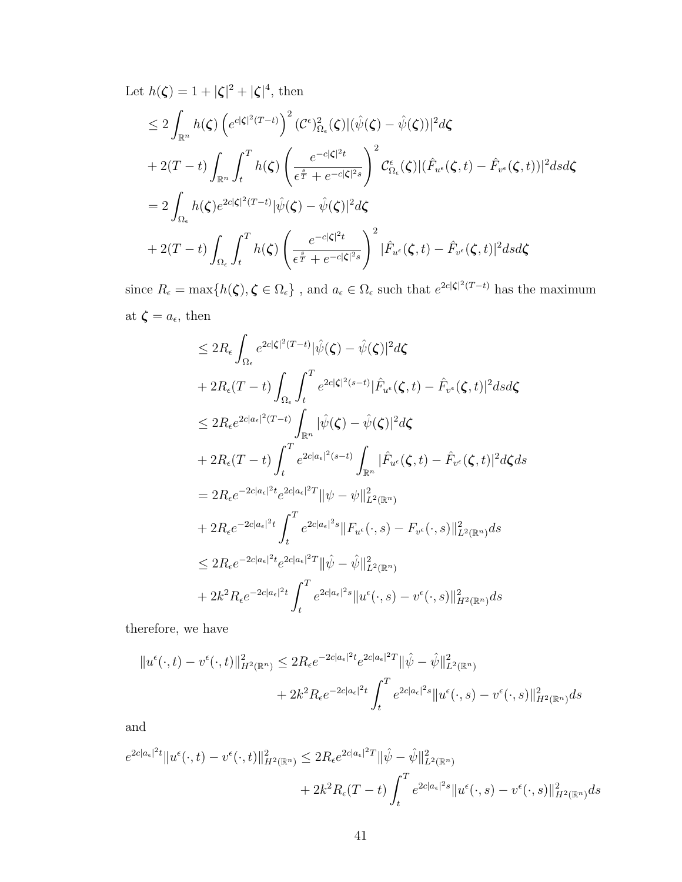Let $h(\boldsymbol{\zeta}) = 1 + |\boldsymbol{\zeta}|^2 + |\boldsymbol{\zeta}|^4$, then

$$
\begin{aligned}
&\leq 2\int_{\mathbb{R}^n} h(\boldsymbol{\zeta}) \left(e^{c|\boldsymbol{\zeta}|^2(T-t)}\right)^2 (\mathcal{C}^{\epsilon})^2_{\Omega_\epsilon}(\boldsymbol{\zeta}) |(\hat{\psi}(\boldsymbol{\zeta}) - \hat{\psi}(\boldsymbol{\zeta}))|^2 d\boldsymbol{\zeta} \\
&+ 2(T-t)\int_{\mathbb{R}^n}\int_t^T h(\boldsymbol{\zeta}) \left(\frac{e^{-c|\boldsymbol{\zeta}|^2 t}}{\epsilon^{\frac{s}{T}} + e^{-c|\boldsymbol{\zeta}|^2 s}}\right)^2 \mathcal{C}^{\epsilon}_{\Omega_\epsilon}(\boldsymbol{\zeta}) |(\hat{F}_{u^\epsilon}(\boldsymbol{\zeta},t) - \hat{F}_{v^\epsilon}(\boldsymbol{\zeta},t))|^2 ds d\boldsymbol{\zeta} \\
&= 2\int_{\Omega_\epsilon} h(\boldsymbol{\zeta}) e^{2c|\boldsymbol{\zeta}|^2(T-t)} |\hat{\psi}(\boldsymbol{\zeta}) - \hat{\psi}(\boldsymbol{\zeta})|^2 d\boldsymbol{\zeta} \\
&+ 2(T-t)\int_{\Omega_\epsilon}\int_t^T h(\boldsymbol{\zeta}) \left(\frac{e^{-c|\boldsymbol{\zeta}|^2 t}}{\epsilon^{\frac{s}{T}} + e^{-c|\boldsymbol{\zeta}|^2 s}}\right)^2 |\hat{F}_{u^\epsilon}(\boldsymbol{\zeta},t) - \hat{F}_{v^\epsilon}(\boldsymbol{\zeta},t)|^2 ds d\boldsymbol{\zeta}
\end{aligned}
$$

since $R_\epsilon = \max\{h(\boldsymbol{\zeta}), \boldsymbol{\zeta} \in \Omega_\epsilon\}$ , and $a_\epsilon \in \Omega_\epsilon$ such that $e^{2c|\boldsymbol{\zeta}|^2(T-t)}$ has the maximum at $\boldsymbol{\zeta} = a_\epsilon$, then

$$
\begin{aligned}
&\leq 2R_\epsilon \int_{\Omega_\epsilon} e^{2c|\boldsymbol{\zeta}|^2(T-t)} |\hat{\psi}(\boldsymbol{\zeta}) - \hat{\psi}(\boldsymbol{\zeta})|^2 d\boldsymbol{\zeta} \\
&+ 2R_\epsilon(T-t)\int_{\Omega_\epsilon}\int_t^T e^{2c|\boldsymbol{\zeta}|^2(s-t)} |\hat{F}_{u^\epsilon}(\boldsymbol{\zeta},t) - \hat{F}_{v^\epsilon}(\boldsymbol{\zeta},t)|^2 ds d\boldsymbol{\zeta} \\
&\leq 2R_\epsilon e^{2c|a_\epsilon|^2(T-t)} \int_{\mathbb{R}^n} |\hat{\psi}(\boldsymbol{\zeta}) - \hat{\psi}(\boldsymbol{\zeta})|^2 d\boldsymbol{\zeta} \\
&+ 2R_\epsilon(T-t)\int_t^T e^{2c|a_\epsilon|^2(s-t)} \int_{\mathbb{R}^n} |\hat{F}_{u^\epsilon}(\boldsymbol{\zeta},t) - \hat{F}_{v^\epsilon}(\boldsymbol{\zeta},t)|^2 d\boldsymbol{\zeta} ds \\
&= 2R_\epsilon e^{-2c|a_\epsilon|^2 t} e^{2c|a_\epsilon|^2 T} \|\psi - \psi\|^2_{L^2(\mathbb{R}^n)} \\
&+ 2R_\epsilon e^{-2c|a_\epsilon|^2 t} \int_t^T e^{2c|a_\epsilon|^2 s} \|F_{u^\epsilon}(\cdot,s) - F_{v^\epsilon}(\cdot,s)\|^2_{L^2(\mathbb{R}^n)} ds \\
&\leq 2R_\epsilon e^{-2c|a_\epsilon|^2 t} e^{2c|a_\epsilon|^2 T} \|\hat{\psi} - \hat{\psi}\|^2_{L^2(\mathbb{R}^n)} \\
&+ 2k^2 R_\epsilon e^{-2c|a_\epsilon|^2 t} \int_t^T e^{2c|a_\epsilon|^2 s} \|u^\epsilon(\cdot,s) - v^\epsilon(\cdot,s)\|^2_{H^2(\mathbb{R}^n)} ds
\end{aligned}
$$

therefore, we have

$$
\begin{aligned}
\|u^\epsilon(\cdot,t) - v^\epsilon(\cdot,t)\|^2_{H^2(\mathbb{R}^n)} &\leq 2R_\epsilon e^{-2c|a_\epsilon|^2 t} e^{2c|a_\epsilon|^2 T} \|\hat{\psi} - \hat{\psi}\|^2_{L^2(\mathbb{R}^n)} \\
&+ 2k^2 R_\epsilon e^{-2c|a_\epsilon|^2 t} \int_t^T e^{2c|a_\epsilon|^2 s} \|u^\epsilon(\cdot,s) - v^\epsilon(\cdot,s)\|^2_{H^2(\mathbb{R}^n)} ds
\end{aligned}
$$

and

$$
\begin{aligned}
e^{2c|a_\epsilon|^2 t}\|u^\epsilon(\cdot,t) - v^\epsilon(\cdot,t)\|^2_{H^2(\mathbb{R}^n)} &\leq 2R_\epsilon e^{2c|a_\epsilon|^2 T} \|\hat{\psi} - \hat{\psi}\|^2_{L^2(\mathbb{R}^n)} \\
&+ 2k^2 R_\epsilon (T-t) \int_t^T e^{2c|a_\epsilon|^2 s} \|u^\epsilon(\cdot,s) - v^\epsilon(\cdot,s)\|^2_{H^2(\mathbb{R}^n)} ds
\end{aligned}
$$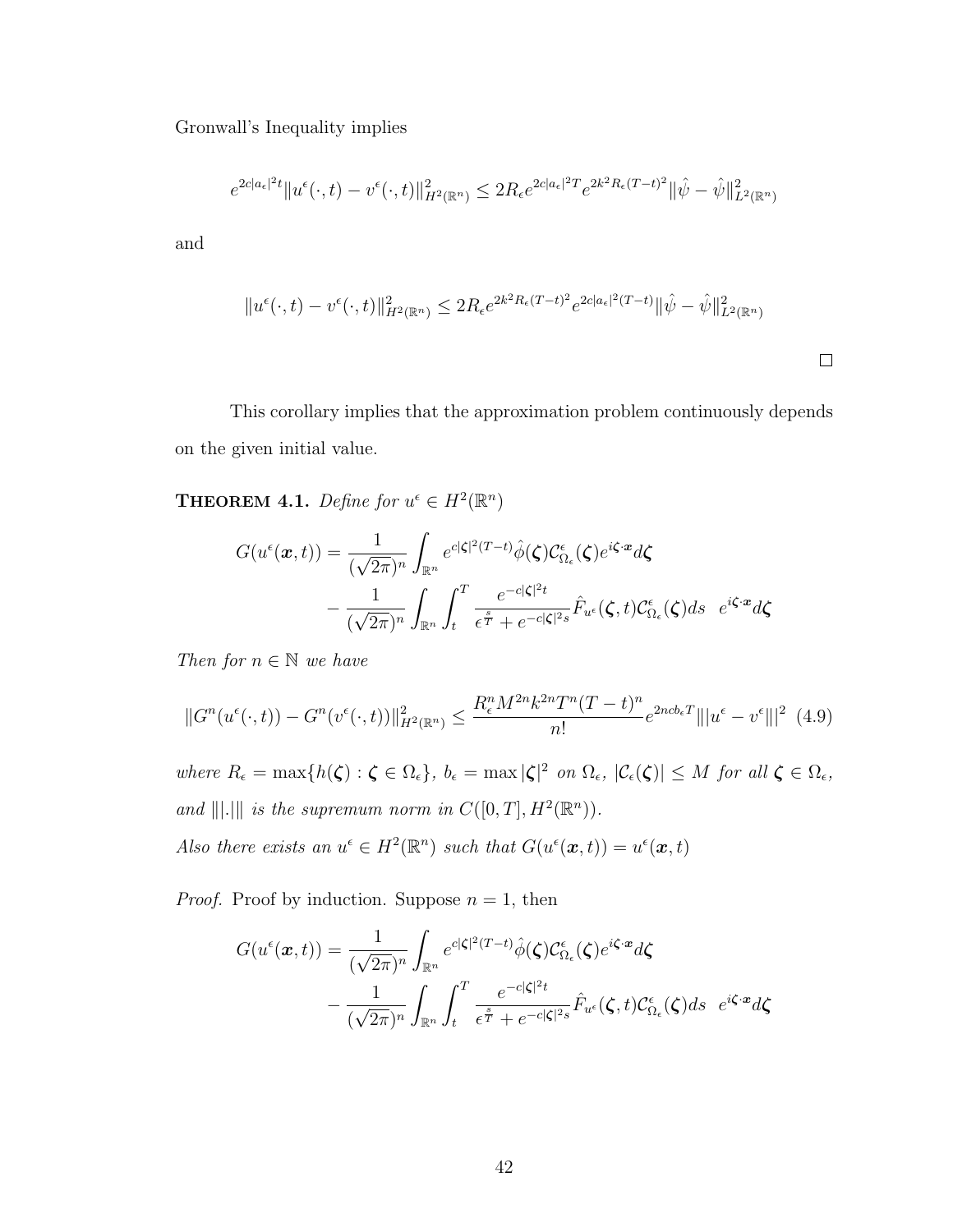Gronwall's Inequality implies

$$e^{2c|a_\epsilon|^2 t}\|u^\epsilon(\cdot,t) - v^\epsilon(\cdot,t)\|^2_{H^2(\mathbb{R}^n)} \leq 2R_\epsilon e^{2c|a_\epsilon|^2 T} e^{2k^2 R_\epsilon (T-t)^2} \|\hat{\psi} - \hat{\psi}\|^2_{L^2(\mathbb{R}^n)}$$

and

$$\|u^\epsilon(\cdot,t) - v^\epsilon(\cdot,t)\|^2_{H^2(\mathbb{R}^n)} \leq 2R_\epsilon e^{2k^2 R_\epsilon (T-t)^2} e^{2c|a_\epsilon|^2 (T-t)} \|\hat{\psi} - \hat{\psi}\|^2_{L^2(\mathbb{R}^n)}$$

□

This corollary implies that the approximation problem continuously depends on the given initial value.

**THEOREM 4.1.** *Define for $u^\epsilon \in H^2(\mathbb{R}^n)$*

$$\begin{aligned} G(u^\epsilon(\boldsymbol{x},t)) = & \frac{1}{(\sqrt{2\pi})^n} \int_{\mathbb{R}^n} e^{c|\boldsymbol{\zeta}|^2(T-t)} \hat{\phi}(\boldsymbol{\zeta}) \mathcal{C}^\epsilon_{\Omega_\epsilon}(\boldsymbol{\zeta}) e^{i\boldsymbol{\zeta}\cdot\boldsymbol{x}} d\boldsymbol{\zeta} \\ & - \frac{1}{(\sqrt{2\pi})^n} \int_{\mathbb{R}^n} \int_t^T \frac{e^{-c|\boldsymbol{\zeta}|^2 t}}{\epsilon^{\frac{s}{T}} + e^{-c|\boldsymbol{\zeta}|^2 s}} \hat{F}_{u^\epsilon}(\boldsymbol{\zeta},t) \mathcal{C}^\epsilon_{\Omega_\epsilon}(\boldsymbol{\zeta}) ds \quad e^{i\boldsymbol{\zeta}\cdot\boldsymbol{x}} d\boldsymbol{\zeta} \end{aligned}$$

*Then for $n \in \mathbb{N}$ we have*

$$\|G^n(u^\epsilon(\cdot,t)) - G^n(v^\epsilon(\cdot,t))\|^2_{H^2(\mathbb{R}^n)} \leq \frac{R^n_\epsilon M^{2n} k^{2n} T^n (T-t)^n}{n!} e^{2ncb_\epsilon T} |||u^\epsilon - v^\epsilon|||^2 \quad (4.9)$$

*where $R_\epsilon = \max\{h(\boldsymbol{\zeta}) : \boldsymbol{\zeta} \in \Omega_\epsilon\}$, $b_\epsilon = \max|\boldsymbol{\zeta}|^2$ on $\Omega_\epsilon$, $|\mathcal{C}_\epsilon(\boldsymbol{\zeta})| \leq M$ for all $\boldsymbol{\zeta} \in \Omega_\epsilon$, and $|||.|||$ is the supremum norm in $C([0,T], H^2(\mathbb{R}^n))$.*
*Also there exists an $u^\epsilon \in H^2(\mathbb{R}^n)$ such that $G(u^\epsilon(\boldsymbol{x},t)) = u^\epsilon(\boldsymbol{x},t)$*

*Proof.* Proof by induction. Suppose $n = 1$, then

$$\begin{aligned} G(u^\epsilon(\boldsymbol{x},t)) = & \frac{1}{(\sqrt{2\pi})^n} \int_{\mathbb{R}^n} e^{c|\boldsymbol{\zeta}|^2(T-t)} \hat{\phi}(\boldsymbol{\zeta}) \mathcal{C}^\epsilon_{\Omega_\epsilon}(\boldsymbol{\zeta}) e^{i\boldsymbol{\zeta}\cdot\boldsymbol{x}} d\boldsymbol{\zeta} \\ & - \frac{1}{(\sqrt{2\pi})^n} \int_{\mathbb{R}^n} \int_t^T \frac{e^{-c|\boldsymbol{\zeta}|^2 t}}{\epsilon^{\frac{s}{T}} + e^{-c|\boldsymbol{\zeta}|^2 s}} \hat{F}_{u^\epsilon}(\boldsymbol{\zeta},t) \mathcal{C}^\epsilon_{\Omega_\epsilon}(\boldsymbol{\zeta}) ds \quad e^{i\boldsymbol{\zeta}\cdot\boldsymbol{x}} d\boldsymbol{\zeta} \end{aligned}$$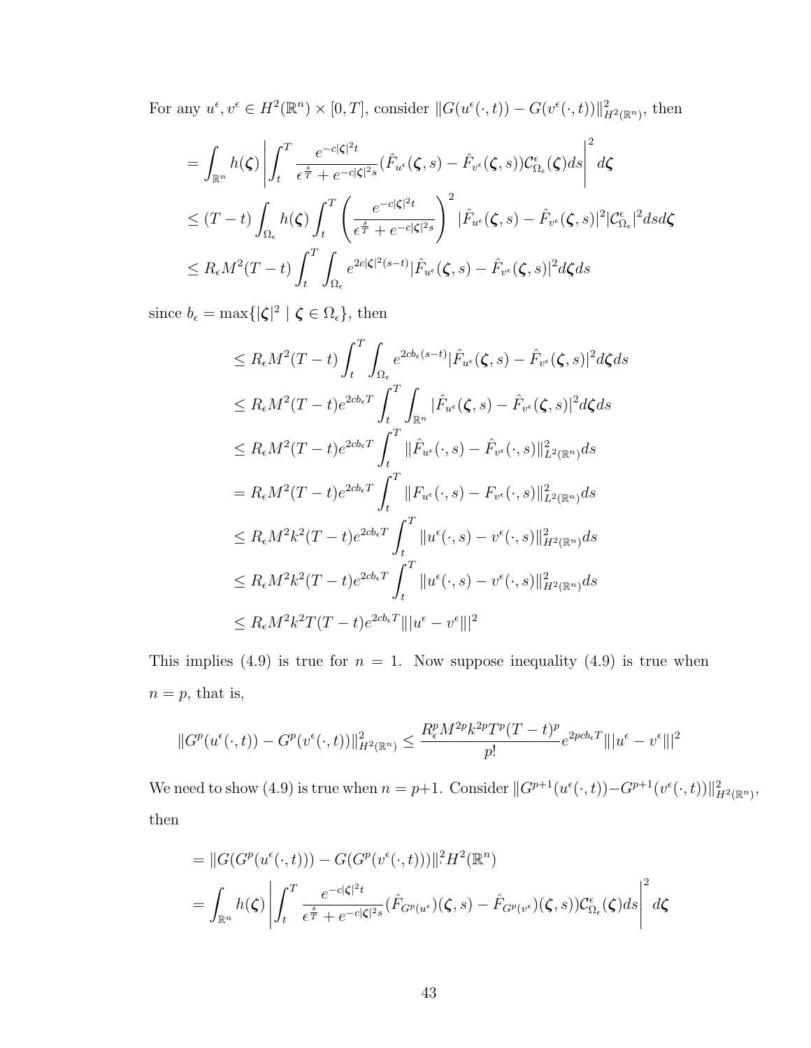For any $u^\epsilon, v^\epsilon \in H^2(\mathbb{R}^n) \times [0,T]$, consider $\|G(u^\epsilon(\cdot,t)) - G(v^\epsilon(\cdot,t))\|^2_{H^2(\mathbb{R}^n)}$, then

$$
\begin{aligned}
&= \int_{\mathbb{R}^n} h(\boldsymbol{\zeta}) \left| \int_t^T \frac{e^{-c|\boldsymbol{\zeta}|^2 t}}{\epsilon^{\frac{s}{T}} + e^{-c|\boldsymbol{\zeta}|^2 s}} (\hat{F}_{u^\epsilon}(\boldsymbol{\zeta},s) - \hat{F}_{v^\epsilon}(\boldsymbol{\zeta},s)) \mathcal{C}^\epsilon_{\Omega_\epsilon}(\boldsymbol{\zeta}) ds \right|^2 d\boldsymbol{\zeta} \\
&\leq (T-t) \int_{\Omega_\epsilon} h(\boldsymbol{\zeta}) \int_t^T \left( \frac{e^{-c|\boldsymbol{\zeta}|^2 t}}{\epsilon^{\frac{s}{T}} + e^{-c|\boldsymbol{\zeta}|^2 s}} \right)^2 |\hat{F}_{u^\epsilon}(\boldsymbol{\zeta},s) - \hat{F}_{v^\epsilon}(\boldsymbol{\zeta},s)|^2 |\mathcal{C}^\epsilon_{\Omega_\epsilon}|^2 ds d\boldsymbol{\zeta} \\
&\leq R_\epsilon M^2 (T-t) \int_t^T \int_{\Omega_\epsilon} e^{2c|\boldsymbol{\zeta}|^2 (s-t)} |\hat{F}_{u^\epsilon}(\boldsymbol{\zeta},s) - \hat{F}_{v^\epsilon}(\boldsymbol{\zeta},s)|^2 d\boldsymbol{\zeta} ds
\end{aligned}
$$

since $b_\epsilon = \max\{|\boldsymbol{\zeta}|^2 \mid \boldsymbol{\zeta} \in \Omega_\epsilon\}$, then

$$
\begin{aligned}
&\leq R_\epsilon M^2 (T-t) \int_t^T \int_{\Omega_\epsilon} e^{2cb_\epsilon (s-t)} |\hat{F}_{u^\epsilon}(\boldsymbol{\zeta},s) - \hat{F}_{v^\epsilon}(\boldsymbol{\zeta},s)|^2 d\boldsymbol{\zeta} ds \\
&\leq R_\epsilon M^2 (T-t) e^{2cb_\epsilon T} \int_t^T \int_{\mathbb{R}^n} |\hat{F}_{u^\epsilon}(\boldsymbol{\zeta},s) - \hat{F}_{v^\epsilon}(\boldsymbol{\zeta},s)|^2 d\boldsymbol{\zeta} ds \\
&\leq R_\epsilon M^2 (T-t) e^{2cb_\epsilon T} \int_t^T \|\hat{F}_{u^\epsilon}(\cdot,s) - \hat{F}_{v^\epsilon}(\cdot,s)\|^2_{L^2(\mathbb{R}^n)} ds \\
&= R_\epsilon M^2 (T-t) e^{2cb_\epsilon T} \int_t^T \|F_{u^\epsilon}(\cdot,s) - F_{v^\epsilon}(\cdot,s)\|^2_{L^2(\mathbb{R}^n)} ds \\
&\leq R_\epsilon M^2 k^2 (T-t) e^{2cb_\epsilon T} \int_t^T \|u^\epsilon(\cdot,s) - v^\epsilon(\cdot,s)\|^2_{H^2(\mathbb{R}^n)} ds \\
&\leq R_\epsilon M^2 k^2 (T-t) e^{2cb_\epsilon T} \int_t^T \|u^\epsilon(\cdot,s) - v^\epsilon(\cdot,s)\|^2_{H^2(\mathbb{R}^n)} ds \\
&\leq R_\epsilon M^2 k^2 T (T-t) e^{2cb_\epsilon T} |||u^\epsilon - v^\epsilon|||^2
\end{aligned}
$$

This implies (4.9) is true for $n = 1$. Now suppose inequality (4.9) is true when $n = p$, that is,

$$
\|G^p(u^\epsilon(\cdot,t)) - G^p(v^\epsilon(\cdot,t))\|^2_{H^2(\mathbb{R}^n)} \leq \frac{R_\epsilon^p M^{2p} k^{2p} T^p (T-t)^p}{p!} e^{2pcb_\epsilon T} |||u^\epsilon - v^\epsilon|||^2
$$

We need to show (4.9) is true when $n = p+1$. Consider $\|G^{p+1}(u^\epsilon(\cdot,t)) - G^{p+1}(v^\epsilon(\cdot,t))\|^2_{H^2(\mathbb{R}^n)}$, then

$$
\begin{aligned}
&= \|G(G^p(u^\epsilon(\cdot,t))) - G(G^p(v^\epsilon(\cdot,t)))\|^2 H^2(\mathbb{R}^n) \\
&= \int_{\mathbb{R}^n} h(\boldsymbol{\zeta}) \left| \int_t^T \frac{e^{-c|\boldsymbol{\zeta}|^2 t}}{\epsilon^{\frac{s}{T}} + e^{-c|\boldsymbol{\zeta}|^2 s}} (\hat{F}_{G^p(u^\epsilon)}(\boldsymbol{\zeta},s) - \hat{F}_{G^p(v^\epsilon)}(\boldsymbol{\zeta},s)) \mathcal{C}^\epsilon_{\Omega_\epsilon}(\boldsymbol{\zeta}) ds \right|^2 d\boldsymbol{\zeta}
\end{aligned}
$$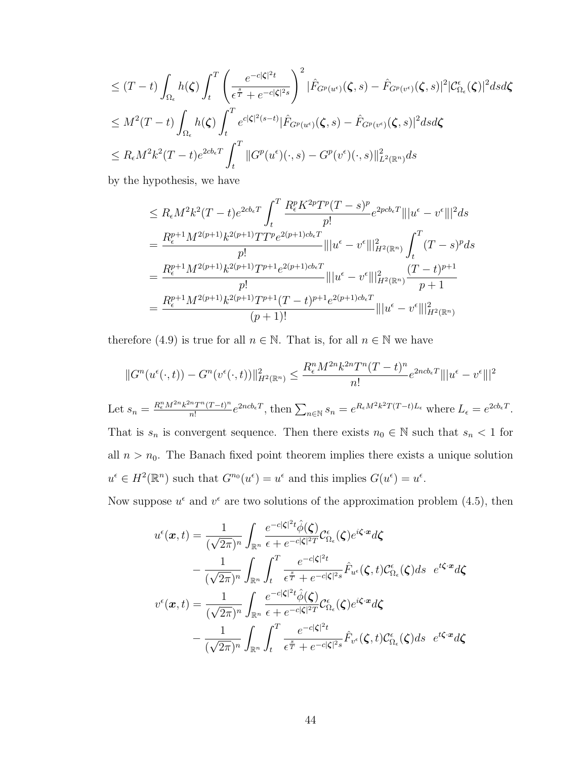$$
\begin{aligned}
&\leq (T-t)\int_{\Omega_\epsilon} h(\boldsymbol{\zeta})\int_t^T \left(\frac{e^{-c|\boldsymbol{\zeta}|^2 t}}{\epsilon^{\frac{s}{T}} + e^{-c|\boldsymbol{\zeta}|^2 s}}\right)^2 |\hat{F}_{G^p(u^\epsilon)}(\boldsymbol{\zeta},s) - \hat{F}_{G^p(v^\epsilon)}(\boldsymbol{\zeta},s)|^2 |\mathcal{C}^\epsilon_{\Omega_\epsilon}(\boldsymbol{\zeta})|^2 ds d\boldsymbol{\zeta} \\
&\leq M^2(T-t)\int_{\Omega_\epsilon} h(\boldsymbol{\zeta})\int_t^T e^{c|\boldsymbol{\zeta}|^2(s-t)} |\hat{F}_{G^p(u^\epsilon)}(\boldsymbol{\zeta},s) - \hat{F}_{G^p(v^\epsilon)}(\boldsymbol{\zeta},s)|^2 ds d\boldsymbol{\zeta} \\
&\leq R_\epsilon M^2 k^2 (T-t) e^{2cb_\epsilon T}\int_t^T \|G^p(u^\epsilon)(\cdot,s) - G^p(v^\epsilon)(\cdot,s)\|^2_{L^2(\mathbb{R}^n)} ds
\end{aligned}
$$

by the hypothesis, we have

$$
\begin{aligned}
&\leq R_\epsilon M^2 k^2 (T-t) e^{2cb_\epsilon T}\int_t^T \frac{R_\epsilon^p K^{2p} T^p (T-s)^p}{p!} e^{2pcb_\epsilon T} |||u^\epsilon - v^\epsilon|||^2 ds \\
&= \frac{R_\epsilon^{p+1} M^{2(p+1)} k^{2(p+1)} T T^p e^{2(p+1)cb_\epsilon T}}{p!} |||u^\epsilon - v^\epsilon|||^2_{H^2(\mathbb{R}^n)} \int_t^T (T-s)^p ds \\
&= \frac{R_\epsilon^{p+1} M^{2(p+1)} k^{2(p+1)} T^{p+1} e^{2(p+1)cb_\epsilon T}}{p!} |||u^\epsilon - v^\epsilon|||^2_{H^2(\mathbb{R}^n)} \frac{(T-t)^{p+1}}{p+1} \\
&= \frac{R_\epsilon^{p+1} M^{2(p+1)} k^{2(p+1)} T^{p+1} (T-t)^{p+1} e^{2(p+1)cb_\epsilon T}}{(p+1)!} |||u^\epsilon - v^\epsilon|||^2_{H^2(\mathbb{R}^n)}
\end{aligned}
$$

therefore (4.9) is true for all $n \in \mathbb{N}$. That is, for all $n \in \mathbb{N}$ we have

$$
\|G^n(u^\epsilon(\cdot,t)) - G^n(v^\epsilon(\cdot,t))\|^2_{H^2(\mathbb{R}^n)} \leq \frac{R_\epsilon^n M^{2n} k^{2n} T^n (T-t)^n}{n!} e^{2ncb_\epsilon T} |||u^\epsilon - v^\epsilon|||^2
$$

Let $s_n = \frac{R_\epsilon^n M^{2n} k^{2n} T^n (T-t)^n}{n!} e^{2ncb_\epsilon T}$, then $\sum_{n\in\mathbb{N}} s_n = e^{R_\epsilon M^2 k^2 T (T-t) L_\epsilon}$ where $L_\epsilon = e^{2cb_\epsilon T}$. That is $s_n$ is convergent sequence. Then there exists $n_0 \in \mathbb{N}$ such that $s_n < 1$ for all $n > n_0$. The Banach fixed point theorem implies there exists a unique solution $u^\epsilon \in H^2(\mathbb{R}^n)$ such that $G^{n_0}(u^\epsilon) = u^\epsilon$ and this implies $G(u^\epsilon) = u^\epsilon$.

Now suppose $u^\epsilon$ and $v^\epsilon$ are two solutions of the approximation problem (4.5), then

$$
\begin{aligned}
u^\epsilon(\boldsymbol{x},t) &= \frac{1}{(\sqrt{2\pi})^n}\int_{\mathbb{R}^n} \frac{e^{-c|\boldsymbol{\zeta}|^2 t}\hat{\phi}(\boldsymbol{\zeta})}{\epsilon + e^{-c|\boldsymbol{\zeta}|^2 T}} \mathcal{C}^\epsilon_{\Omega_\epsilon}(\boldsymbol{\zeta}) e^{i\boldsymbol{\zeta}\cdot\boldsymbol{x}} d\boldsymbol{\zeta} \\
&\quad - \frac{1}{(\sqrt{2\pi})^n}\int_{\mathbb{R}^n}\int_t^T \frac{e^{-c|\boldsymbol{\zeta}|^2 t}}{\epsilon^{\frac{s}{T}} + e^{-c|\boldsymbol{\zeta}|^2 s}} \hat{F}_{u^\epsilon}(\boldsymbol{\zeta},t) \mathcal{C}^\epsilon_{\Omega_\epsilon}(\boldsymbol{\zeta}) ds \quad e^{t\boldsymbol{\zeta}\cdot\boldsymbol{x}} d\boldsymbol{\zeta} \\
v^\epsilon(\boldsymbol{x},t) &= \frac{1}{(\sqrt{2\pi})^n}\int_{\mathbb{R}^n} \frac{e^{-c|\boldsymbol{\zeta}|^2 t}\hat{\phi}(\boldsymbol{\zeta})}{\epsilon + e^{-c|\boldsymbol{\zeta}|^2 T}} \mathcal{C}^\epsilon_{\Omega_\epsilon}(\boldsymbol{\zeta}) e^{i\boldsymbol{\zeta}\cdot\boldsymbol{x}} d\boldsymbol{\zeta} \\
&\quad - \frac{1}{(\sqrt{2\pi})^n}\int_{\mathbb{R}^n}\int_t^T \frac{e^{-c|\boldsymbol{\zeta}|^2 t}}{\epsilon^{\frac{s}{T}} + e^{-c|\boldsymbol{\zeta}|^2 s}} \hat{F}_{v^\epsilon}(\boldsymbol{\zeta},t) \mathcal{C}^\epsilon_{\Omega_\epsilon}(\boldsymbol{\zeta}) ds \quad e^{t\boldsymbol{\zeta}\cdot\boldsymbol{x}} d\boldsymbol{\zeta}
\end{aligned}
$$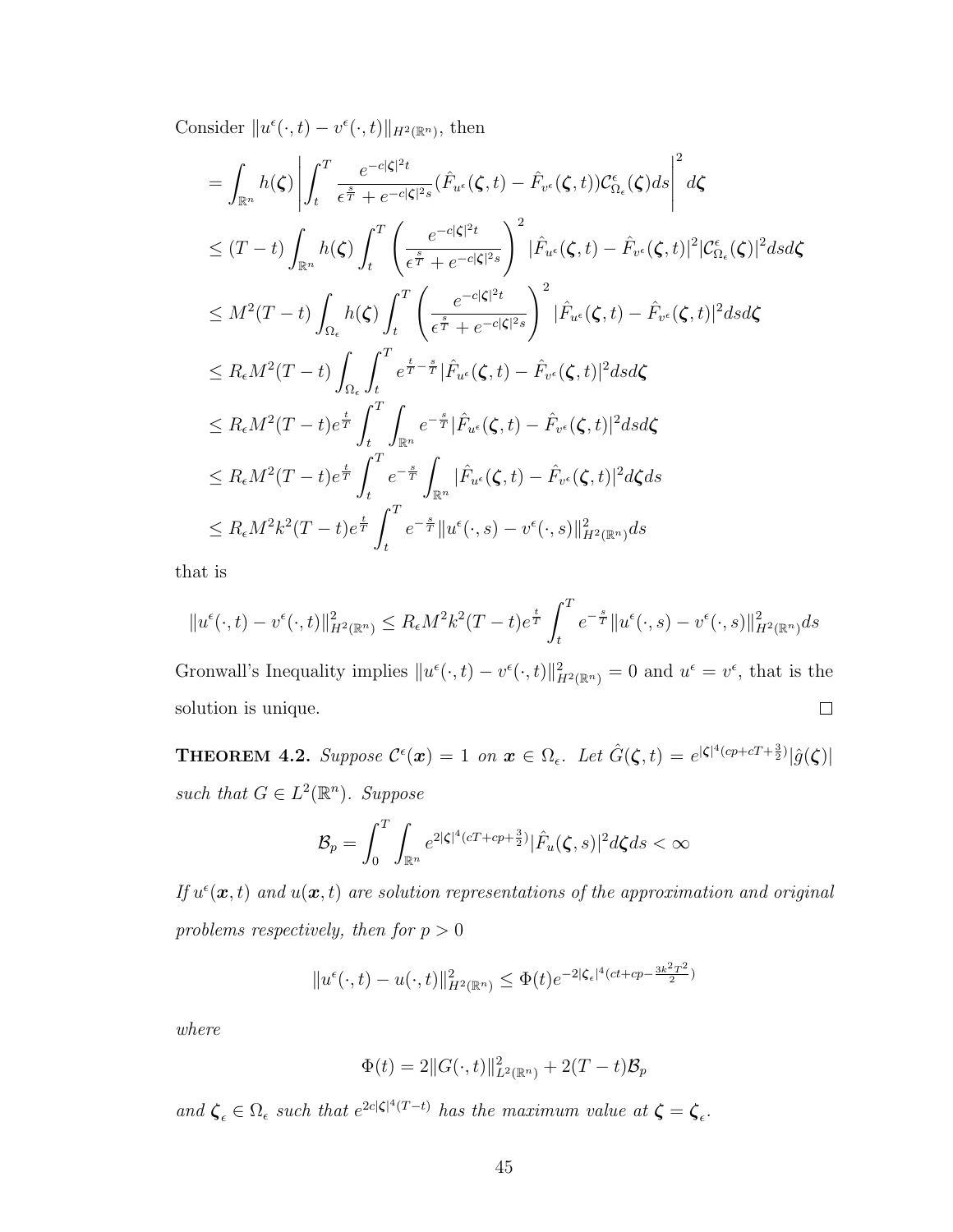Consider $\|u^\epsilon(\cdot,t) - v^\epsilon(\cdot,t)\|_{H^2(\mathbb{R}^n)}$, then

$$
\begin{aligned}
&= \int_{\mathbb{R}^n} h(\boldsymbol{\zeta}) \left| \int_t^T \frac{e^{-c|\boldsymbol{\zeta}|^2 t}}{\epsilon^{\frac{s}{T}} + e^{-c|\boldsymbol{\zeta}|^2 s}} (\hat{F}_{u^\epsilon}(\boldsymbol{\zeta},t) - \hat{F}_{v^\epsilon}(\boldsymbol{\zeta},t)) \mathcal{C}^\epsilon_{\Omega_\epsilon}(\boldsymbol{\zeta}) ds \right|^2 d\boldsymbol{\zeta} \\
&\leq (T-t) \int_{\mathbb{R}^n} h(\boldsymbol{\zeta}) \int_t^T \left( \frac{e^{-c|\boldsymbol{\zeta}|^2 t}}{\epsilon^{\frac{s}{T}} + e^{-c|\boldsymbol{\zeta}|^2 s}} \right)^2 |\hat{F}_{u^\epsilon}(\boldsymbol{\zeta},t) - \hat{F}_{v^\epsilon}(\boldsymbol{\zeta},t)|^2 |\mathcal{C}^\epsilon_{\Omega_\epsilon}(\boldsymbol{\zeta})|^2 ds d\boldsymbol{\zeta} \\
&\leq M^2 (T-t) \int_{\Omega_\epsilon} h(\boldsymbol{\zeta}) \int_t^T \left( \frac{e^{-c|\boldsymbol{\zeta}|^2 t}}{\epsilon^{\frac{s}{T}} + e^{-c|\boldsymbol{\zeta}|^2 s}} \right)^2 |\hat{F}_{u^\epsilon}(\boldsymbol{\zeta},t) - \hat{F}_{v^\epsilon}(\boldsymbol{\zeta},t)|^2 ds d\boldsymbol{\zeta} \\
&\leq R_\epsilon M^2 (T-t) \int_{\Omega_\epsilon} \int_t^T e^{\frac{t}{T} - \frac{s}{T}} |\hat{F}_{u^\epsilon}(\boldsymbol{\zeta},t) - \hat{F}_{v^\epsilon}(\boldsymbol{\zeta},t)|^2 ds d\boldsymbol{\zeta} \\
&\leq R_\epsilon M^2 (T-t) e^{\frac{t}{T}} \int_t^T \int_{\mathbb{R}^n} e^{-\frac{s}{T}} |\hat{F}_{u^\epsilon}(\boldsymbol{\zeta},t) - \hat{F}_{v^\epsilon}(\boldsymbol{\zeta},t)|^2 ds d\boldsymbol{\zeta} \\
&\leq R_\epsilon M^2 (T-t) e^{\frac{t}{T}} \int_t^T e^{-\frac{s}{T}} \int_{\mathbb{R}^n} |\hat{F}_{u^\epsilon}(\boldsymbol{\zeta},t) - \hat{F}_{v^\epsilon}(\boldsymbol{\zeta},t)|^2 d\boldsymbol{\zeta} ds \\
&\leq R_\epsilon M^2 k^2 (T-t) e^{\frac{t}{T}} \int_t^T e^{-\frac{s}{T}} \|u^\epsilon(\cdot,s) - v^\epsilon(\cdot,s)\|^2_{H^2(\mathbb{R}^n)} ds
\end{aligned}
$$

that is

$$
\|u^\epsilon(\cdot,t) - v^\epsilon(\cdot,t)\|^2_{H^2(\mathbb{R}^n)} \leq R_\epsilon M^2 k^2 (T-t) e^{\frac{t}{T}} \int_t^T e^{-\frac{s}{T}} \|u^\epsilon(\cdot,s) - v^\epsilon(\cdot,s)\|^2_{H^2(\mathbb{R}^n)} ds
$$

Gronwall's Inequality implies $\|u^\epsilon(\cdot,t) - v^\epsilon(\cdot,t)\|^2_{H^2(\mathbb{R}^n)} = 0$ and $u^\epsilon = v^\epsilon$, that is the solution is unique. □

**THEOREM 4.2.** *Suppose $\mathcal{C}^\epsilon(\boldsymbol{x}) = 1$ on $\boldsymbol{x} \in \Omega_\epsilon$. Let $\hat{G}(\boldsymbol{\zeta},t) = e^{|\boldsymbol{\zeta}|^4(cp+cT+\frac{3}{2})}|\hat{g}(\boldsymbol{\zeta})|$ such that $G \in L^2(\mathbb{R}^n)$. Suppose*

$$
\mathcal{B}_p = \int_0^T \int_{\mathbb{R}^n} e^{2|\boldsymbol{\zeta}|^4(cT+cp+\frac{3}{2})} |\hat{F}_u(\boldsymbol{\zeta},s)|^2 d\boldsymbol{\zeta} ds < \infty
$$

*If $u^\epsilon(\boldsymbol{x},t)$ and $u(\boldsymbol{x},t)$ are solution representations of the approximation and original problems respectively, then for $p > 0$*

$$
\|u^\epsilon(\cdot,t) - u(\cdot,t)\|^2_{H^2(\mathbb{R}^n)} \leq \Phi(t) e^{-2|\boldsymbol{\zeta}_\epsilon|^4(ct+cp-\frac{3k^2T^2}{2})}
$$

*where*

$$
\Phi(t) = 2\|G(\cdot,t)\|^2_{L^2(\mathbb{R}^n)} + 2(T-t)\mathcal{B}_p
$$

*and $\boldsymbol{\zeta}_\epsilon \in \Omega_\epsilon$ such that $e^{2c|\boldsymbol{\zeta}|^4(T-t)}$ has the maximum value at $\boldsymbol{\zeta} = \boldsymbol{\zeta}_\epsilon$.*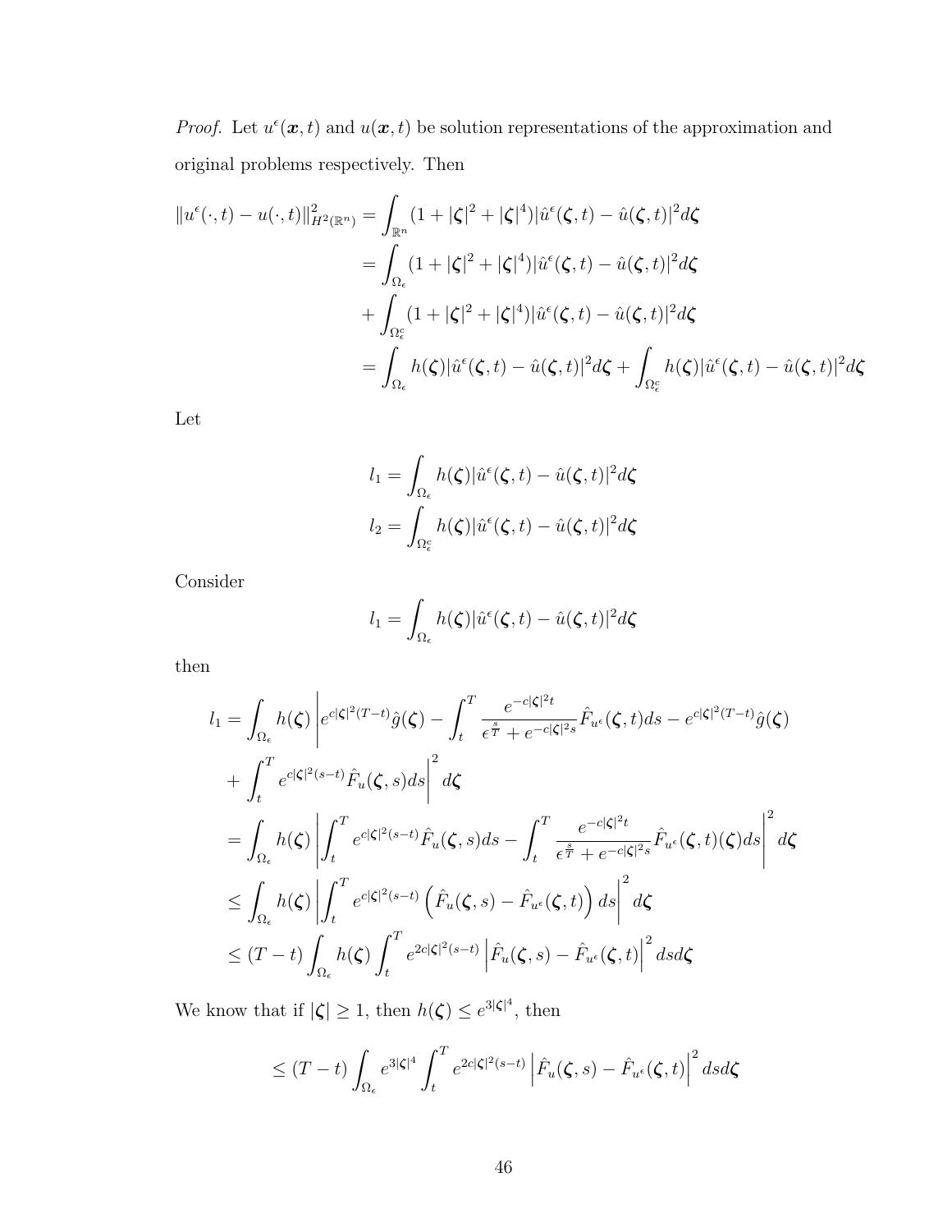*Proof.* Let $u^\epsilon(\boldsymbol{x},t)$ and $u(\boldsymbol{x},t)$ be solution representations of the approximation and original problems respectively. Then

$$
\begin{aligned}
\|u^\epsilon(\cdot,t)-u(\cdot,t)\|^2_{H^2(\mathbb{R}^n)} &= \int_{\mathbb{R}^n}(1+|\boldsymbol{\zeta}|^2+|\boldsymbol{\zeta}|^4)|\hat{u}^\epsilon(\boldsymbol{\zeta},t)-\hat{u}(\boldsymbol{\zeta},t)|^2 d\boldsymbol{\zeta}\\
&= \int_{\Omega_\epsilon}(1+|\boldsymbol{\zeta}|^2+|\boldsymbol{\zeta}|^4)|\hat{u}^\epsilon(\boldsymbol{\zeta},t)-\hat{u}(\boldsymbol{\zeta},t)|^2 d\boldsymbol{\zeta}\\
&+ \int_{\Omega_\epsilon^c}(1+|\boldsymbol{\zeta}|^2+|\boldsymbol{\zeta}|^4)|\hat{u}^\epsilon(\boldsymbol{\zeta},t)-\hat{u}(\boldsymbol{\zeta},t)|^2 d\boldsymbol{\zeta}\\
&= \int_{\Omega_\epsilon} h(\boldsymbol{\zeta})|\hat{u}^\epsilon(\boldsymbol{\zeta},t)-\hat{u}(\boldsymbol{\zeta},t)|^2 d\boldsymbol{\zeta} + \int_{\Omega_\epsilon^c} h(\boldsymbol{\zeta})|\hat{u}^\epsilon(\boldsymbol{\zeta},t)-\hat{u}(\boldsymbol{\zeta},t)|^2 d\boldsymbol{\zeta}
\end{aligned}
$$

Let

$$
\begin{aligned}
l_1 &= \int_{\Omega_\epsilon} h(\boldsymbol{\zeta})|\hat{u}^\epsilon(\boldsymbol{\zeta},t)-\hat{u}(\boldsymbol{\zeta},t)|^2 d\boldsymbol{\zeta}\\
l_2 &= \int_{\Omega_\epsilon^c} h(\boldsymbol{\zeta})|\hat{u}^\epsilon(\boldsymbol{\zeta},t)-\hat{u}(\boldsymbol{\zeta},t)|^2 d\boldsymbol{\zeta}
\end{aligned}
$$

Consider

$$
l_1 = \int_{\Omega_\epsilon} h(\boldsymbol{\zeta})|\hat{u}^\epsilon(\boldsymbol{\zeta},t)-\hat{u}(\boldsymbol{\zeta},t)|^2 d\boldsymbol{\zeta}
$$

then

$$
\begin{aligned}
l_1 &= \int_{\Omega_\epsilon} h(\boldsymbol{\zeta})\left| e^{c|\boldsymbol{\zeta}|^2(T-t)}\hat{g}(\boldsymbol{\zeta}) - \int_t^T \frac{e^{-c|\boldsymbol{\zeta}|^2 t}}{\epsilon^{\frac{s}{T}}+e^{-c|\boldsymbol{\zeta}|^2 s}}\hat{F}_{u^\epsilon}(\boldsymbol{\zeta},t)ds - e^{c|\boldsymbol{\zeta}|^2(T-t)}\hat{g}(\boldsymbol{\zeta})\right.\\
&\left. + \int_t^T e^{c|\boldsymbol{\zeta}|^2(s-t)}\hat{F}_u(\boldsymbol{\zeta},s)ds\right|^2 d\boldsymbol{\zeta}\\
&= \int_{\Omega_\epsilon} h(\boldsymbol{\zeta})\left|\int_t^T e^{c|\boldsymbol{\zeta}|^2(s-t)}\hat{F}_u(\boldsymbol{\zeta},s)ds - \int_t^T \frac{e^{-c|\boldsymbol{\zeta}|^2 t}}{\epsilon^{\frac{s}{T}}+e^{-c|\boldsymbol{\zeta}|^2 s}}\hat{F}_{u^\epsilon}(\boldsymbol{\zeta},t)(\boldsymbol{\zeta})ds\right|^2 d\boldsymbol{\zeta}\\
&\le \int_{\Omega_\epsilon} h(\boldsymbol{\zeta})\left|\int_t^T e^{c|\boldsymbol{\zeta}|^2(s-t)}\left(\hat{F}_u(\boldsymbol{\zeta},s)-\hat{F}_{u^\epsilon}(\boldsymbol{\zeta},t)\right)ds\right|^2 d\boldsymbol{\zeta}\\
&\le (T-t)\int_{\Omega_\epsilon} h(\boldsymbol{\zeta})\int_t^T e^{2c|\boldsymbol{\zeta}|^2(s-t)}\left|\hat{F}_u(\boldsymbol{\zeta},s)-\hat{F}_{u^\epsilon}(\boldsymbol{\zeta},t)\right|^2 ds d\boldsymbol{\zeta}
\end{aligned}
$$

We know that if $|\boldsymbol{\zeta}|\ge 1$, then $h(\boldsymbol{\zeta})\le e^{3|\boldsymbol{\zeta}|^4}$, then

$$
\le (T-t)\int_{\Omega_\epsilon} e^{3|\boldsymbol{\zeta}|^4}\int_t^T e^{2c|\boldsymbol{\zeta}|^2(s-t)}\left|\hat{F}_u(\boldsymbol{\zeta},s)-\hat{F}_{u^\epsilon}(\boldsymbol{\zeta},t)\right|^2 ds d\boldsymbol{\zeta}
$$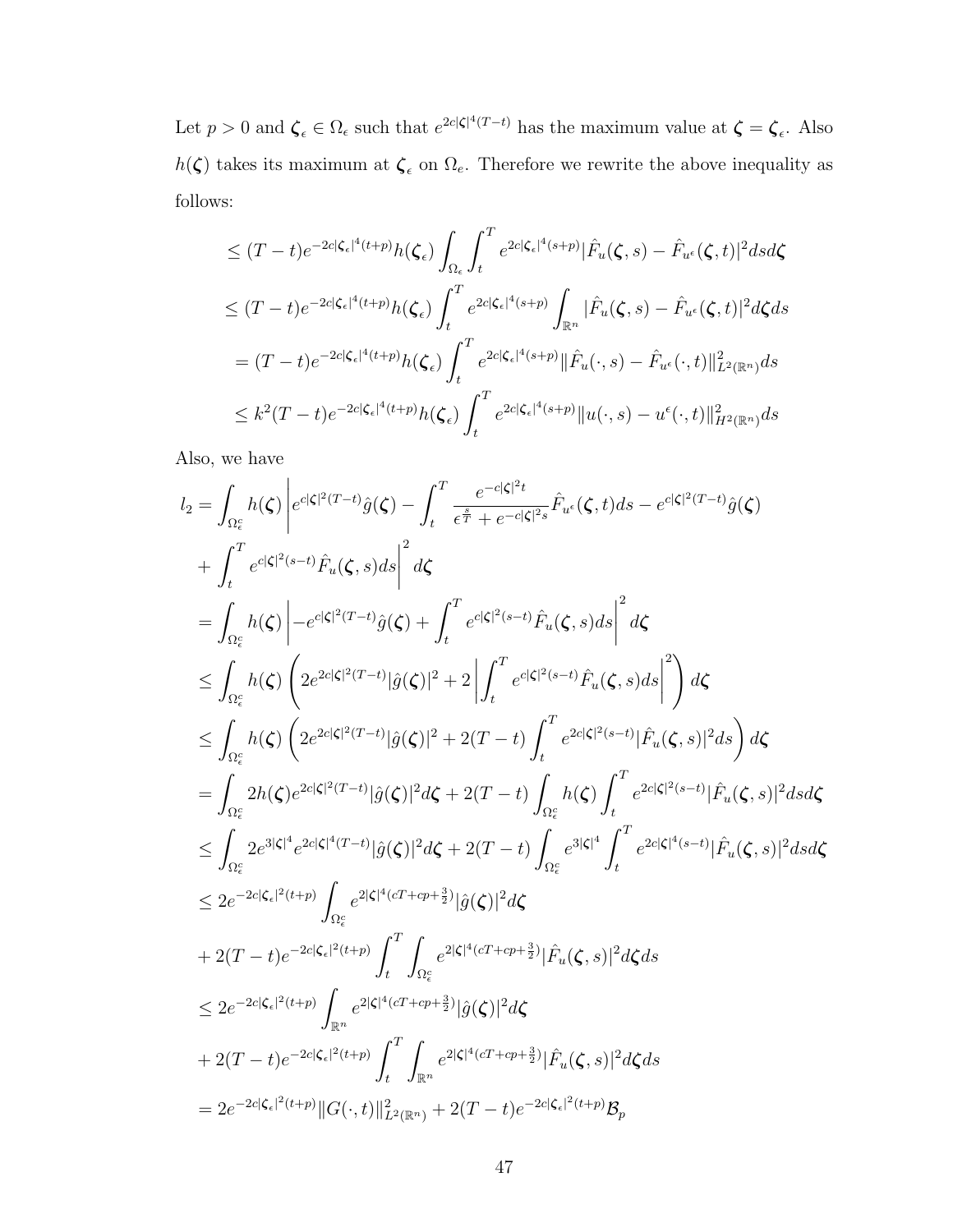Let $p > 0$ and $\boldsymbol{\zeta}_\epsilon \in \Omega_\epsilon$ such that $e^{2c|\boldsymbol{\zeta}|^4(T-t)}$ has the maximum value at $\boldsymbol{\zeta} = \boldsymbol{\zeta}_\epsilon$. Also $h(\boldsymbol{\zeta})$ takes its maximum at $\boldsymbol{\zeta}_\epsilon$ on $\Omega_e$. Therefore we rewrite the above inequality as follows:

$$
\begin{aligned}
&\leq (T-t)e^{-2c|\boldsymbol{\zeta}_\epsilon|^4(t+p)} h(\boldsymbol{\zeta}_\epsilon) \int_{\Omega_\epsilon} \int_t^T e^{2c|\boldsymbol{\zeta}_\epsilon|^4(s+p)} |\hat{F}_u(\boldsymbol{\zeta}, s) - \hat{F}_{u^\epsilon}(\boldsymbol{\zeta}, t)|^2 ds d\boldsymbol{\zeta} \\
&\leq (T-t)e^{-2c|\boldsymbol{\zeta}_\epsilon|^4(t+p)} h(\boldsymbol{\zeta}_\epsilon) \int_t^T e^{2c|\boldsymbol{\zeta}_\epsilon|^4(s+p)} \int_{\mathbb{R}^n} |\hat{F}_u(\boldsymbol{\zeta}, s) - \hat{F}_{u^\epsilon}(\boldsymbol{\zeta}, t)|^2 d\boldsymbol{\zeta} ds \\
&= (T-t)e^{-2c|\boldsymbol{\zeta}_\epsilon|^4(t+p)} h(\boldsymbol{\zeta}_\epsilon) \int_t^T e^{2c|\boldsymbol{\zeta}_\epsilon|^4(s+p)} \|\hat{F}_u(\cdot, s) - \hat{F}_{u^\epsilon}(\cdot, t)\|^2_{L^2(\mathbb{R}^n)} ds \\
&\leq k^2(T-t)e^{-2c|\boldsymbol{\zeta}_\epsilon|^4(t+p)} h(\boldsymbol{\zeta}_\epsilon) \int_t^T e^{2c|\boldsymbol{\zeta}_\epsilon|^4(s+p)} \|u(\cdot, s) - u^\epsilon(\cdot, t)\|^2_{H^2(\mathbb{R}^n)} ds
\end{aligned}
$$

Also, we have

$$
\begin{aligned}
l_2 &= \int_{\Omega_\epsilon^c} h(\boldsymbol{\zeta}) \left| e^{c|\boldsymbol{\zeta}|^2(T-t)} \hat{g}(\boldsymbol{\zeta}) - \int_t^T \frac{e^{-c|\boldsymbol{\zeta}|^2 t}}{\epsilon^{\frac{s}{T}} + e^{-c|\boldsymbol{\zeta}|^2 s}} \hat{F}_{u^\epsilon}(\boldsymbol{\zeta}, t) ds - e^{c|\boldsymbol{\zeta}|^2(T-t)} \hat{g}(\boldsymbol{\zeta}) \right. \\
&\quad \left. + \int_t^T e^{c|\boldsymbol{\zeta}|^2(s-t)} \hat{F}_u(\boldsymbol{\zeta}, s) ds \right|^2 d\boldsymbol{\zeta} \\
&= \int_{\Omega_\epsilon^c} h(\boldsymbol{\zeta}) \left| -e^{c|\boldsymbol{\zeta}|^2(T-t)} \hat{g}(\boldsymbol{\zeta}) + \int_t^T e^{c|\boldsymbol{\zeta}|^2(s-t)} \hat{F}_u(\boldsymbol{\zeta}, s) ds \right|^2 d\boldsymbol{\zeta} \\
&\leq \int_{\Omega_\epsilon^c} h(\boldsymbol{\zeta}) \left( 2e^{2c|\boldsymbol{\zeta}|^2(T-t)} |\hat{g}(\boldsymbol{\zeta})|^2 + 2 \left| \int_t^T e^{c|\boldsymbol{\zeta}|^2(s-t)} \hat{F}_u(\boldsymbol{\zeta}, s) ds \right|^2 \right) d\boldsymbol{\zeta} \\
&\leq \int_{\Omega_\epsilon^c} h(\boldsymbol{\zeta}) \left( 2e^{2c|\boldsymbol{\zeta}|^2(T-t)} |\hat{g}(\boldsymbol{\zeta})|^2 + 2(T-t) \int_t^T e^{2c|\boldsymbol{\zeta}|^2(s-t)} |\hat{F}_u(\boldsymbol{\zeta}, s)|^2 ds \right) d\boldsymbol{\zeta} \\
&= \int_{\Omega_\epsilon^c} 2h(\boldsymbol{\zeta}) e^{2c|\boldsymbol{\zeta}|^2(T-t)} |\hat{g}(\boldsymbol{\zeta})|^2 d\boldsymbol{\zeta} + 2(T-t) \int_{\Omega_\epsilon^c} h(\boldsymbol{\zeta}) \int_t^T e^{2c|\boldsymbol{\zeta}|^2(s-t)} |\hat{F}_u(\boldsymbol{\zeta}, s)|^2 ds d\boldsymbol{\zeta} \\
&\leq \int_{\Omega_\epsilon^c} 2e^{3|\boldsymbol{\zeta}|^4} e^{2c|\boldsymbol{\zeta}|^4(T-t)} |\hat{g}(\boldsymbol{\zeta})|^2 d\boldsymbol{\zeta} + 2(T-t) \int_{\Omega_\epsilon^c} e^{3|\boldsymbol{\zeta}|^4} \int_t^T e^{2c|\boldsymbol{\zeta}|^4(s-t)} |\hat{F}_u(\boldsymbol{\zeta}, s)|^2 ds d\boldsymbol{\zeta} \\
&\leq 2e^{-2c|\boldsymbol{\zeta}_\epsilon|^2(t+p)} \int_{\Omega_\epsilon^c} e^{2|\boldsymbol{\zeta}|^4(cT+cp+\frac{3}{2})} |\hat{g}(\boldsymbol{\zeta})|^2 d\boldsymbol{\zeta} \\
&\quad + 2(T-t)e^{-2c|\boldsymbol{\zeta}_\epsilon|^2(t+p)} \int_t^T \int_{\Omega_\epsilon^c} e^{2|\boldsymbol{\zeta}|^4(cT+cp+\frac{3}{2})} |\hat{F}_u(\boldsymbol{\zeta}, s)|^2 d\boldsymbol{\zeta} ds \\
&\leq 2e^{-2c|\boldsymbol{\zeta}_\epsilon|^2(t+p)} \int_{\mathbb{R}^n} e^{2|\boldsymbol{\zeta}|^4(cT+cp+\frac{3}{2})} |\hat{g}(\boldsymbol{\zeta})|^2 d\boldsymbol{\zeta} \\
&\quad + 2(T-t)e^{-2c|\boldsymbol{\zeta}_\epsilon|^2(t+p)} \int_t^T \int_{\mathbb{R}^n} e^{2|\boldsymbol{\zeta}|^4(cT+cp+\frac{3}{2})} |\hat{F}_u(\boldsymbol{\zeta}, s)|^2 d\boldsymbol{\zeta} ds \\
&= 2e^{-2c|\boldsymbol{\zeta}_\epsilon|^2(t+p)} \|G(\cdot, t)\|^2_{L^2(\mathbb{R}^n)} + 2(T-t)e^{-2c|\boldsymbol{\zeta}_\epsilon|^2(t+p)} \mathcal{B}_p
\end{aligned}
$$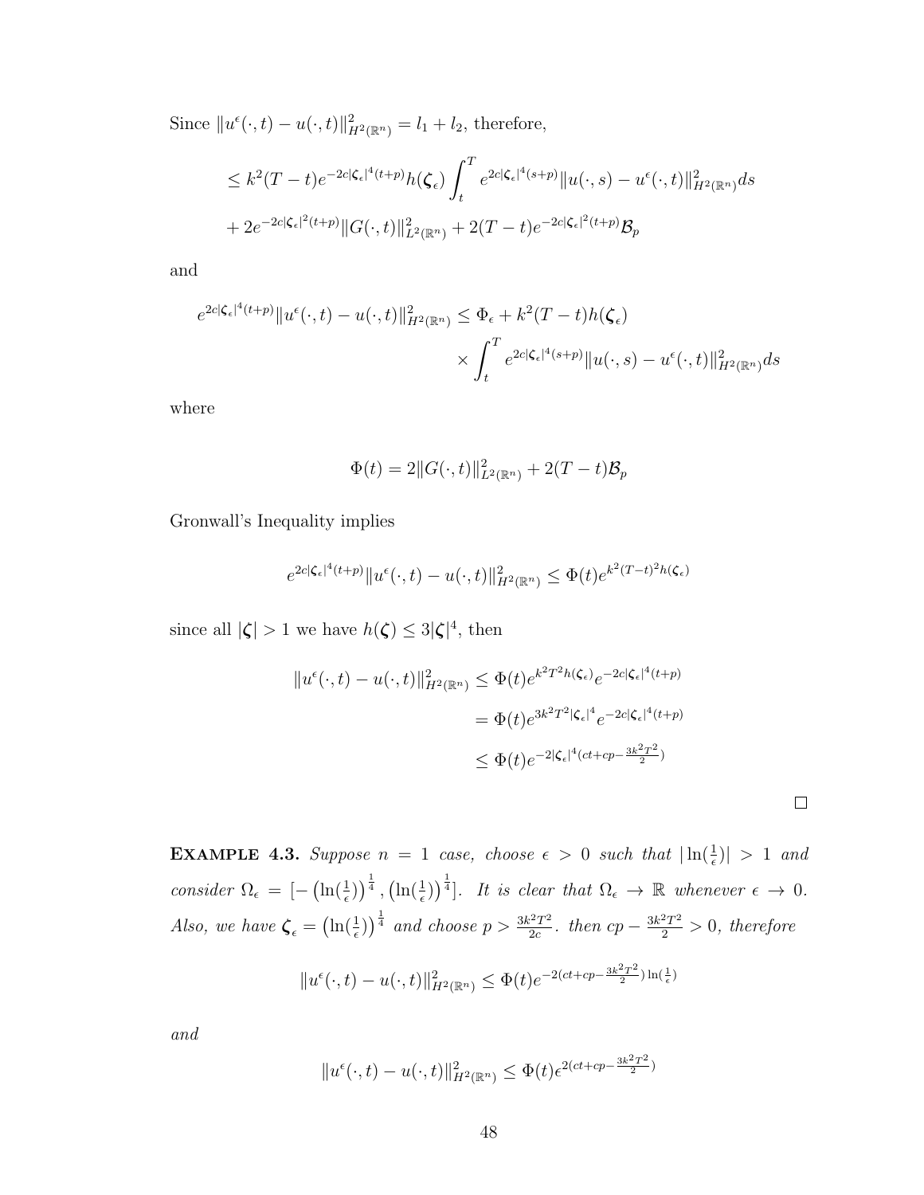Since $\|u^\epsilon(\cdot,t) - u(\cdot,t)\|^2_{H^2(\mathbb{R}^n)} = l_1 + l_2$, therefore,

$$
\begin{aligned}
&\leq k^2(T-t)e^{-2c|\boldsymbol{\zeta}_\epsilon|^4(t+p)}h(\boldsymbol{\zeta}_\epsilon)\int_t^T e^{2c|\boldsymbol{\zeta}_\epsilon|^4(s+p)}\|u(\cdot,s) - u^\epsilon(\cdot,t)\|^2_{H^2(\mathbb{R}^n)}ds \\
&+ 2e^{-2c|\boldsymbol{\zeta}_\epsilon|^2(t+p)}\|G(\cdot,t)\|^2_{L^2(\mathbb{R}^n)} + 2(T-t)e^{-2c|\boldsymbol{\zeta}_\epsilon|^2(t+p)}\mathcal{B}_p
\end{aligned}
$$

and

$$
\begin{aligned}
e^{2c|\boldsymbol{\zeta}_\epsilon|^4(t+p)}\|u^\epsilon(\cdot,t) - u(\cdot,t)\|^2_{H^2(\mathbb{R}^n)} \leq \Phi_\epsilon + k^2(T-t)h(\boldsymbol{\zeta}_\epsilon) \\
\times \int_t^T e^{2c|\boldsymbol{\zeta}_\epsilon|^4(s+p)}\|u(\cdot,s) - u^\epsilon(\cdot,t)\|^2_{H^2(\mathbb{R}^n)}ds
\end{aligned}
$$

where

$$
\Phi(t) = 2\|G(\cdot,t)\|^2_{L^2(\mathbb{R}^n)} + 2(T-t)\mathcal{B}_p
$$

Gronwall's Inequality implies

$$
e^{2c|\boldsymbol{\zeta}_\epsilon|^4(t+p)}\|u^\epsilon(\cdot,t) - u(\cdot,t)\|^2_{H^2(\mathbb{R}^n)} \leq \Phi(t)e^{k^2(T-t)^2h(\boldsymbol{\zeta}_\epsilon)}
$$

since all $|\boldsymbol{\zeta}| > 1$ we have $h(\boldsymbol{\zeta}) \leq 3|\boldsymbol{\zeta}|^4$, then

$$
\begin{aligned}
\|u^\epsilon(\cdot,t) - u(\cdot,t)\|^2_{H^2(\mathbb{R}^n)} &\leq \Phi(t)e^{k^2T^2h(\boldsymbol{\zeta}_\epsilon)}e^{-2c|\boldsymbol{\zeta}_\epsilon|^4(t+p)} \\
&= \Phi(t)e^{3k^2T^2|\boldsymbol{\zeta}_\epsilon|^4}e^{-2c|\boldsymbol{\zeta}_\epsilon|^4(t+p)} \\
&\leq \Phi(t)e^{-2|\boldsymbol{\zeta}_\epsilon|^4(ct+cp-\frac{3k^2T^2}{2})}
\end{aligned}
$$

□

**Example 4.3.** *Suppose $n = 1$ case, choose $\epsilon > 0$ such that $|\ln(\frac{1}{\epsilon})| > 1$ and consider $\Omega_\epsilon = [-\left(\ln(\frac{1}{\epsilon})\right)^{\frac{1}{4}}, \left(\ln(\frac{1}{\epsilon})\right)^{\frac{1}{4}}]$. It is clear that $\Omega_\epsilon \to \mathbb{R}$ whenever $\epsilon \to 0$. Also, we have $\boldsymbol{\zeta}_\epsilon = \left(\ln(\frac{1}{\epsilon})\right)^{\frac{1}{4}}$ and choose $p > \frac{3k^2T^2}{2c}$. then $cp - \frac{3k^2T^2}{2} > 0$, therefore*

$$
\|u^\epsilon(\cdot,t) - u(\cdot,t)\|^2_{H^2(\mathbb{R}^n)} \leq \Phi(t)e^{-2(ct+cp-\frac{3k^2T^2}{2})\ln(\frac{1}{\epsilon})}
$$

*and*

$$
\|u^\epsilon(\cdot,t) - u(\cdot,t)\|^2_{H^2(\mathbb{R}^n)} \leq \Phi(t)\epsilon^{2(ct+cp-\frac{3k^2T^2}{2})}
$$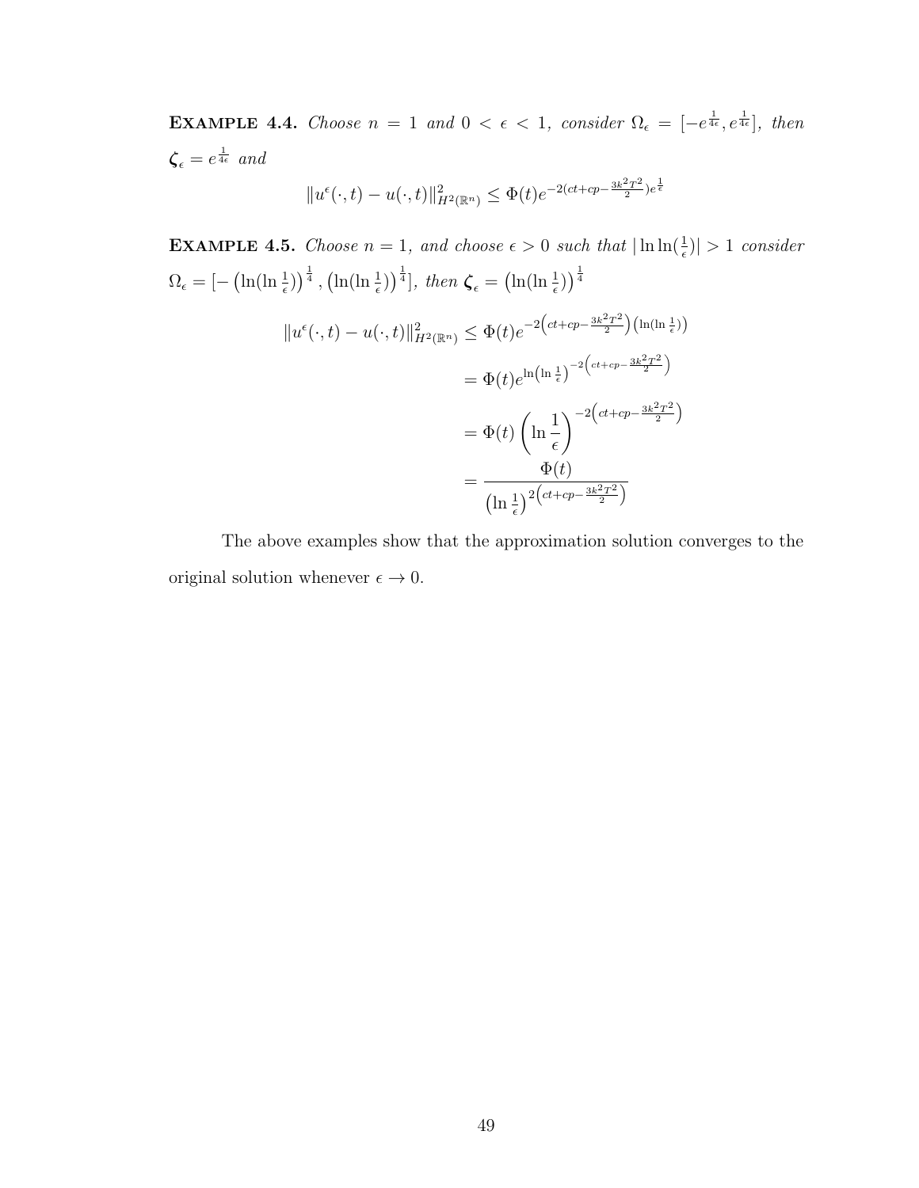**EXAMPLE 4.4.** *Choose $n = 1$ and $0 < \epsilon < 1$, consider $\Omega_\epsilon = [-e^{\frac{1}{4\epsilon}}, e^{\frac{1}{4\epsilon}}]$, then $\boldsymbol{\zeta}_\epsilon = e^{\frac{1}{4\epsilon}}$ and*

$$\|u^\epsilon(\cdot,t) - u(\cdot,t)\|^2_{H^2(\mathbb{R}^n)} \leq \Phi(t) e^{-2(ct+cp-\frac{3k^2T^2}{2})e^{\frac{1}{\epsilon}}}$$

**EXAMPLE 4.5.** *Choose $n = 1$, and choose $\epsilon > 0$ such that $|\ln\ln(\frac{1}{\epsilon})| > 1$ consider $\Omega_\epsilon = [-\left(\ln(\ln\frac{1}{\epsilon})\right)^{\frac{1}{4}}, \left(\ln(\ln\frac{1}{\epsilon})\right)^{\frac{1}{4}}]$, then $\boldsymbol{\zeta}_\epsilon = \left(\ln(\ln\frac{1}{\epsilon})\right)^{\frac{1}{4}}$*

$$\begin{aligned}
\|u^\epsilon(\cdot,t) - u(\cdot,t)\|^2_{H^2(\mathbb{R}^n)} &\leq \Phi(t) e^{-2\left(ct+cp-\frac{3k^2T^2}{2}\right)\left(\ln(\ln\frac{1}{\epsilon})\right)} \\
&= \Phi(t) e^{\ln\left(\ln\frac{1}{\epsilon}\right)^{-2\left(ct+cp-\frac{3k^2T^2}{2}\right)}} \\
&= \Phi(t)\left(\ln\frac{1}{\epsilon}\right)^{-2\left(ct+cp-\frac{3k^2T^2}{2}\right)} \\
&= \frac{\Phi(t)}{\left(\ln\frac{1}{\epsilon}\right)^{2\left(ct+cp-\frac{3k^2T^2}{2}\right)}}
\end{aligned}$$

The above examples show that the approximation solution converges to the original solution whenever $\epsilon \to 0$.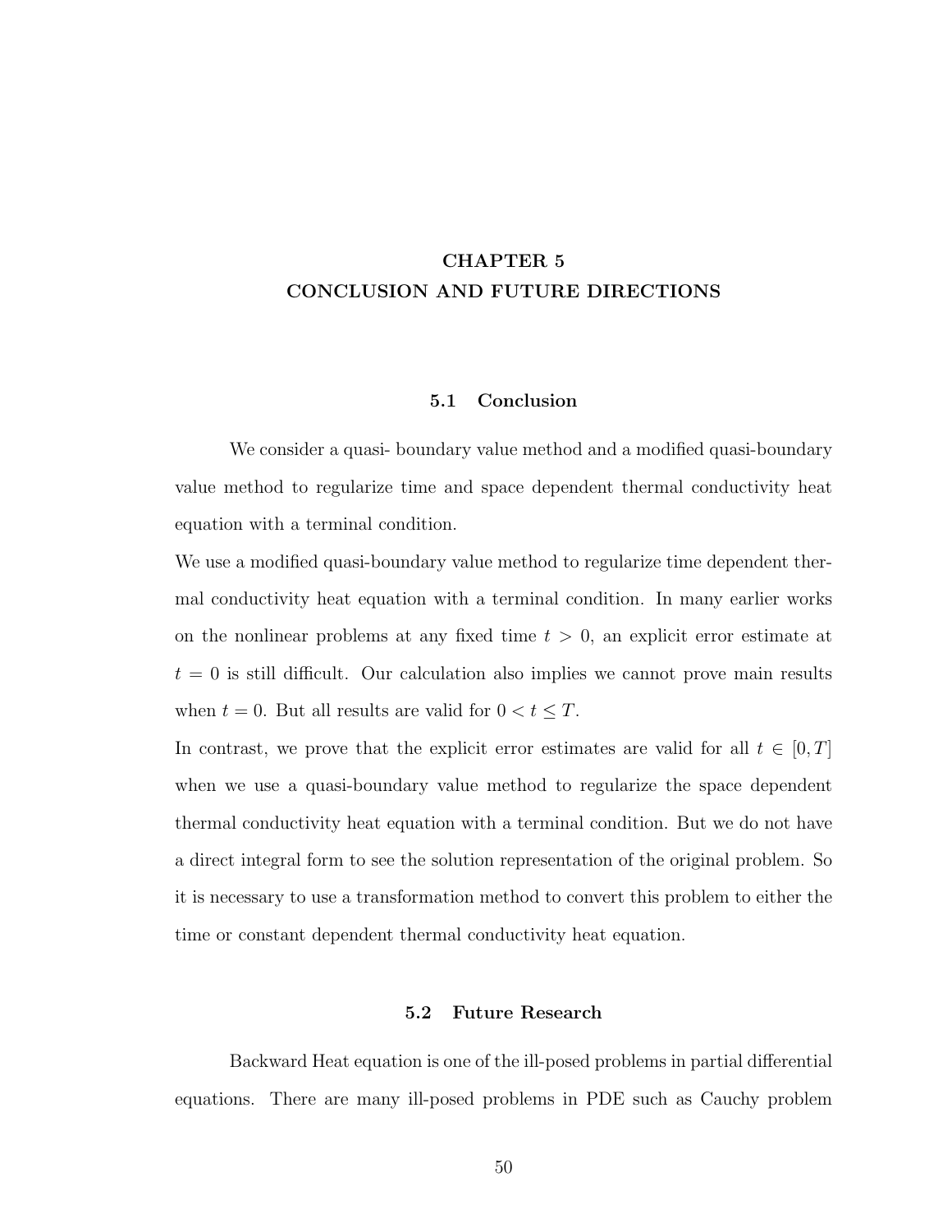# CHAPTER 5
# CONCLUSION AND FUTURE DIRECTIONS

## 5.1 Conclusion

We consider a quasi- boundary value method and a modified quasi-boundary value method to regularize time and space dependent thermal conductivity heat equation with a terminal condition.

We use a modified quasi-boundary value method to regularize time dependent thermal conductivity heat equation with a terminal condition. In many earlier works on the nonlinear problems at any fixed time $t > 0$, an explicit error estimate at $t = 0$ is still difficult. Our calculation also implies we cannot prove main results when $t = 0$. But all results are valid for $0 < t \leq T$.

In contrast, we prove that the explicit error estimates are valid for all $t \in [0, T]$ when we use a quasi-boundary value method to regularize the space dependent thermal conductivity heat equation with a terminal condition. But we do not have a direct integral form to see the solution representation of the original problem. So it is necessary to use a transformation method to convert this problem to either the time or constant dependent thermal conductivity heat equation.

## 5.2 Future Research

Backward Heat equation is one of the ill-posed problems in partial differential equations. There are many ill-posed problems in PDE such as Cauchy problem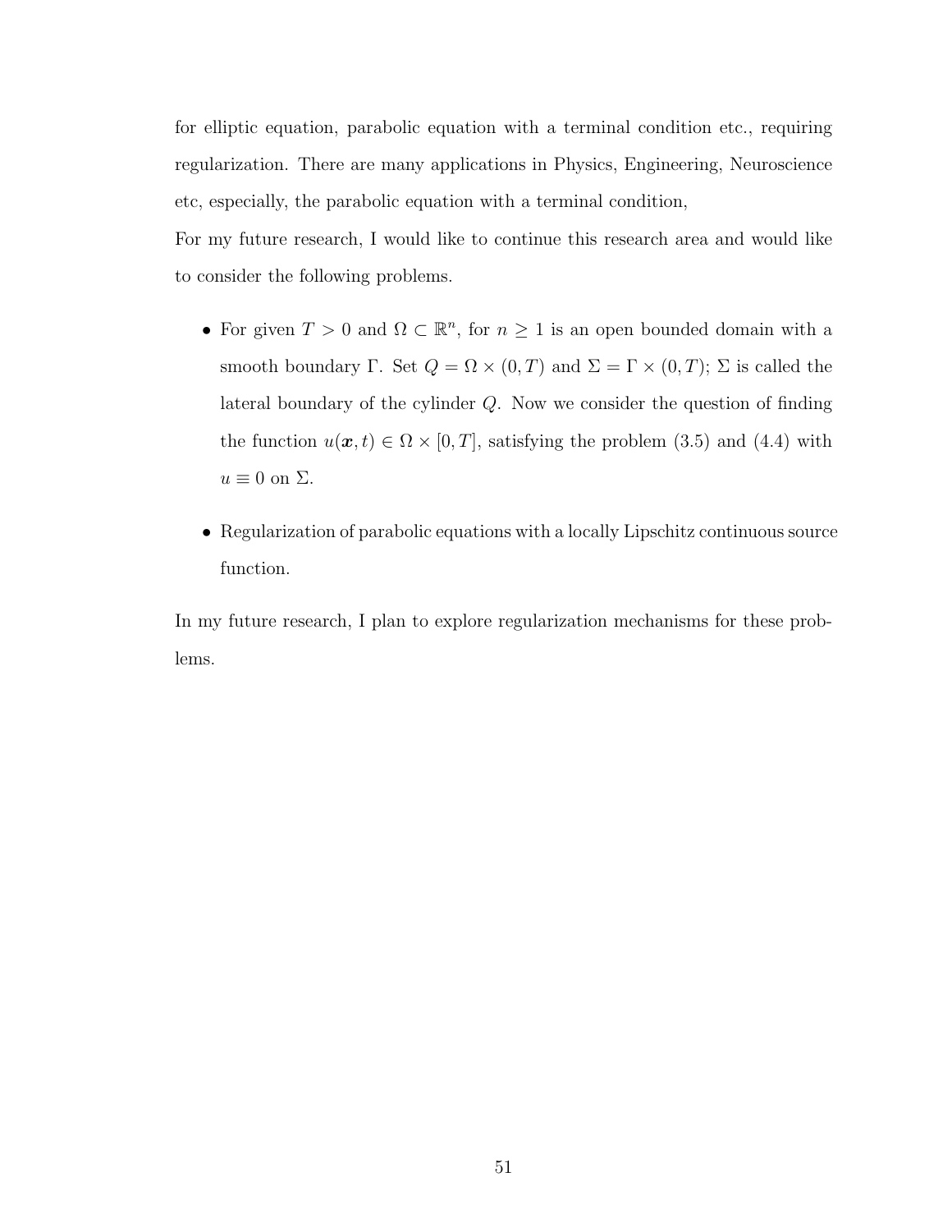for elliptic equation, parabolic equation with a terminal condition etc., requiring regularization. There are many applications in Physics, Engineering, Neuroscience etc, especially, the parabolic equation with a terminal condition,

For my future research, I would like to continue this research area and would like to consider the following problems.

- For given $T > 0$ and $\Omega \subset \mathbb{R}^n$, for $n \geq 1$ is an open bounded domain with a smooth boundary $\Gamma$. Set $Q = \Omega \times (0, T)$ and $\Sigma = \Gamma \times (0, T)$; $\Sigma$ is called the lateral boundary of the cylinder $Q$. Now we consider the question of finding the function $u(\boldsymbol{x}, t) \in \Omega \times [0, T]$, satisfying the problem (3.5) and (4.4) with $u \equiv 0$ on $\Sigma$.
- Regularization of parabolic equations with a locally Lipschitz continuous source function.

In my future research, I plan to explore regularization mechanisms for these problems.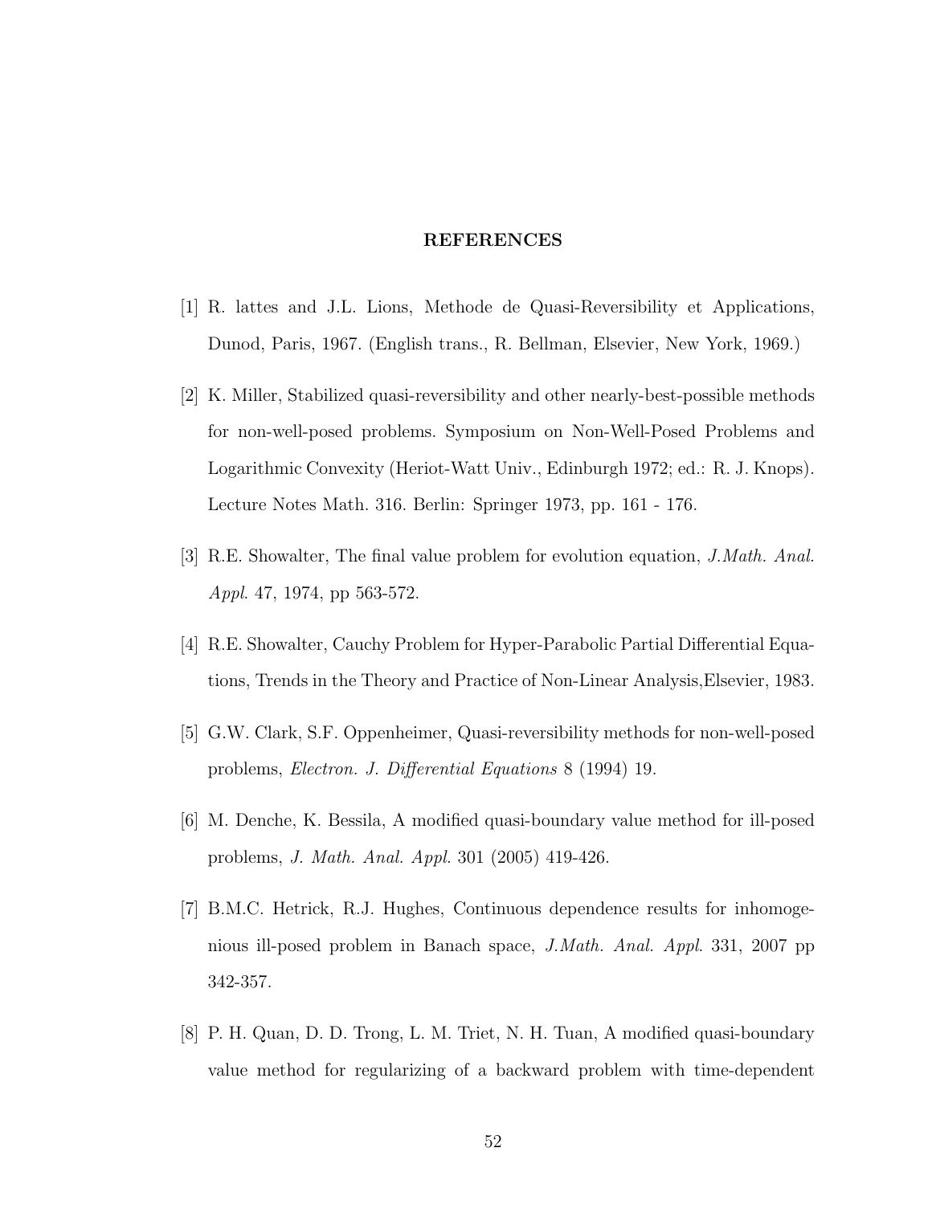## REFERENCES

[1] R. lattes and J.L. Lions, Methode de Quasi-Reversibility et Applications, Dunod, Paris, 1967. (English trans., R. Bellman, Elsevier, New York, 1969.)

[2] K. Miller, Stabilized quasi-reversibility and other nearly-best-possible methods for non-well-posed problems. Symposium on Non-Well-Posed Problems and Logarithmic Convexity (Heriot-Watt Univ., Edinburgh 1972; ed.: R. J. Knops). Lecture Notes Math. 316. Berlin: Springer 1973, pp. 161 - 176.

[3] R.E. Showalter, The final value problem for evolution equation, *J.Math. Anal. Appl*. 47, 1974, pp 563-572.

[4] R.E. Showalter, Cauchy Problem for Hyper-Parabolic Partial Differential Equations, Trends in the Theory and Practice of Non-Linear Analysis,Elsevier, 1983.

[5] G.W. Clark, S.F. Oppenheimer, Quasi-reversibility methods for non-well-posed problems, *Electron. J. Differential Equations* 8 (1994) 19.

[6] M. Denche, K. Bessila, A modified quasi-boundary value method for ill-posed problems, *J. Math. Anal. Appl.* 301 (2005) 419-426.

[7] B.M.C. Hetrick, R.J. Hughes, Continuous dependence results for inhomogenious ill-posed problem in Banach space, *J.Math. Anal. Appl*. 331, 2007 pp 342-357.

[8] P. H. Quan, D. D. Trong, L. M. Triet, N. H. Tuan, A modified quasi-boundary value method for regularizing of a backward problem with time-dependent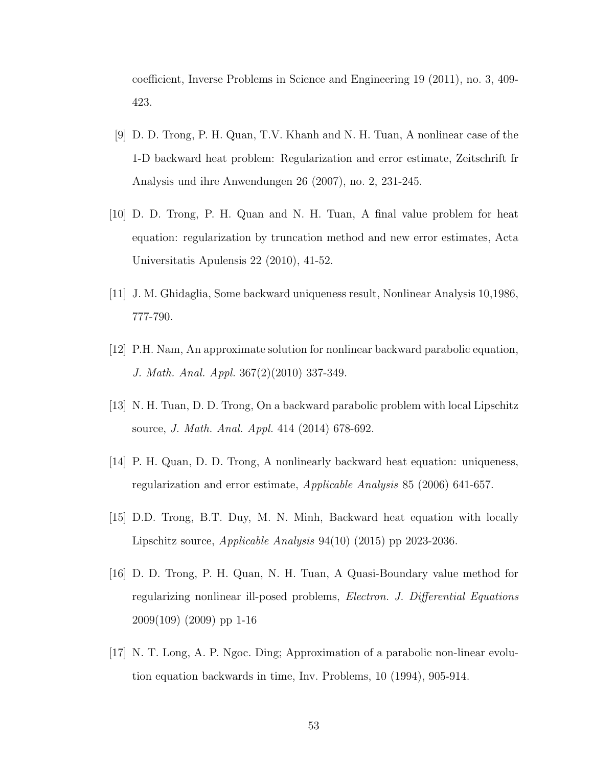coefficient, Inverse Problems in Science and Engineering 19 (2011), no. 3, 409-423.

[9] D. D. Trong, P. H. Quan, T.V. Khanh and N. H. Tuan, A nonlinear case of the 1-D backward heat problem: Regularization and error estimate, Zeitschrift fr Analysis und ihre Anwendungen 26 (2007), no. 2, 231-245.

[10] D. D. Trong, P. H. Quan and N. H. Tuan, A final value problem for heat equation: regularization by truncation method and new error estimates, Acta Universitatis Apulensis 22 (2010), 41-52.

[11] J. M. Ghidaglia, Some backward uniqueness result, Nonlinear Analysis 10,1986, 777-790.

[12] P.H. Nam, An approximate solution for nonlinear backward parabolic equation, *J. Math. Anal. Appl.* 367(2)(2010) 337-349.

[13] N. H. Tuan, D. D. Trong, On a backward parabolic problem with local Lipschitz source, *J. Math. Anal. Appl.* 414 (2014) 678-692.

[14] P. H. Quan, D. D. Trong, A nonlinearly backward heat equation: uniqueness, regularization and error estimate, *Applicable Analysis* 85 (2006) 641-657.

[15] D.D. Trong, B.T. Duy, M. N. Minh, Backward heat equation with locally Lipschitz source, *Applicable Analysis* 94(10) (2015) pp 2023-2036.

[16] D. D. Trong, P. H. Quan, N. H. Tuan, A Quasi-Boundary value method for regularizing nonlinear ill-posed problems, *Electron. J. Differential Equations* 2009(109) (2009) pp 1-16

[17] N. T. Long, A. P. Ngoc. Ding; Approximation of a parabolic non-linear evolution equation backwards in time, Inv. Problems, 10 (1994), 905-914.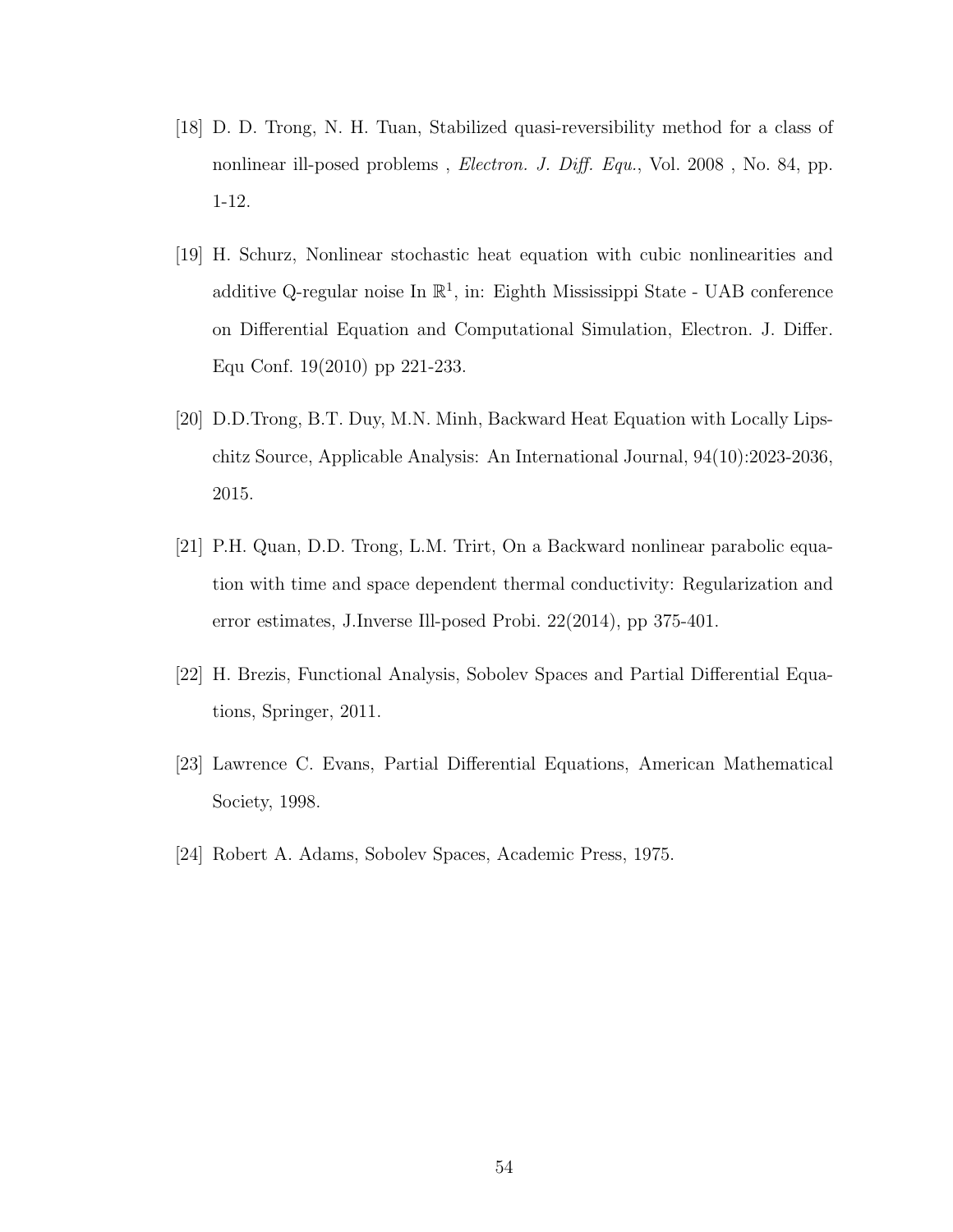[18] D. D. Trong, N. H. Tuan, Stabilized quasi-reversibility method for a class of nonlinear ill-posed problems , *Electron. J. Diff. Equ.*, Vol. 2008 , No. 84, pp. 1-12.

[19] H. Schurz, Nonlinear stochastic heat equation with cubic nonlinearities and additive Q-regular noise In $\mathbb{R}^1$, in: Eighth Mississippi State - UAB conference on Differential Equation and Computational Simulation, Electron. J. Differ. Equ Conf. 19(2010) pp 221-233.

[20] D.D.Trong, B.T. Duy, M.N. Minh, Backward Heat Equation with Locally Lipschitz Source, Applicable Analysis: An International Journal, 94(10):2023-2036, 2015.

[21] P.H. Quan, D.D. Trong, L.M. Trirt, On a Backward nonlinear parabolic equation with time and space dependent thermal conductivity: Regularization and error estimates, J.Inverse Ill-posed Probi. 22(2014), pp 375-401.

[22] H. Brezis, Functional Analysis, Sobolev Spaces and Partial Differential Equations, Springer, 2011.

[23] Lawrence C. Evans, Partial Differential Equations, American Mathematical Society, 1998.

[24] Robert A. Adams, Sobolev Spaces, Academic Press, 1975.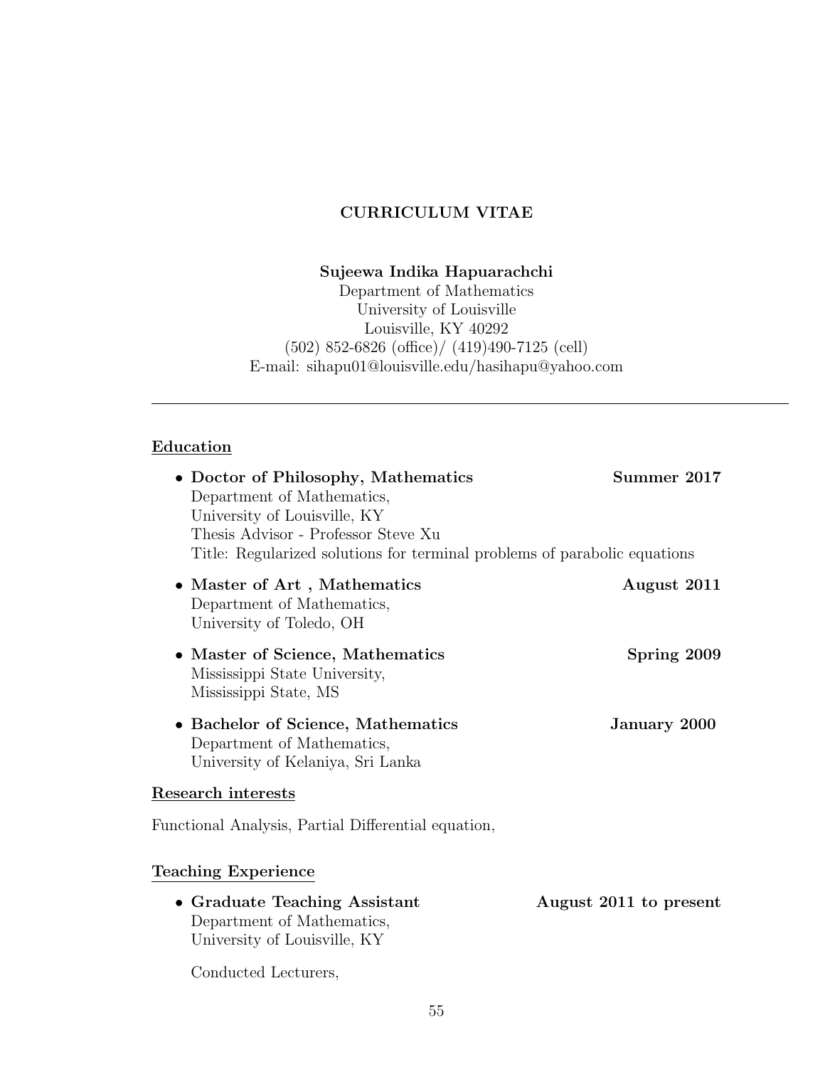# CURRICULUM VITAE

**Sujeewa Indika Hapuarachchi**
Department of Mathematics
University of Louisville
Louisville, KY 40292
(502) 852-6826 (office)/ (419)490-7125 (cell)
E-mail: sihapu01@louisville.edu/hasihapu@yahoo.com

---

## Education

- **Doctor of Philosophy, Mathematics** — **Summer 2017**
  Department of Mathematics,
  University of Louisville, KY
  Thesis Advisor - Professor Steve Xu
  Title: Regularized solutions for terminal problems of parabolic equations

- **Master of Art , Mathematics** — **August 2011**
  Department of Mathematics,
  University of Toledo, OH

- **Master of Science, Mathematics** — **Spring 2009**
  Mississippi State University,
  Mississippi State, MS

- **Bachelor of Science, Mathematics** — **January 2000**
  Department of Mathematics,
  University of Kelaniya, Sri Lanka

## Research interests

Functional Analysis, Partial Differential equation,

## Teaching Experience

- **Graduate Teaching Assistant** — **August 2011 to present**
  Department of Mathematics,
  University of Louisville, KY

  Conducted Lecturers,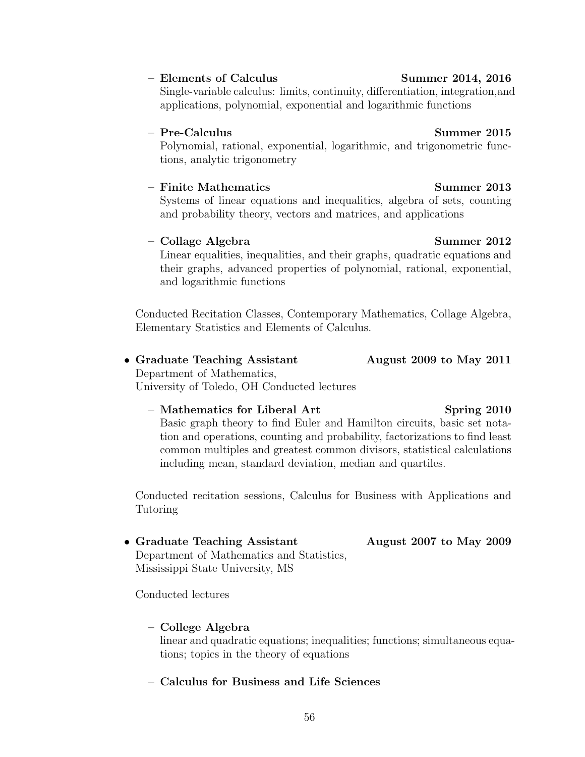- **Elements of Calculus** **Summer 2014, 2016**
  Single-variable calculus: limits, continuity, differentiation, integration,and applications, polynomial, exponential and logarithmic functions

- **Pre-Calculus** **Summer 2015**
  Polynomial, rational, exponential, logarithmic, and trigonometric functions, analytic trigonometry

- **Finite Mathematics** **Summer 2013**
  Systems of linear equations and inequalities, algebra of sets, counting and probability theory, vectors and matrices, and applications

- **Collage Algebra** **Summer 2012**
  Linear equalities, inequalities, and their graphs, quadratic equations and their graphs, advanced properties of polynomial, rational, exponential, and logarithmic functions

Conducted Recitation Classes, Contemporary Mathematics, Collage Algebra, Elementary Statistics and Elements of Calculus.

- **Graduate Teaching Assistant** **August 2009 to May 2011**
  Department of Mathematics,
  University of Toledo, OH Conducted lectures

  - **Mathematics for Liberal Art** **Spring 2010**
    Basic graph theory to find Euler and Hamilton circuits, basic set notation and operations, counting and probability, factorizations to find least common multiples and greatest common divisors, statistical calculations including mean, standard deviation, median and quartiles.

  Conducted recitation sessions, Calculus for Business with Applications and Tutoring

- **Graduate Teaching Assistant** **August 2007 to May 2009**
  Department of Mathematics and Statistics,
  Mississippi State University, MS

  Conducted lectures

  - **College Algebra**
    linear and quadratic equations; inequalities; functions; simultaneous equations; topics in the theory of equations

  - **Calculus for Business and Life Sciences**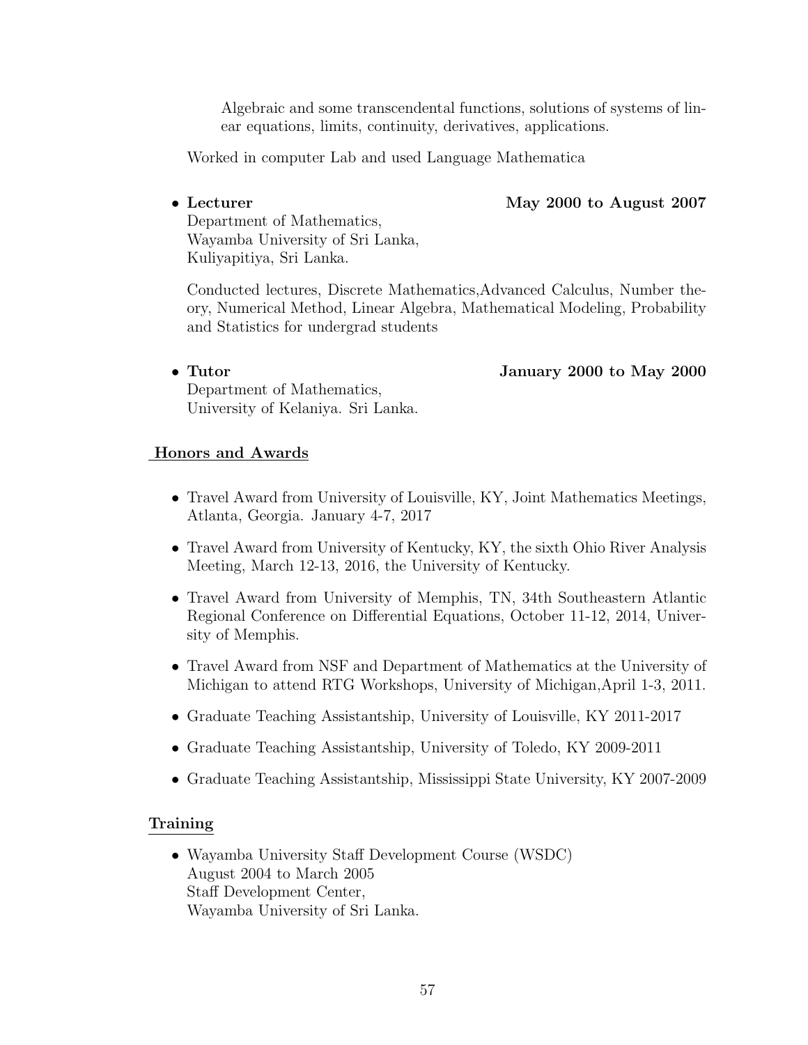Algebraic and some transcendental functions, solutions of systems of linear equations, limits, continuity, derivatives, applications.

Worked in computer Lab and used Language Mathematica

- **Lecturer** **May 2000 to August 2007**
  Department of Mathematics,
  Wayamba University of Sri Lanka,
  Kuliyapitiya, Sri Lanka.

  Conducted lectures, Discrete Mathematics,Advanced Calculus, Number theory, Numerical Method, Linear Algebra, Mathematical Modeling, Probability and Statistics for undergrad students

- **Tutor** **January 2000 to May 2000**
  Department of Mathematics,
  University of Kelaniya. Sri Lanka.

## Honors and Awards

- Travel Award from University of Louisville, KY, Joint Mathematics Meetings, Atlanta, Georgia. January 4-7, 2017
- Travel Award from University of Kentucky, KY, the sixth Ohio River Analysis Meeting, March 12-13, 2016, the University of Kentucky.
- Travel Award from University of Memphis, TN, 34th Southeastern Atlantic Regional Conference on Differential Equations, October 11-12, 2014, University of Memphis.
- Travel Award from NSF and Department of Mathematics at the University of Michigan to attend RTG Workshops, University of Michigan,April 1-3, 2011.
- Graduate Teaching Assistantship, University of Louisville, KY 2011-2017
- Graduate Teaching Assistantship, University of Toledo, KY 2009-2011
- Graduate Teaching Assistantship, Mississippi State University, KY 2007-2009

## Training

- Wayamba University Staff Development Course (WSDC)
  August 2004 to March 2005
  Staff Development Center,
  Wayamba University of Sri Lanka.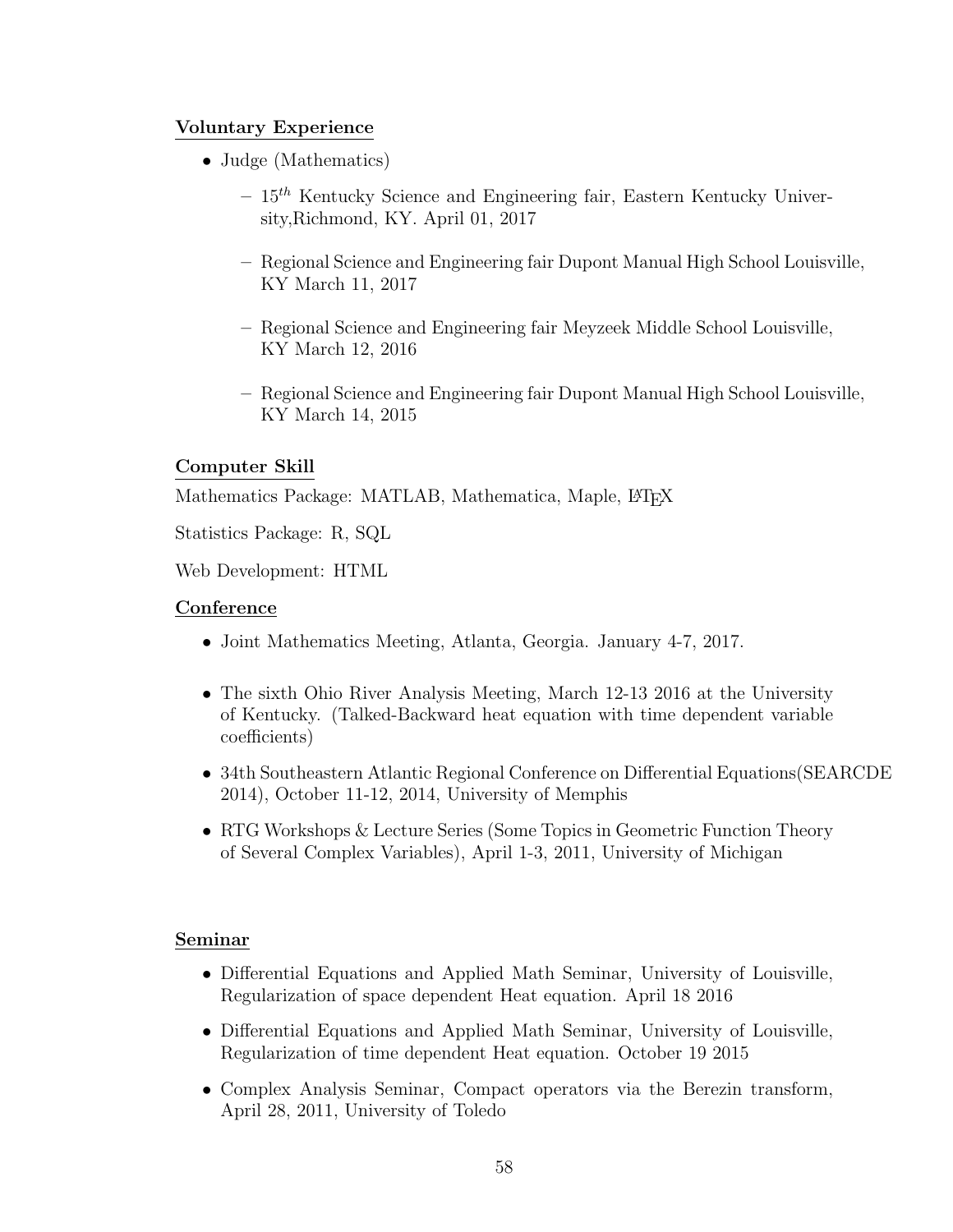**Voluntary Experience**

- Judge (Mathematics)
  - $15^{th}$ Kentucky Science and Engineering fair, Eastern Kentucky University,Richmond, KY. April 01, 2017
  - Regional Science and Engineering fair Dupont Manual High School Louisville, KY March 11, 2017
  - Regional Science and Engineering fair Meyzeek Middle School Louisville, KY March 12, 2016
  - Regional Science and Engineering fair Dupont Manual High School Louisville, KY March 14, 2015

**Computer Skill**

Mathematics Package: MATLAB, Mathematica, Maple, LaTeX

Statistics Package: R, SQL

Web Development: HTML

**Conference**

- Joint Mathematics Meeting, Atlanta, Georgia. January 4-7, 2017.
- The sixth Ohio River Analysis Meeting, March 12-13 2016 at the University of Kentucky. (Talked-Backward heat equation with time dependent variable coefficients)
- 34th Southeastern Atlantic Regional Conference on Differential Equations(SEARCDE 2014), October 11-12, 2014, University of Memphis
- RTG Workshops & Lecture Series (Some Topics in Geometric Function Theory of Several Complex Variables), April 1-3, 2011, University of Michigan

**Seminar**

- Differential Equations and Applied Math Seminar, University of Louisville, Regularization of space dependent Heat equation. April 18 2016
- Differential Equations and Applied Math Seminar, University of Louisville, Regularization of time dependent Heat equation. October 19 2015
- Complex Analysis Seminar, Compact operators via the Berezin transform, April 28, 2011, University of Toledo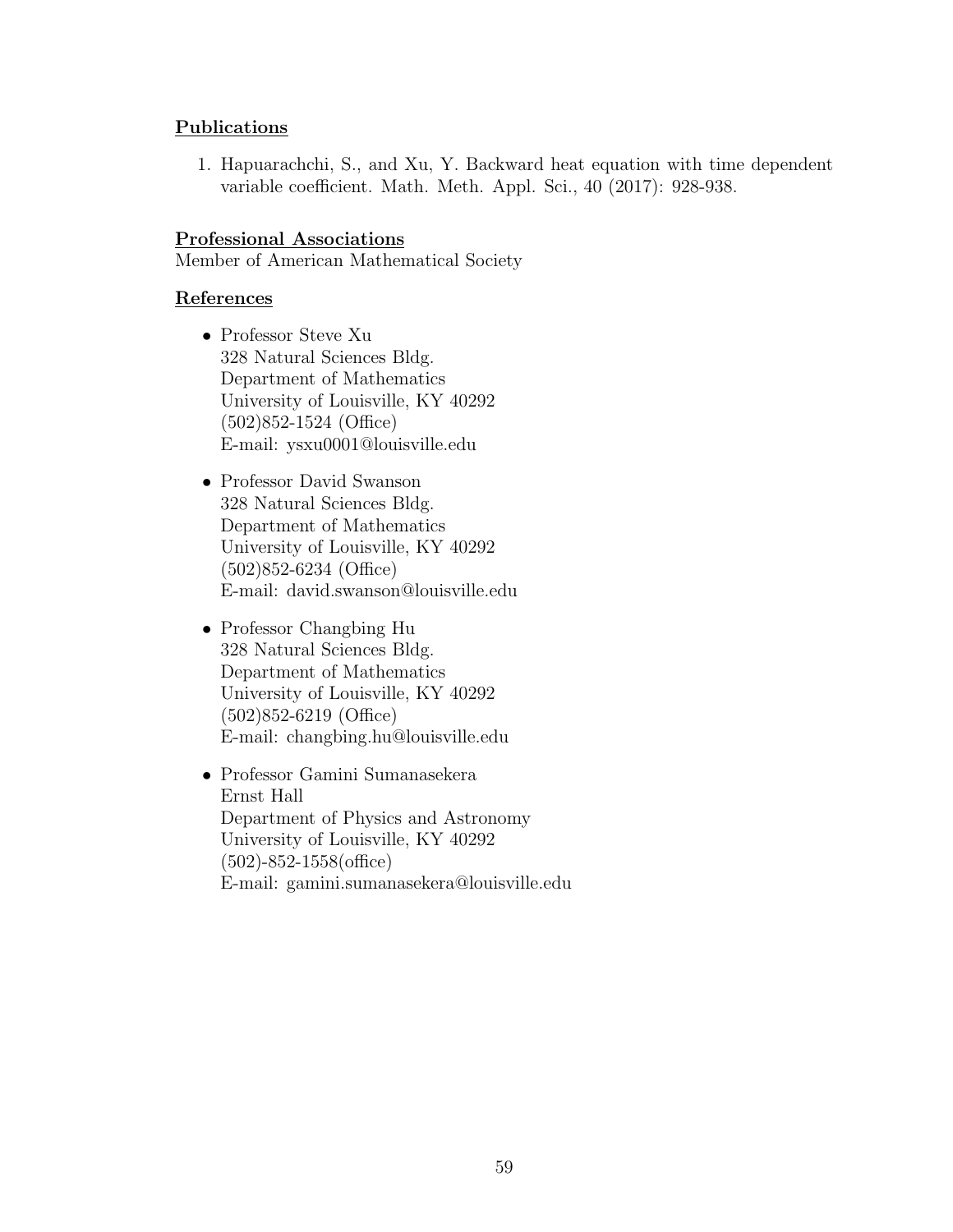## Publications

1. Hapuarachchi, S., and Xu, Y. Backward heat equation with time dependent variable coefficient. Math. Meth. Appl. Sci., 40 (2017): 928-938.

## Professional Associations

Member of American Mathematical Society

## References

- Professor Steve Xu
  328 Natural Sciences Bldg.
  Department of Mathematics
  University of Louisville, KY 40292
  (502)852-1524 (Office)
  E-mail: ysxu0001@louisville.edu

- Professor David Swanson
  328 Natural Sciences Bldg.
  Department of Mathematics
  University of Louisville, KY 40292
  (502)852-6234 (Office)
  E-mail: david.swanson@louisville.edu

- Professor Changbing Hu
  328 Natural Sciences Bldg.
  Department of Mathematics
  University of Louisville, KY 40292
  (502)852-6219 (Office)
  E-mail: changbing.hu@louisville.edu

- Professor Gamini Sumanasekera
  Ernst Hall
  Department of Physics and Astronomy
  University of Louisville, KY 40292
  (502)-852-1558(office)
  E-mail: gamini.sumanasekera@louisville.edu